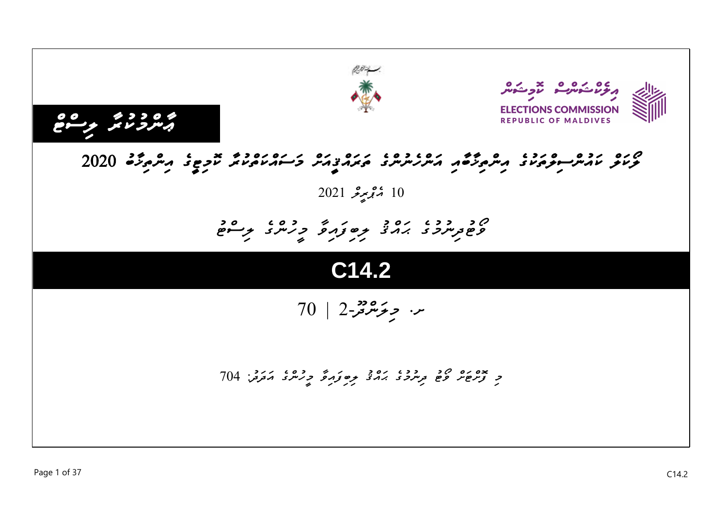بسم الله الرحمن الرحيم

އިލެކްޝަންސް ކޮމިޝަން

ELECTIONS COMMISSION
REPUBLIC OF MALDIVES

އޮންލައިން ލިސްޓް

# ލޯކަލް ކައުންސިލްތަކުގެ އިންތިޚާބާއި އަންހެނުންގެ ތަރައްޤީއަށް މަސައްކަތްކުރާ ކޮމިޓީގެ އިންތިޚާބު 2020

10 އޭޕްރިލް 2021

## ވޯޓުދިނުމުގެ ޙައްޤު ލިބިފައިވާ މީހުންގެ ލިސްޓު

# C14.2

ނ. މިލަންދޫ-2 | 70

މި ފޯމްބަން ވޯޓު ދިނުމުގެ ޙައްޤު ލިބިފައިވާ މީހުންގެ އަދަދު: 704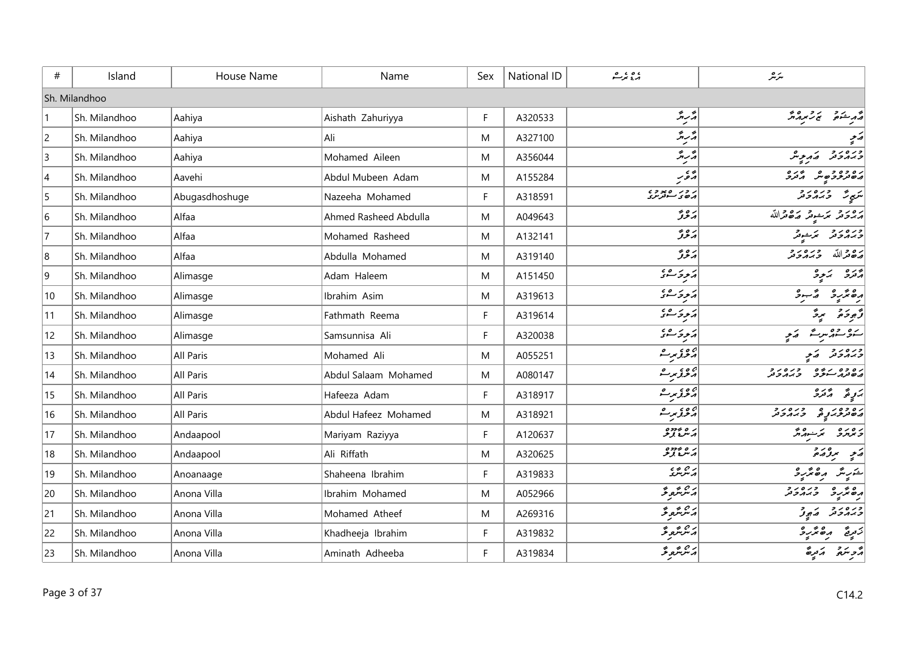| # | Island | House Name | Name | Sex | National ID | ގެއުގެ ނަން | ނަން |
|---|---|---|---|---|---|---|---|
| Sh. Milandhoo | | | | | | | |
| 1 | Sh. Milandhoo | Aahiya | Aishath Zahuriyya | F | A320533 | އާހިޔާ | އާއިޝަތު ޒަހުރިއްޔާ |
| 2 | Sh. Milandhoo | Aahiya | Ali | M | A327100 | އާހިޔާ | އަލި |
| 3 | Sh. Milandhoo | Aahiya | Mohamed Aileen | M | A356044 | އާހިޔާ | މުހައްމަދު އައިލީން |
| 4 | Sh. Milandhoo | Aavehi | Abdul Mubeen Adam | M | A155284 | އާވެހި | އަބްދުލްމުބީން އާދަމް |
| 5 | Sh. Milandhoo | Abugasdhoshuge | Nazeeha Mohamed | F | A318591 | އަބުގަސްދޮށުގެ | ނަޒީހާ މުހައްމަދު |
| 6 | Sh. Milandhoo | Alfaa | Ahmed Rasheed Abdulla | M | A049643 | އަލްފާ | އަހްމަދު ރަޝީދު އަބްދުﷲ |
| 7 | Sh. Milandhoo | Alfaa | Mohamed Rasheed | M | A132141 | އަލްފާ | މުހައްމަދު ރަޝީދު |
| 8 | Sh. Milandhoo | Alfaa | Abdulla Mohamed | M | A319140 | އަލްފާ | އަބްދުﷲ މުހައްމަދު |
| 9 | Sh. Milandhoo | Alimasge | Adam Haleem | M | A151450 | އަލިމަސްގެ | އާދަމް ހަލީމް |
| 10 | Sh. Milandhoo | Alimasge | Ibrahim Asim | M | A319613 | އަލިމަސްގެ | އިބްރާހީމް އާސިމް |
| 11 | Sh. Milandhoo | Alimasge | Fathmath Reema | F | A319614 | އަލިމަސްގެ | ފާތިމަތު ރީމާ |
| 12 | Sh. Milandhoo | Alimasge | Samsunnisa Ali | F | A320038 | އަލިމަސްގެ | ސަމްސުންނިސާ އަލި |
| 13 | Sh. Milandhoo | All Paris | Mohamed Ali | M | A055251 | އޯލްޕެރިސް | މުހައްމަދު އަލި |
| 14 | Sh. Milandhoo | All Paris | Abdul Salaam Mohamed | M | A080147 | އޯލްޕެރިސް | އަބްދުއްސަލާމް މުހައްމަދު |
| 15 | Sh. Milandhoo | All Paris | Hafeeza Adam | F | A318917 | އޯލްޕެރިސް | ހަފީޒާ އާދަމް |
| 16 | Sh. Milandhoo | All Paris | Abdul Hafeez Mohamed | M | A318921 | އޯލްޕެރިސް | އަބްދުލްހަފީޒް މުހައްމަދު |
| 17 | Sh. Milandhoo | Andaapool | Mariyam Raziyya | F | A120637 | އަންޑާޕޫލް | މަރިޔަމް ރަޒިއްޔާ |
| 18 | Sh. Milandhoo | Andaapool | Ali Riffath | M | A320625 | އަންޑާޕޫލް | އަލި ރިފްއަތު |
| 19 | Sh. Milandhoo | Anoanaage | Shaheena Ibrahim | F | A319833 | އަނޯނާގެ | ޝަހީނާ އިބްރާހީމް |
| 20 | Sh. Milandhoo | Anona Villa | Ibrahim Mohamed | M | A052966 | އަނޯނާވިލާ | އިބްރާހީމް މުހައްމަދު |
| 21 | Sh. Milandhoo | Anona Villa | Mohamed Atheef | M | A269316 | އަނޯނާވިލާ | މުހައްމަދު އަތީފު |
| 22 | Sh. Milandhoo | Anona Villa | Khadheeja Ibrahim | F | A319832 | އަނޯނާވިލާ | ޚަދީޖާ އިބްރާހީމް |
| 23 | Sh. Milandhoo | Anona Villa | Aminath Adheeba | F | A319834 | އަނޯނާވިލާ | އާމިނަތު އަދީބާ |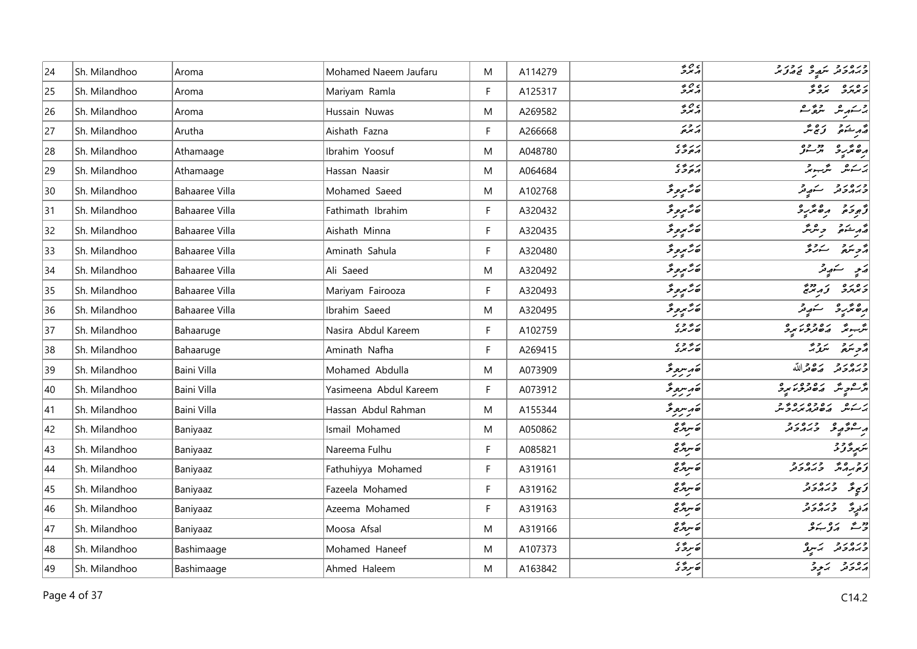| 24 | Sh. Milandhoo | Aroma | Mohamed Naeem Jaufaru | M | A114279 | އަރޯމާ | މުހައްމަދު ނަޢީމް ޖައުފަރު |
|---|---|---|---|---|---|---|---|
| 25 | Sh. Milandhoo | Aroma | Mariyam Ramla | F | A125317 | އަރޯމާ | މަރިޔަމް ރަމްލާ |
| 26 | Sh. Milandhoo | Aroma | Hussain Nuwas | M | A269582 | އަރޯމާ | ހުސައިން ނުވާސް |
| 27 | Sh. Milandhoo | Arutha | Aishath Fazna | F | A266668 | އަރުތަ | އާއިޝަތު ފަޒްނާ |
| 28 | Sh. Milandhoo | Athamaage | Ibrahim Yoosuf | M | A048780 | އަތަމާގެ | އިބްރާހީމް ޔޫސުފު |
| 29 | Sh. Milandhoo | Athamaage | Hassan Naasir | M | A064684 | އަތަމާގެ | ހަސަން ނާސިރު |
| 30 | Sh. Milandhoo | Bahaaree Villa | Mohamed Saeed | M | A102768 | ބަހާރީވިލާ | މުހައްމަދު ސަޢީދު |
| 31 | Sh. Milandhoo | Bahaaree Villa | Fathimath Ibrahim | F | A320432 | ބަހާރީވިލާ | ފާތިމަތު އިބްރާހީމް |
| 32 | Sh. Milandhoo | Bahaaree Villa | Aishath Minna | F | A320435 | ބަހާރީވިލާ | އާއިޝަތު މިންނާ |
| 33 | Sh. Milandhoo | Bahaaree Villa | Aminath Sahula | F | A320480 | ބަހާރީވިލާ | އާމިނަތު ސަހުލާ |
| 34 | Sh. Milandhoo | Bahaaree Villa | Ali Saeed | M | A320492 | ބަހާރީވިލާ | އަލީ ސަޢީދު |
| 35 | Sh. Milandhoo | Bahaaree Villa | Mariyam Fairooza | F | A320493 | ބަހާރީވިލާ | މަރިޔަމް ފައިރޫޒާ |
| 36 | Sh. Milandhoo | Bahaaree Villa | Ibrahim Saeed | M | A320495 | ބަހާރީވިލާ | އިބްރާހީމް ސަޢީދު |
| 37 | Sh. Milandhoo | Bahaaruge | Nasira Abdul Kareem | F | A102759 | ބަހާރުގެ | ނާސިރާ އަބްދުލްކަރީމް |
| 38 | Sh. Milandhoo | Bahaaruge | Aminath Nafha | F | A269415 | ބަހާރުގެ | އާމިނަތު ނަފްހާ |
| 39 | Sh. Milandhoo | Baini Villa | Mohamed Abdulla | M | A073909 | ބައިނިވިލާ | މުހައްމަދު އަބްދުﷲ |
| 40 | Sh. Milandhoo | Baini Villa | Yasimeena Abdul Kareem | F | A073912 | ބައިނިވިލާ | ޔާސިމީނާ އަބްދުލްކަރީމް |
| 41 | Sh. Milandhoo | Baini Villa | Hassan Abdul Rahman | M | A155344 | ބައިނިވިލާ | ހަސަން އަބްދުއްރަޙްމާން |
| 42 | Sh. Milandhoo | Baniyaaz | Ismail Mohamed | M | A050862 | ބަނިޔާޒް | އިސްމާޢީލް މުހައްމަދު |
| 43 | Sh. Milandhoo | Baniyaaz | Nareema Fulhu | F | A085821 | ބަނިޔާޒް | ނަރީމާފުޅު |
| 44 | Sh. Milandhoo | Baniyaaz | Fathuhiyya Mohamed | F | A319161 | ބަނިޔާޒް | ފަތުހިއްޔާ މުހައްމަދު |
| 45 | Sh. Milandhoo | Baniyaaz | Fazeela Mohamed | F | A319162 | ބަނިޔާޒް | ފަޒީލާ މުހައްމަދު |
| 46 | Sh. Milandhoo | Baniyaaz | Azeema Mohamed | F | A319163 | ބަނިޔާޒް | އަޒީމާ މުހައްމަދު |
| 47 | Sh. Milandhoo | Baniyaaz | Moosa Afsal | M | A319166 | ބަނިޔާޒް | މޫސާ އަފްސަލް |
| 48 | Sh. Milandhoo | Bashimaage | Mohamed Haneef | M | A107373 | ބަށިމާގެ | މުހައްމަދު ހަނީފް |
| 49 | Sh. Milandhoo | Bashimaage | Ahmed Haleem | M | A163842 | ބަށިމާގެ | އަހްމަދު ހަލީމް |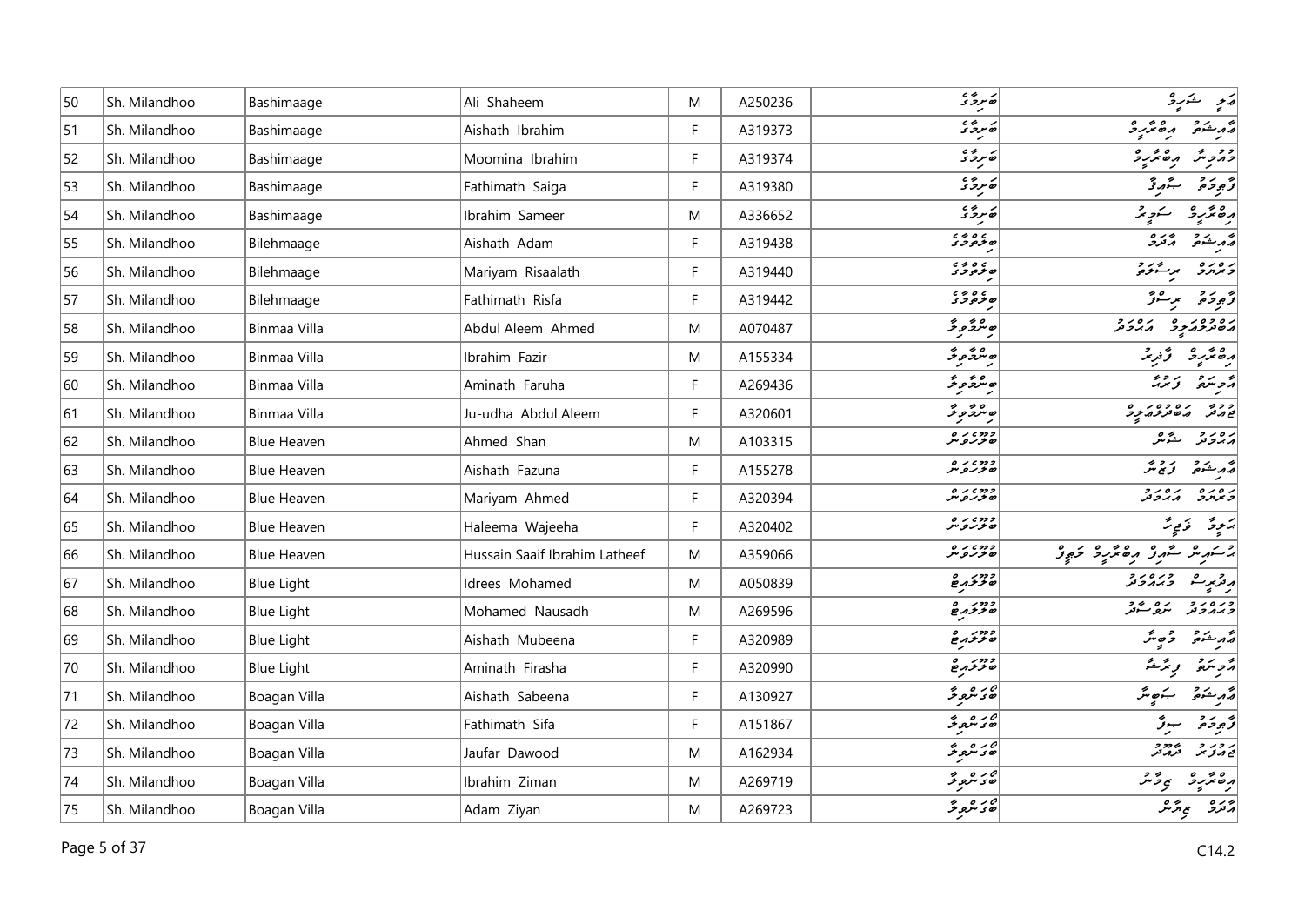| 50 | Sh. Milandhoo | Bashimaage | Ali Shaheem | M | A250236 | ڪَسِرڱَرِ | ﺃَﺟِ ﺷَﺮِﺭْ |
|---|---|---|---|---|---|---|---|
| 51 | Sh. Milandhoo | Bashimaage | Aishath Ibrahim | F | A319373 | ڪَسِرڱَرِ | ﺃَﺭِﺷَﺨَﻮْ ﺭِﻫْﺘَﺮِﺭْ |
| 52 | Sh. Milandhoo | Bashimaage | Moomina Ibrahim | F | A319374 | ڪَسِرڱَرِ | ﺩُﺭُﻭِﺱْ ﺭِﻫْﺘَﺮِﺭْ |
| 53 | Sh. Milandhoo | Bashimaage | Fathimath Saiga | F | A319380 | ڪَسِرڱَرِ | ﻭَﺗِﺭَﺡْ ﺳَﺭِﮔَ |
| 54 | Sh. Milandhoo | Bashimaage | Ibrahim Sameer | M | A336652 | ڪَسِرڱَرِ | ﺭِﻫْﺘَﺮِﺭْ ﺳَﺭِﺭْ |
| 55 | Sh. Milandhoo | Bilehmaage | Aishath Adam | F | A319438 | ﻩِﺗْﺮُﺭَﺭِ | ﺃَﺭِﺷَﺨَﻮْ ﺃَﺗَﺮْﺭْ |
| 56 | Sh. Milandhoo | Bilehmaage | Mariyam Risaalath | F | A319440 | ﻩِﺗْﺮُﺭَﺭِ | ﺭَﺳْﺭَﺭْ ﺑِﺭِﺳَﺭَﺭْ |
| 57 | Sh. Milandhoo | Bilehmaage | Fathimath Risfa | F | A319442 | ﻩِﺗْﺮُﺭَﺭِ | ﻭَﺗِﺭَﺡْ ﺑِﺭِﺳْﺭَ |
| 58 | Sh. Milandhoo | Binmaa Villa | Abdul Aleem Ahmed | M | A070487 | ﻩِﺳْﺭَﺭِﺭَ | ﺃَﻫْﺮُﺭَﺗِﺭْ ﺃَﺭْﺭَﺭْ |
| 59 | Sh. Milandhoo | Binmaa Villa | Ibrahim Fazir | M | A155334 | ﻩِﺳْﺭَﺭِﺭَ | ﺭِﻫْﺘَﺮِﺭْ ﻭَﺗِﺭْ |
| 60 | Sh. Milandhoo | Binmaa Villa | Aminath Faruha | F | A269436 | ﻩِﺳْﺭَﺭِﺭَ | ﺃَﺭِﺳَﺭْ ﻭَﺭُﺭَ |
| 61 | Sh. Milandhoo | Binmaa Villa | Ju-udha Abdul Aleem | F | A320601 | ﻩِﺳْﺭَﺭِﺭَ | ﺗِﺭَﺭْ ﺃَﻫْﺮُﺭَﺗِﺭْ |
| 62 | Sh. Milandhoo | Blue Heaven | Ahmed Shan | M | A103315 | ﻩُﺭُﺭَﺭْ | ﺃَﺭْﺭَﺭْ ﺷَﺭْ |
| 63 | Sh. Milandhoo | Blue Heaven | Aishath Fazuna | F | A155278 | ﻩُﺭُﺭَﺭْ | ﺃَﺭِﺷَﺨَﻮْ ﻭَﺗِﺭْ |
| 64 | Sh. Milandhoo | Blue Heaven | Mariyam Ahmed | F | A320394 | ﻩُﺭُﺭَﺭْ | ﺭَﺳْﺭَﺭْ ﺃَﺭْﺭَﺭْ |
| 65 | Sh. Milandhoo | Blue Heaven | Haleema Wajeeha | F | A320402 | ﻩُﺭُﺭَﺭْ | ﺭَﺭِﺭَ ﻭَﺗِﺭَ |
| 66 | Sh. Milandhoo | Blue Heaven | Hussain Saaif Ibrahim Latheef | M | A359066 | ﻩُﺭُﺭَﺭْ | ﺭُﺳَﺭِﺭْ ﺳَﺭِﺭْ ﺭِﻫْﺘَﺮِﺭْ ﺭَﺗِﺭْ |
| 67 | Sh. Milandhoo | Blue Light | Idrees Mohamed | M | A050839 | ﻩُﺭُﺭَﺭْ | ﺭِﺗْﺭِﺭْ ﺭُﺭَﺭَﺭْ |
| 68 | Sh. Milandhoo | Blue Light | Mohamed Nausadh | M | A269596 | ﻩُﺭُﺭَﺭْ | ﺭُﺭَﺭَﺭْ ﺳَﺭُﺭَﺭْ |
| 69 | Sh. Milandhoo | Blue Light | Aishath Mubeena | F | A320989 | ﻩُﺭُﺭَﺭْ | ﺃَﺭِﺷَﺨَﻮْ ﺭُﺭِﺭَ |
| 70 | Sh. Milandhoo | Blue Light | Aminath Firasha | F | A320990 | ﻩُﺭُﺭَﺭْ | ﺃَﺭِﺳَﺭْ ﺭِﺭَﺷَ |
| 71 | Sh. Milandhoo | Boagan Villa | Aishath Sabeena | F | A130927 | ﻩَﺭَﺳْﺭِﺭَ | ﺃَﺭِﺷَﺨَﻮْ ﺳَﺭِﺭَ |
| 72 | Sh. Milandhoo | Boagan Villa | Fathimath Sifa | F | A151867 | ﻩَﺭَﺳْﺭِﺭَ | ﻭَﺗِﺭَﺡْ ﺳِﺭَ |
| 73 | Sh. Milandhoo | Boagan Villa | Jaufar Dawood | M | A162934 | ﻩَﺭَﺳْﺭِﺭَ | ﺗَﺭُﺭَﺭْ ﺗَﺭُﺭْ |
| 74 | Sh. Milandhoo | Boagan Villa | Ibrahim Ziman | M | A269719 | ﻩَﺭَﺳْﺭِﺭَ | ﺭِﻫْﺘَﺮِﺭْ ﺭِﺭَﺭْ |
| 75 | Sh. Milandhoo | Boagan Villa | Adam Ziyan | M | A269723 | ﻩَﺭَﺳْﺭِﺭَ | ﺃَﺗَﺮْﺭْ ﺭِﺭَﺭْ |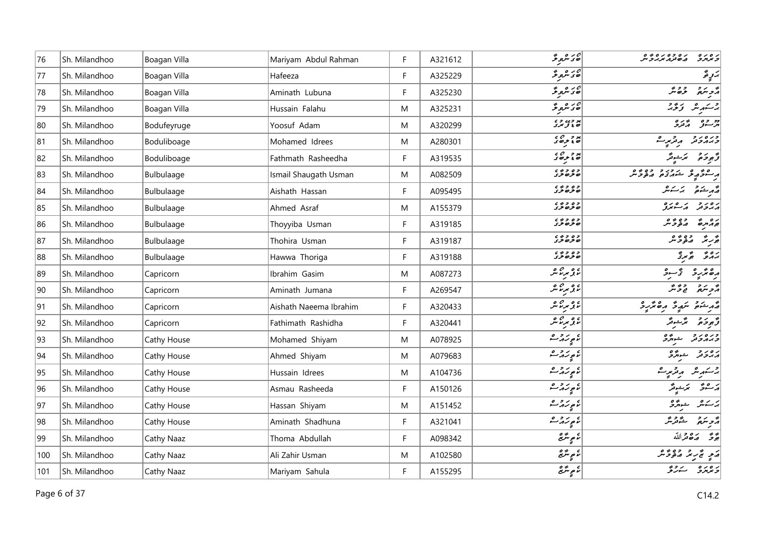| 76 | Sh. Milandhoo | Boagan Villa | Mariyam Abdul Rahman | F | A321612 | ބޯގަންވިލާ | މަރިޔަމް އަބްދުއްރަޙްމާން |
|---|---|---|---|---|---|---|---|
| 77 | Sh. Milandhoo | Boagan Villa | Hafeeza | F | A325229 | ބޯގަންވިލާ | ހަފީޒާ |
| 78 | Sh. Milandhoo | Boagan Villa | Aminath Lubuna | F | A325230 | ބޯގަންވިލާ | އާމިނަތު ލުބުނާ |
| 79 | Sh. Milandhoo | Boagan Villa | Hussain Falahu | M | A325231 | ބޯގަންވިލާ | ހުސައިން ފަލާހު |
| 80 | Sh. Milandhoo | Bodufeyruge | Yoosuf Adam | M | A320299 | ބޮޑުފޭރުގެ | ޔޫސުފް އާދަމް |
| 81 | Sh. Milandhoo | Boduliboage | Mohamed Idrees | M | A280301 | ބޮޑުލިބޯގެ | މުހައްމަދު އިދުރީސް |
| 82 | Sh. Milandhoo | Boduliboage | Fathmath Rasheedha | F | A319535 | ބޮޑުލިބޯގެ | ފާތިމަތު ރަޝީދާ |
| 83 | Sh. Milandhoo | Bulbulaage | Ismail Shaugath Usman | M | A082509 | ބުލްބުލާގެ | އިސްމާއިލް ޝައުޤަތު އުސްމާން |
| 84 | Sh. Milandhoo | Bulbulaage | Aishath Hassan | F | A095495 | ބުލްބުލާގެ | އާއިޝަތު ހަސަން |
| 85 | Sh. Milandhoo | Bulbulaage | Ahmed Asraf | M | A155379 | ބުލްބުލާގެ | އަހުމަދު އަސްރަފް |
| 86 | Sh. Milandhoo | Bulbulaage | Thoyyiba Usman | F | A319185 | ބުލްބުލާގެ | ތޮއްޔިބާ އުސްމާން |
| 87 | Sh. Milandhoo | Bulbulaage | Thohira Usman | F | A319187 | ބުލްބުލާގެ | ތާހިރާ އުސްމާން |
| 88 | Sh. Milandhoo | Bulbulaage | Hawwa Thoriga | F | A319188 | ބުލްބުލާގެ | ހައްވާ ތާރިޤާ |
| 89 | Sh. Milandhoo | Capricorn | Ibrahim Gasim | M | A087273 | ކެޕްރިކޯން | އިބްރާހީމް ޤާސިމް |
| 90 | Sh. Milandhoo | Capricorn | Aminath Jumana | F | A269547 | ކެޕްރިކޯން | އާމިނަތު ޖުމާނާ |
| 91 | Sh. Milandhoo | Capricorn | Aishath Naeema Ibrahim | F | A320433 | ކެޕްރިކޯން | އާއިޝަތު ނަޢީމާ އިބްރާހީމް |
| 92 | Sh. Milandhoo | Capricorn | Fathimath Rashidha | F | A320441 | ކެޕްރިކޯން | ފާތިމަތު ރާޝިދާ |
| 93 | Sh. Milandhoo | Cathy House | Mohamed Shiyam | M | A078925 | ކެތީހައުސް | މުހައްމަދު ޝިޔާމް |
| 94 | Sh. Milandhoo | Cathy House | Ahmed Shiyam | M | A079683 | ކެތީހައުސް | އަހުމަދު ޝިޔާމް |
| 95 | Sh. Milandhoo | Cathy House | Hussain Idrees | M | A104736 | ކެތީހައުސް | ހުސައިން އިދުރީސް |
| 96 | Sh. Milandhoo | Cathy House | Asmau Rasheeda | F | A150126 | ކެތީހައުސް | އަސްމާ ރަޝީދާ |
| 97 | Sh. Milandhoo | Cathy House | Hassan Shiyam | M | A151452 | ކެތީހައުސް | ހަސަން ޝިޔާމް |
| 98 | Sh. Milandhoo | Cathy House | Aminath Shadhuna | F | A321041 | ކެތީހައުސް | އާމިނަތު ޝާދުނާ |
| 99 | Sh. Milandhoo | Cathy Naaz | Thoma Abdullah | F | A098342 | ކެތީނާޒް | ތޯމާ އަބްދުﷲ |
| 100 | Sh. Milandhoo | Cathy Naaz | Ali Zahir Usman | M | A102580 | ކެތީނާޒް | އަލީ ޒާހިރު އުސްމާން |
| 101 | Sh. Milandhoo | Cathy Naaz | Mariyam Sahula | F | A155295 | ކެތީނާޒް | މަރިޔަމް ސަހުލާ |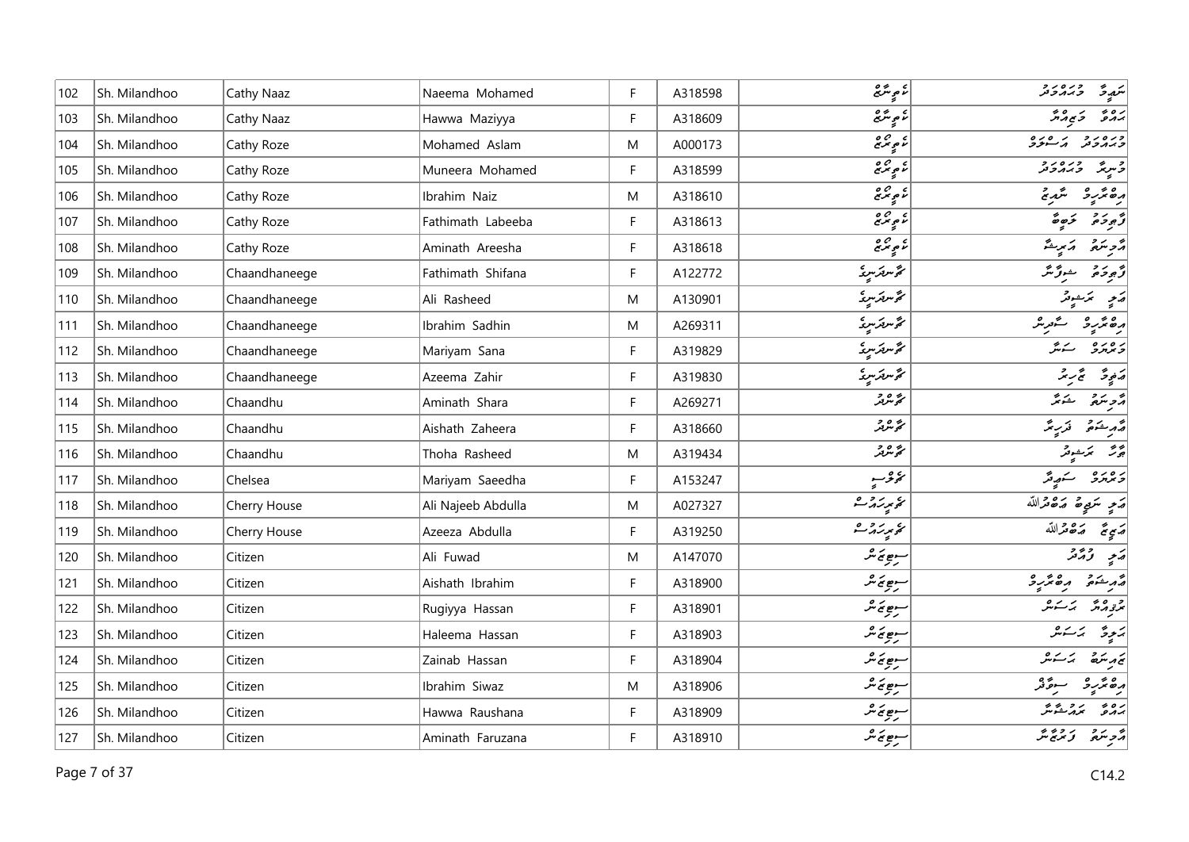| 102 | Sh. Milandhoo | Cathy Naaz | Naeema Mohamed | F | A318598 | ކެތީނާޒް | ނައީމާ މުހައްމަދު |
|---|---|---|---|---|---|---|---|
| 103 | Sh. Milandhoo | Cathy Naaz | Hawwa Maziyya | F | A318609 | ކެތީނާޒް | ހައްވާ މަޒިއްޔާ |
| 104 | Sh. Milandhoo | Cathy Roze | Mohamed Aslam | M | A000173 | ކެތީރޯޒް | މުހައްމަދު އަސްލަމް |
| 105 | Sh. Milandhoo | Cathy Roze | Muneera Mohamed | F | A318599 | ކެތީރޯޒް | މުނީރާ މުހައްމަދު |
| 106 | Sh. Milandhoo | Cathy Roze | Ibrahim Naiz | M | A318610 | ކެތީރޯޒް | އިބްރާހީމް ނާއިޒް |
| 107 | Sh. Milandhoo | Cathy Roze | Fathimath Labeeba | F | A318613 | ކެތީރޯޒް | ފާތިމަތު ލަބީބާ |
| 108 | Sh. Milandhoo | Cathy Roze | Aminath Areesha | F | A318618 | ކެތީރޯޒް | އާމިނަތު އަރީޝާ |
| 109 | Sh. Milandhoo | Chaandhaneege | Fathimath Shifana | F | A122772 | ޗާނދަނީގެ | ފާތިމަތު ޝިފާނާ |
| 110 | Sh. Milandhoo | Chaandhaneege | Ali Rasheed | M | A130901 | ޗާނދަނީގެ | އަލި ރަޝީދު |
| 111 | Sh. Milandhoo | Chaandhaneege | Ibrahim Sadhin | M | A269311 | ޗާނދަނީގެ | އިބްރާހީމް ސާދިން |
| 112 | Sh. Milandhoo | Chaandhaneege | Mariyam Sana | F | A319829 | ޗާނދަނީގެ | މަރިޔަމް ސަނާ |
| 113 | Sh. Milandhoo | Chaandhaneege | Azeema Zahir | F | A319830 | ޗާނދަނީގެ | އަޒީމާ ޒާހިރު |
| 114 | Sh. Milandhoo | Chaandhu | Aminath Shara | F | A269271 | ޗާނދު | އާމިނަތު ޝަރާ |
| 115 | Sh. Milandhoo | Chaandhu | Aishath Zaheera | F | A318660 | ޗާނދު | އާއިޝަތު ޒަހީރާ |
| 116 | Sh. Milandhoo | Chaandhu | Thoha Rasheed | M | A319434 | ޗާނދު | ޠާހާ ރަޝީދު |
| 117 | Sh. Milandhoo | Chelsea | Mariyam Saeedha | F | A153247 | ޗެލްސީ | މަރިޔަމް ސަޢީދާ |
| 118 | Sh. Milandhoo | Cherry House | Ali Najeeb Abdulla | M | A027327 | ޗެރީހައުސް | އަލި ނަޖީބު އަބްދުﷲ |
| 119 | Sh. Milandhoo | Cherry House | Azeeza Abdulla | F | A319250 | ޗެރީހައުސް | އަޒީޒާ އަބްދުﷲ |
| 120 | Sh. Milandhoo | Citizen | Ali Fuwad | M | A147070 | ސިޓިޒަން | އަލި ފުއާދު |
| 121 | Sh. Milandhoo | Citizen | Aishath Ibrahim | F | A318900 | ސިޓިޒަން | އާއިޝަތު އިބްރާހީމް |
| 122 | Sh. Milandhoo | Citizen | Rugiyya Hassan | F | A318901 | ސިޓިޒަން | ރުގިއްޔާ ހަސަން |
| 123 | Sh. Milandhoo | Citizen | Haleema Hassan | F | A318903 | ސިޓިޒަން | ހަލީމާ ހަސަން |
| 124 | Sh. Milandhoo | Citizen | Zainab Hassan | F | A318904 | ސިޓިޒަން | ޒައިނަބު ހަސަން |
| 125 | Sh. Milandhoo | Citizen | Ibrahim Siwaz | M | A318906 | ސިޓިޒަން | އިބްރާހީމް ސިވާޒު |
| 126 | Sh. Milandhoo | Citizen | Hawwa Raushana | F | A318909 | ސިޓިޒަން | ހައްވާ ރައުޝަނާ |
| 127 | Sh. Milandhoo | Citizen | Aminath Faruzana | F | A318910 | ސިޓިޒަން | އާމިނަތު ފަރުޒާނާ |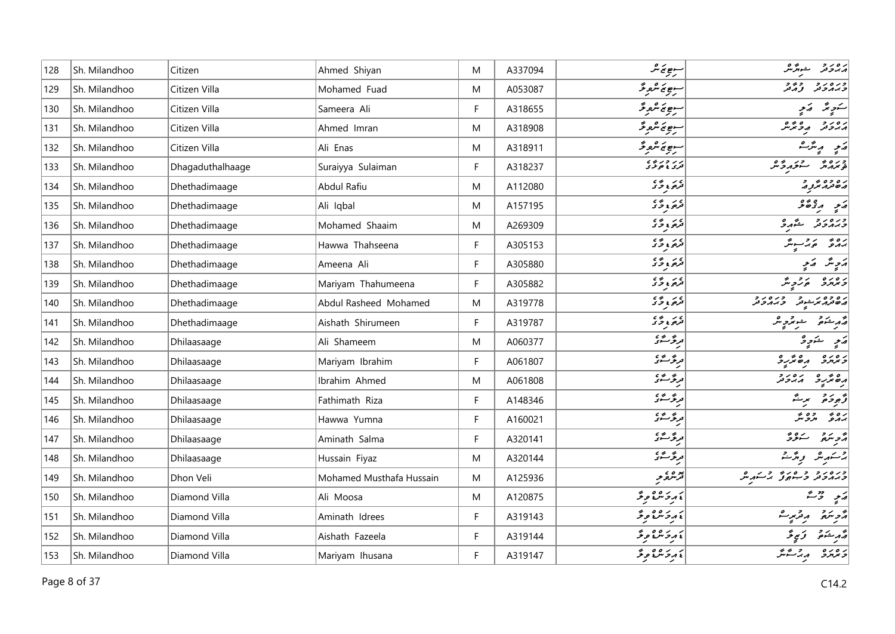| 128 | Sh. Milandhoo | Citizen | Ahmed Shiyan | M | A337094 | ސިޓިޒަން | އަޙްމަދު ޝިޔާން |
|---|---|---|---|---|---|---|---|
| 129 | Sh. Milandhoo | Citizen Villa | Mohamed Fuad | M | A053087 | ސިޓިޒަންވިލާ | މުޙައްމަދު ފުއާދު |
| 130 | Sh. Milandhoo | Citizen Villa | Sameera Ali | F | A318655 | ސިޓިޒަންވިލާ | ސަމީރާ ޢަލީ |
| 131 | Sh. Milandhoo | Citizen Villa | Ahmed Imran | M | A318908 | ސިޓިޒަންވިލާ | އަޙްމަދު އިމްރާން |
| 132 | Sh. Milandhoo | Citizen Villa | Ali Enas | M | A318911 | ސިޓިޒަންވިލާ | ޢަލީ އީނާސް |
| 133 | Sh. Milandhoo | Dhagaduthalhaage | Suraiyya Sulaiman | F | A318237 | ދަގަދުތަޅާގެ | ޘުރައްޔާ ސުލައިމާން |
| 134 | Sh. Milandhoo | Dhethadimaage | Abdul Rafiu | M | A112080 | ދެތަދިމާގެ | އަބްދުއްރަފީޢު |
| 135 | Sh. Milandhoo | Dhethadimaage | Ali Iqbal | M | A157195 | ދެތަދިމާގެ | ޢަލީ އިގުބާލު |
| 136 | Sh. Milandhoo | Dhethadimaage | Mohamed Shaaim | M | A269309 | ދެތަދިމާގެ | މުޙައްމަދު ޝާއިމް |
| 137 | Sh. Milandhoo | Dhethadimaage | Hawwa Thahseena | F | A305153 | ދެތަދިމާގެ | ޙައްވާ ތަހުސީނާ |
| 138 | Sh. Milandhoo | Dhethadimaage | Ameena Ali | F | A305880 | ދެތަދިމާގެ | އަމީނާ ޢަލީ |
| 139 | Sh. Milandhoo | Dhethadimaage | Mariyam Thahumeena | F | A305882 | ދެތަދިމާގެ | މަރިޔަމް ތަހުމީނާ |
| 140 | Sh. Milandhoo | Dhethadimaage | Abdul Rasheed Mohamed | M | A319778 | ދެތަދިމާގެ | އަބްދުއްރަޝީދު މުޙައްމަދު |
| 141 | Sh. Milandhoo | Dhethadimaage | Aishath Shirumeen | F | A319787 | ދެތަދިމާގެ | ޢާއިޝަތު ޝިރުމީން |
| 142 | Sh. Milandhoo | Dhilaasaage | Ali Shameem | M | A060377 | ދިލާސާގެ | ޢަލީ ޝަމީމު |
| 143 | Sh. Milandhoo | Dhilaasaage | Mariyam Ibrahim | F | A061807 | ދިލާސާގެ | މަރިޔަމް އިބްރާހީމް |
| 144 | Sh. Milandhoo | Dhilaasaage | Ibrahim Ahmed | M | A061808 | ދިލާސާގެ | އިބްރާހީމް އަޙްމަދު |
| 145 | Sh. Milandhoo | Dhilaasaage | Fathimath Riza | F | A148346 | ދިލާސާގެ | ފާތިމަތު ރިޟާ |
| 146 | Sh. Milandhoo | Dhilaasaage | Hawwa Yumna | F | A160021 | ދިލާސާގެ | ޙައްވާ ޔުމްނާ |
| 147 | Sh. Milandhoo | Dhilaasaage | Aminath Salma | F | A320141 | ދިލާސާގެ | އާމިނަތު ސަލްމާ |
| 148 | Sh. Milandhoo | Dhilaasaage | Hussain Fiyaz | M | A320144 | ދިލާސާގެ | ޙުސައިން ފިޔާޒު |
| 149 | Sh. Milandhoo | Dhon Veli | Mohamed Musthafa Hussain | M | A125936 | ދޮންވެލި | މުޙައްމަދު މުސްތަފާ ޙުސައިން |
| 150 | Sh. Milandhoo | Diamond Villa | Ali Moosa | M | A120875 | ޑައިމަންޑްވިލާ | ޢަލީ މޫސާ |
| 151 | Sh. Milandhoo | Diamond Villa | Aminath Idrees | F | A319143 | ޑައިމަންޑްވިލާ | އާމިނަތު އިދްރީސް |
| 152 | Sh. Milandhoo | Diamond Villa | Aishath Fazeela | F | A319144 | ޑައިމަންޑްވިލާ | ޢާއިޝަތު ފަޟީލާ |
| 153 | Sh. Milandhoo | Diamond Villa | Mariyam Ihusana | F | A319147 | ޑައިމަންޑްވިލާ | މަރިޔަމް އިހުސާނާ |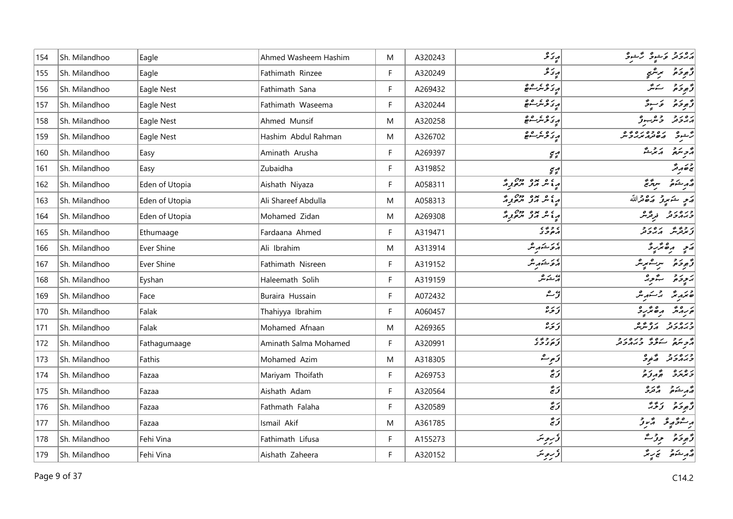| 154 | Sh. Milandhoo | Eagle | Ahmed Washeem Hashim | M | A320243 | ރީގަލް | އަޙްމަދު ވަޝީމް ހާޝިމް |
|---|---|---|---|---|---|---|---|
| 155 | Sh. Milandhoo | Eagle | Fathimath Rinzee | F | A320249 | ރީގަލް | ފާތިމަތު ރިންޒީ |
| 156 | Sh. Milandhoo | Eagle Nest | Fathimath Sana | F | A269432 | ރީގަލްނެސްޓް | ފާތިމަތު ސަނާ |
| 157 | Sh. Milandhoo | Eagle Nest | Fathimath Waseema | F | A320244 | ރީގަލްނެސްޓް | ފާތިމަތު ވަސީމާ |
| 158 | Sh. Milandhoo | Eagle Nest | Ahmed Munsif | M | A320258 | ރީގަލްނެސްޓް | އަޙްމަދު މުންސިފް |
| 159 | Sh. Milandhoo | Eagle Nest | Hashim Abdul Rahman | M | A326702 | ރީގަލްނެސްޓް | ހާޝިމް އަބްދުއްރަޙްމާން |
| 160 | Sh. Milandhoo | Easy | Aminath Arusha | F | A269397 | އީޒީ | އާމިނަތު އަރުޝާ |
| 161 | Sh. Milandhoo | Easy | Zubaidha | F | A319852 | އީޒީ | ޒުބައިދާ |
| 162 | Sh. Milandhoo | Eden of Utopia | Aishath Niyaza | F | A058311 | އީޑެން އޮފް ޔުޓޯޕިއާ | އާއިޝަތު ނިޔާޒާ |
| 163 | Sh. Milandhoo | Eden of Utopia | Ali Shareef Abdulla | M | A058313 | އީޑެން އޮފް ޔުޓޯޕިއާ | އަލި ޝަރީފް އަބްދުﷲ |
| 164 | Sh. Milandhoo | Eden of Utopia | Mohamed Zidan | M | A269308 | އީޑެން އޮފް ޔުޓޯޕިއާ | މުޙައްމަދު ޒިދާން |
| 165 | Sh. Milandhoo | Ethumaage | Fardaana Ahmed | F | A319471 | އެތުމާގެ | ފަރުދާނާ އަޙްމަދު |
| 166 | Sh. Milandhoo | Ever Shine | Ali Ibrahim | M | A313914 | އެވަރޝައިން | އަލި އިބްރާހީމް |
| 167 | Sh. Milandhoo | Ever Shine | Fathimath Nisreen | F | A319152 | އެވަރޝައިން | ފާތިމަތު ނިސްރީން |
| 168 | Sh. Milandhoo | Eyshan | Haleemath Solih | F | A319159 | އޭޝަން | ހަލީމަތު ސާލިޙު |
| 169 | Sh. Milandhoo | Face | Buraira Hussain | F | A072432 | ފޭސް | ބުރައިރާ ހުސައިން |
| 170 | Sh. Milandhoo | Falak | Thahiyya Ibrahim | F | A060457 | ފަލަކް | ތަހިއްޔާ އިބްރާހީމް |
| 171 | Sh. Milandhoo | Falak | Mohamed Afnaan | M | A269365 | ފަލަކް | މުޙައްމަދު އަފްނާން |
| 172 | Sh. Milandhoo | Fathagumaage | Aminath Salma Mohamed | F | A320991 | ފަތަގުމާގެ | އާމިނަތު ސަލްމާ މުޙައްމަދު |
| 173 | Sh. Milandhoo | Fathis | Mohamed Azim | M | A318305 | ފަތިސް | މުޙައްމަދު އާޒިމް |
| 174 | Sh. Milandhoo | Fazaa | Mariyam Thoifath | F | A269753 | ފަޟާ | މަރިޔަމް ޠޮއިފަތު |
| 175 | Sh. Milandhoo | Fazaa | Aishath Adam | F | A320564 | ފަޟާ | އާއިޝަތު އާދަމް |
| 176 | Sh. Milandhoo | Fazaa | Fathmath Falaha | F | A320589 | ފަޟާ | ފާތިމަތު ފަލާހާ |
| 177 | Sh. Milandhoo | Fazaa | Ismail Akif | M | A361785 | ފަޟާ | އިސްމާޢީލް އާކިފް |
| 178 | Sh. Milandhoo | Fehi Vina | Fathimath Lifusa | F | A155273 | ފެހިވިނަ | ފާތިމަތު ލިފުސާ |
| 179 | Sh. Milandhoo | Fehi Vina | Aishath Zaheera | F | A320152 | ފެހިވިނަ | އާއިޝަތު ޒަހީރާ |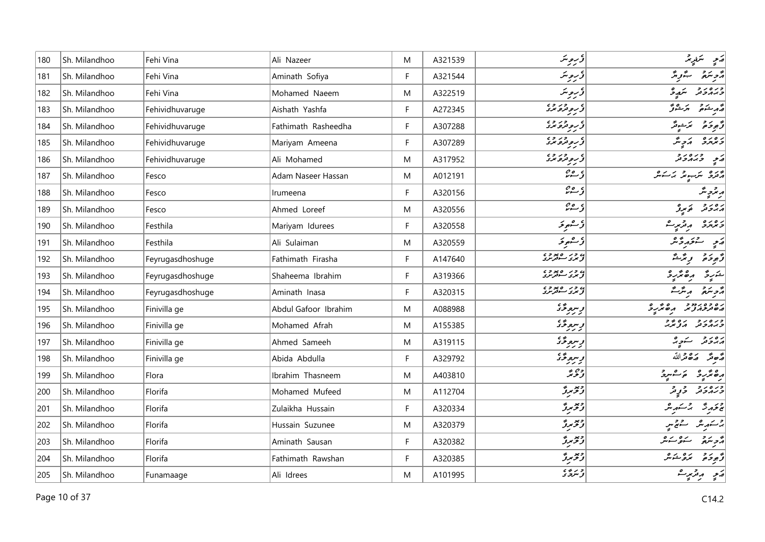| 180 | Sh. Milandhoo | Fehi Vina | Ali Nazeer | M | A321539 | ؤرعِسَ | ރަޖ ސަރިއަ |
|---|---|---|---|---|---|---|---|
| 181 | Sh. Milandhoo | Fehi Vina | Aminath Sofiya | F | A321544 | ؤرعِسَ | އާމިނަތު ސޯފިޔާ |
| 182 | Sh. Milandhoo | Fehi Vina | Mohamed Naeem | M | A322519 | ؤرعِسَ | މުހައްމަދު ނަޢީމް |
| 183 | Sh. Milandhoo | Fehividhuvaruge | Aishath Yashfa | F | A272345 | ފެހިވިދުވަރުގެ | އައިޝަތު ޔަޝްފާ |
| 184 | Sh. Milandhoo | Fehividhuvaruge | Fathimath Rasheedha | F | A307288 | ފެހިވިދުވަރުގެ | ފާތިމަތު ރަޝީދާ |
| 185 | Sh. Milandhoo | Fehividhuvaruge | Mariyam Ameena | F | A307289 | ފެހިވިދުވަރުގެ | މަރިޔަމް އަމީނާ |
| 186 | Sh. Milandhoo | Fehividhuvaruge | Ali Mohamed | M | A317952 | ފެހިވިދުވަރުގެ | އަލީ މުހައްމަދު |
| 187 | Sh. Milandhoo | Fesco | Adam Naseer Hassan | M | A012191 | ފެސްކޯ | އާދަމް ނަސީރު ހަސަން |
| 188 | Sh. Milandhoo | Fesco | Irumeena | F | A320156 | ފެސްކޯ | އިރުމީނާ |
| 189 | Sh. Milandhoo | Fesco | Ahmed Loreef | M | A320556 | ފެސްކޯ | އަހްމަދު ލޯރީފް |
| 190 | Sh. Milandhoo | Festhila | Mariyam Idurees | F | A320558 | ފެސްތިލާ | މަރިޔަމް އިދުރީސް |
| 191 | Sh. Milandhoo | Festhila | Ali Sulaiman | M | A320559 | ފެސްތިލާ | އަލީ ސުލައިމާން |
| 192 | Sh. Milandhoo | Feyrugasdhoshuge | Fathimath Firasha | F | A147640 | ފޭރުގަސްދޮށުގެ | ފާތިމަތު ފިރާޝާ |
| 193 | Sh. Milandhoo | Feyrugasdhoshuge | Shaheema Ibrahim | F | A319366 | ފޭރުގަސްދޮށުގެ | ޝަހީމާ އިބްރާހީމް |
| 194 | Sh. Milandhoo | Feyrugasdhoshuge | Aminath Inasa | F | A320315 | ފޭރުގަސްދޮށުގެ | އާމިނަތު އިނާސާ |
| 195 | Sh. Milandhoo | Finivilla ge | Abdul Gafoor Ibrahim | M | A088988 | ފިނިވިލާގެ | އަބްދުލްޣަފޫރު އިބްރާހީމް |
| 196 | Sh. Milandhoo | Finivilla ge | Mohamed Afrah | M | A155385 | ފިނިވިލާގެ | މުހައްމަދު އަފްރާހް |
| 197 | Sh. Milandhoo | Finivilla ge | Ahmed Sameeh | M | A319115 | ފިނިވިލާގެ | އަހްމަދު ސަމީހް |
| 198 | Sh. Milandhoo | Finivilla ge | Abida Abdulla | F | A329792 | ފިނިވިލާގެ | އާބިދާ އަބްދުالله |
| 199 | Sh. Milandhoo | Flora | Ibrahim Thasneem | M | A403810 | ފްލޯރާ | އިބްރާހީމް ތަސްނީމް |
| 200 | Sh. Milandhoo | Florifa | Mohamed Mufeed | M | A112704 | ފްލޯރިފާ | މުހައްމަދު މުފީދު |
| 201 | Sh. Milandhoo | Florifa | Zulaikha Hussain | F | A320334 | ފްލޯރިފާ | ޒުލައިޚާ ހުސައިން |
| 202 | Sh. Milandhoo | Florifa | Hussain Suzunee | M | A320379 | ފްލޯރިފާ | ހުސައިން ސުޒުނީ |
| 203 | Sh. Milandhoo | Florifa | Aminath Sausan | F | A320382 | ފްލޯރިފާ | އާމިނަތު ސައުސަން |
| 204 | Sh. Milandhoo | Florifa | Fathimath Rawshan | F | A320385 | ފްލޯރިފާ | ފާތިމަތު ރަވްޝަން |
| 205 | Sh. Milandhoo | Funamaage | Ali Idrees | M | A101995 | ފުނަމާގެ | އަލީ އިދުރީސް |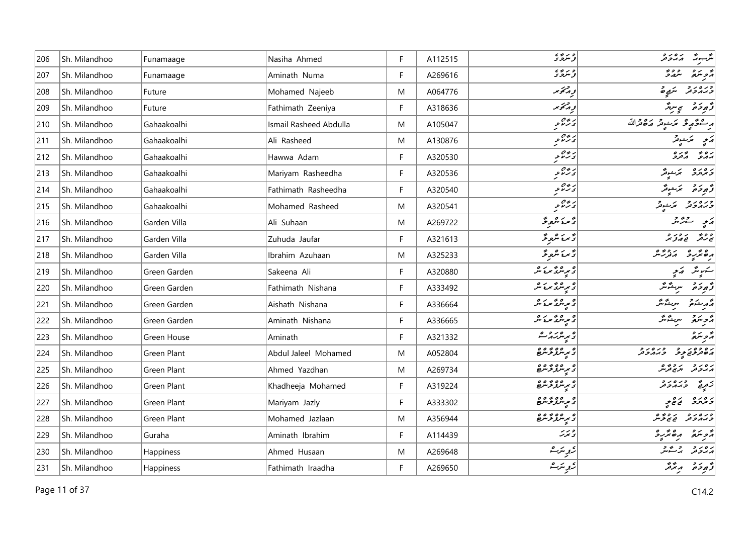| 206 | Sh. Milandhoo | Funamaage | Nasiha Ahmed | F | A112515 | ފުނަމާގެ | ނާސިހާ އަޙްމަދު |
|---|---|---|---|---|---|---|---|
| 207 | Sh. Milandhoo | Funamaage | Aminath Numa | F | A269616 | ފުނަމާގެ | އާމިނަތު ނުމާ |
| 208 | Sh. Milandhoo | Future | Mohamed Najeeb | M | A064776 | ފިއުޗަރ | މުޙައްމަދު ނަޖީބު |
| 209 | Sh. Milandhoo | Future | Fathimath Zeeniya | F | A318636 | ފިއުޗަރ | ފާތިމަތު ޒީނިޔާ |
| 210 | Sh. Milandhoo | Gahaakoalhi | Ismail Rasheed Abdulla | M | A105047 | ގަހާކޮޅި | އިސްމާއީލް ރަޝީދު އަބްދުﷲ |
| 211 | Sh. Milandhoo | Gahaakoalhi | Ali Rasheed | M | A130876 | ގަހާކޮޅި | އަލި ރަޝީދު |
| 212 | Sh. Milandhoo | Gahaakoalhi | Hawwa Adam | F | A320530 | ގަހާކޮޅި | ހައްވާ އާދަމް |
| 213 | Sh. Milandhoo | Gahaakoalhi | Mariyam Rasheedha | F | A320536 | ގަހާކޮޅި | މަރިޔަމް ރަޝީދާ |
| 214 | Sh. Milandhoo | Gahaakoalhi | Fathimath Rasheedha | F | A320540 | ގަހާކޮޅި | ފާތިމަތު ރަޝީދާ |
| 215 | Sh. Milandhoo | Gahaakoalhi | Mohamed Rasheed | M | A320541 | ގަހާކޮޅި | މުޙައްމަދު ރަޝީދު |
| 216 | Sh. Milandhoo | Garden Villa | Ali Suhaan | M | A269722 | ގާޑަން ވިލާ | އަލި ސުހާން |
| 217 | Sh. Milandhoo | Garden Villa | Zuhuda Jaufar | F | A321613 | ގާޑަން ވިލާ | ޒުހުދާ ޖައުފަރު |
| 218 | Sh. Milandhoo | Garden Villa | Ibrahim Azuhaan | M | A325233 | ގާޑަން ވިލާ | އިބްރާހިމް އަޒުހާން |
| 219 | Sh. Milandhoo | Green Garden | Sakeena Ali | F | A320880 | ގްރީންގާޑަން | ސަކީނާ އަލި |
| 220 | Sh. Milandhoo | Green Garden | Fathimath Nishana | F | A333492 | ގްރީންގާޑަން | ފާތިމަތު ނިޝާނާ |
| 221 | Sh. Milandhoo | Green Garden | Aishath Nishana | F | A336664 | ގްރީންގާޑަން | އައިޝަތު ނިޝާނާ |
| 222 | Sh. Milandhoo | Green Garden | Aminath Nishana | F | A336665 | ގްރީންގާޑަން | އާމިނަތު ނިޝާނާ |
| 223 | Sh. Milandhoo | Green House | Aminath | F | A321332 | ގްރީންހައުސް | އާމިނަތު |
| 224 | Sh. Milandhoo | Green Plant | Abdul Jaleel Mohamed | M | A052804 | ގްރީންޕްލާންޓް | އަބްދުލްޖަލީލް މުޙައްމަދު |
| 225 | Sh. Milandhoo | Green Plant | Ahmed Yazdhan | M | A269734 | ގްރީންޕްލާންޓް | އަޙްމަދު ޔަޒްދާން |
| 226 | Sh. Milandhoo | Green Plant | Khadheeja Mohamed | F | A319224 | ގްރީންޕްލާންޓް | ޚަދީޖާ މުޙައްމަދު |
| 227 | Sh. Milandhoo | Green Plant | Mariyam Jazly | F | A333302 | ގްރީންޕްލާންޓް | މަރިޔަމް ޖަޒްލީ |
| 228 | Sh. Milandhoo | Green Plant | Mohamed Jazlaan | M | A356944 | ގްރީންޕްލާންޓް | މުޙައްމަދު ޖަޒްލާން |
| 229 | Sh. Milandhoo | Guraha | Aminath Ibrahim | F | A114439 | ގުރަހަ | އާމިނަތު އިބްރާހިމް |
| 230 | Sh. Milandhoo | Happiness | Ahmed Husaan | M | A269648 | ހެޕިނަސް | އަޙްމަދު ހުސާން |
| 231 | Sh. Milandhoo | Happiness | Fathimath Iraadha | F | A269650 | ހެޕިނަސް | ފާތިމަތު އިރާދާ |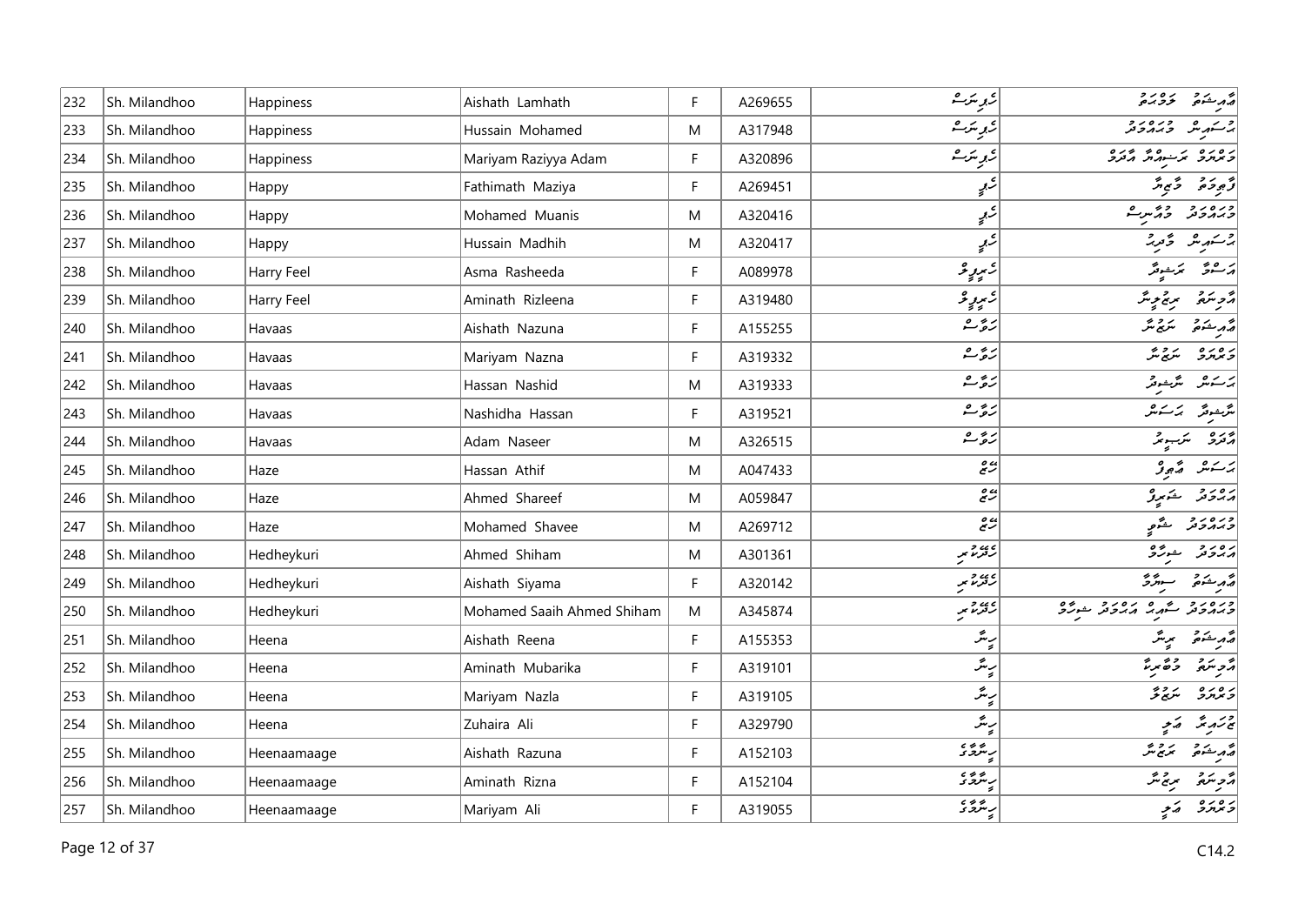| 232 | Sh. Milandhoo | Happiness | Aishath Lamhath | F | A269655 | ހެޕިނަސް | އައިށަތު ލަމްހަތު |
|---|---|---|---|---|---|---|---|
| 233 | Sh. Milandhoo | Happiness | Hussain Mohamed | M | A317948 | ހެޕިނަސް | ހުސައިން މުހައްމަދު |
| 234 | Sh. Milandhoo | Happiness | Mariyam Raziyya Adam | F | A320896 | ހެޕިނަސް | މަރިޔަމް ރަޒިއްޔާ އާދަމް |
| 235 | Sh. Milandhoo | Happy | Fathimath Maziya | F | A269451 | ހެޕީ | ފާތިމަތު މާޒިޔާ |
| 236 | Sh. Milandhoo | Happy | Mohamed Muanis | M | A320416 | ހެޕީ | މުހައްމަދު މުއާނިސް |
| 237 | Sh. Milandhoo | Happy | Hussain Madhih | M | A320417 | ހެޕީ | ހުސައިން މާދިހު |
| 238 | Sh. Milandhoo | Harry Feel | Asma Rasheeda | F | A089978 | ހެރީފީލް | އަސްމާ ރަޝީދާ |
| 239 | Sh. Milandhoo | Harry Feel | Aminath Rizleena | F | A319480 | ހެރީފީލް | އާމިނަތު ރިޒްލީނާ |
| 240 | Sh. Milandhoo | Havaas | Aishath Nazuna | F | A155255 | ހަވާސް | އައިށަތު ނަޒުނާ |
| 241 | Sh. Milandhoo | Havaas | Mariyam Nazna | F | A319332 | ހަވާސް | މަރިޔަމް ނަޒްނާ |
| 242 | Sh. Milandhoo | Havaas | Hassan Nashid | M | A319333 | ހަވާސް | ހަސަން ނާޝިދު |
| 243 | Sh. Milandhoo | Havaas | Nashidha Hassan | F | A319521 | ހަވާސް | ނާޝިދާ ހަސަން |
| 244 | Sh. Milandhoo | Havaas | Adam Naseer | M | A326515 | ހަވާސް | އާދަމް ނަސީރު |
| 245 | Sh. Milandhoo | Haze | Hassan Athif | M | A047433 | ހޭޒް | ހަސަން އާތިފު |
| 246 | Sh. Milandhoo | Haze | Ahmed Shareef | M | A059847 | ހޭޒް | އަހުމަދު ޝަރީފު |
| 247 | Sh. Milandhoo | Haze | Mohamed Shavee | M | A269712 | ހޭޒް | މުހައްމަދު ޝާވީ |
| 248 | Sh. Milandhoo | Hedheykuri | Ahmed Shiham | M | A301361 | ހެދޭކުރި | އަހުމަދު ޝިހާމް |
| 249 | Sh. Milandhoo | Hedheykuri | Aishath Siyama | F | A320142 | ހެދޭކުރި | އައިށަތު ސިޔާމާ |
| 250 | Sh. Milandhoo | Hedheykuri | Mohamed Saaih Ahmed Shiham | M | A345874 | ހެދޭކުރި | މުހައްމަދު ސާއިހު އަހުމަދު ޝިހާމް |
| 251 | Sh. Milandhoo | Heena | Aishath Reena | F | A155353 | ހީނާ | އައިށަތު ރީނާ |
| 252 | Sh. Milandhoo | Heena | Aminath Mubarika | F | A319101 | ހީނާ | އާމިނަތު މުބާރިކާ |
| 253 | Sh. Milandhoo | Heena | Mariyam Nazla | F | A319105 | ހީނާ | މަރިޔަމް ނަޒްލާ |
| 254 | Sh. Milandhoo | Heena | Zuhaira Ali | F | A329790 | ހީނާ | ޒުހައިރާ އަލި |
| 255 | Sh. Milandhoo | Heenaamaage | Aishath Razuna | F | A152103 | ހީނާމާގެ | އައިށަތު ރަޒުނާ |
| 256 | Sh. Milandhoo | Heenaamaage | Aminath Rizna | F | A152104 | ހީނާމާގެ | އާމިނަތު ރިޒްނާ |
| 257 | Sh. Milandhoo | Heenaamaage | Mariyam Ali | F | A319055 | ހީނާމާގެ | މަރިޔަމް އަލި |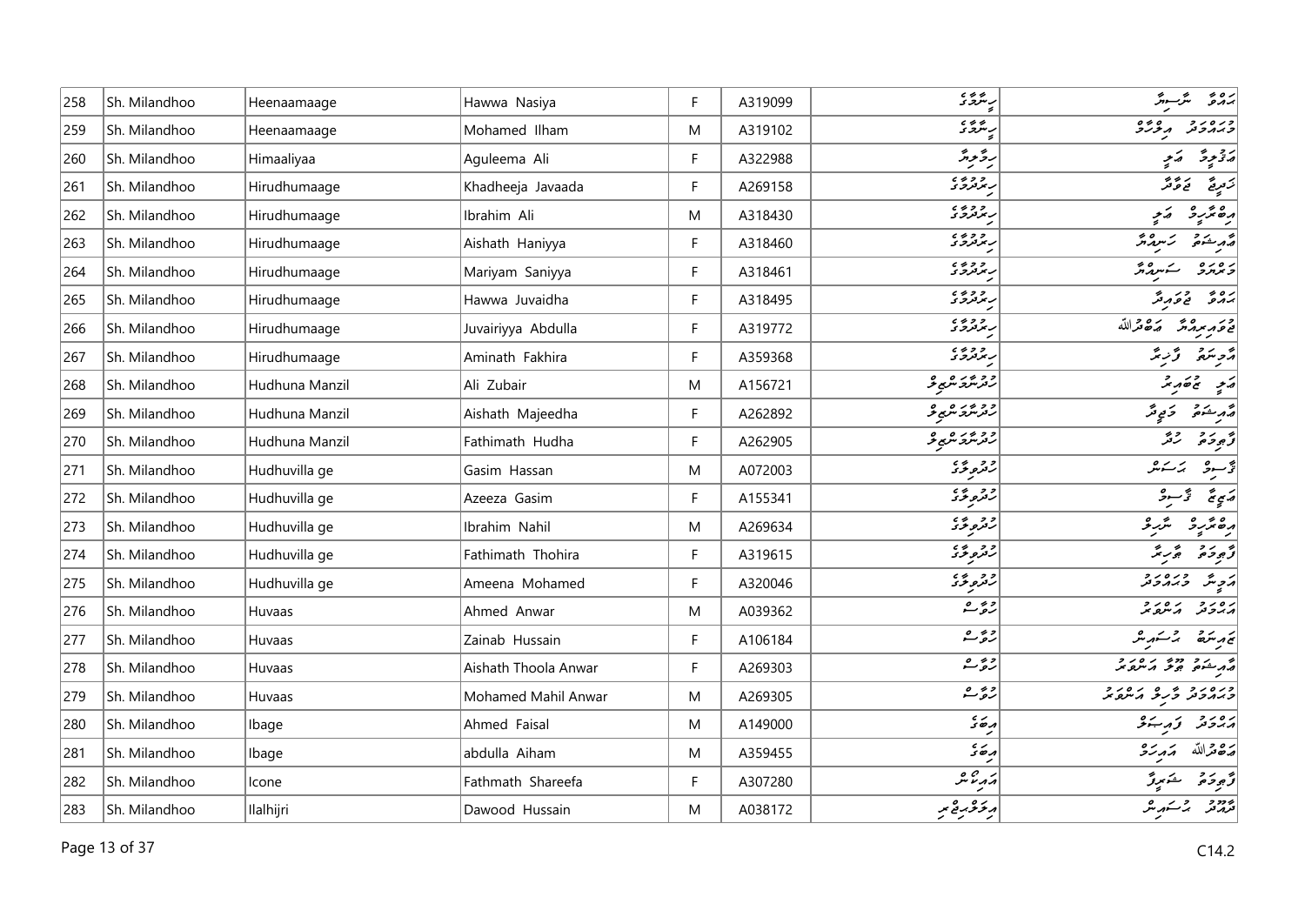| 258 | Sh. Milandhoo | Heenaamaage | Hawwa Nasiya | F | A319099 | ރިނާމާގެ | ހައްވާ ނާސިޔާ |
|---|---|---|---|---|---|---|---|
| 259 | Sh. Milandhoo | Heenaamaage | Mohamed Ilham | M | A319102 | ހީނާމާގެ | މުހައްމަދު އިލްހާމް |
| 260 | Sh. Milandhoo | Himaaliyaa | Aguleema Ali | F | A322988 | ހިމާލިޔާ | އަގުލީމާ އަލި |
| 261 | Sh. Milandhoo | Hirudhumaage | Khadheeja Javaada | F | A269158 | ހިރުދުމާގެ | ހަދީޖާ ޖަވާދާ |
| 262 | Sh. Milandhoo | Hirudhumaage | Ibrahim Ali | M | A318430 | ހިރުދުމާގެ | އިބްރާހީމް އަލި |
| 263 | Sh. Milandhoo | Hirudhumaage | Aishath Haniyya | F | A318460 | ހިރުދުމާގެ | އައިޝަތު ހަނިއްޔާ |
| 264 | Sh. Milandhoo | Hirudhumaage | Mariyam Saniyya | F | A318461 | ހިރުދުމާގެ | މަރިޔަމް ސަނިއްޔާ |
| 265 | Sh. Milandhoo | Hirudhumaage | Hawwa Juvaidha | F | A318495 | ހިރުދުމާގެ | ހައްވާ ޖުވައިދާ |
| 266 | Sh. Milandhoo | Hirudhumaage | Juvairiyya Abdulla | F | A319772 | ހިރުދުމާގެ | ޖުވައިރިއްޔާ އަބްދުﷲ |
| 267 | Sh. Milandhoo | Hirudhumaage | Aminath Fakhira | F | A359368 | ހިރުދުމާގެ | އާމިނަތު ފާހިރާ |
| 268 | Sh. Milandhoo | Hudhuna Manzil | Ali Zubair | M | A156721 | ހުދުނަމަންޒިލް | އަލި ޒުބައިރު |
| 269 | Sh. Milandhoo | Hudhuna Manzil | Aishath Majeedha | F | A262892 | ހުދުނަމަންޒިލް | އައިޝަތު މަޖީދާ |
| 270 | Sh. Milandhoo | Hudhuna Manzil | Fathimath Hudha | F | A262905 | ހުދުނަމަންޒިލް | ފާތިމަތު ހުދާ |
| 271 | Sh. Milandhoo | Hudhuvilla ge | Gasim Hassan | M | A072003 | ހުދުވިލާގެ | ޤާސިމް ހަސަން |
| 272 | Sh. Milandhoo | Hudhuvilla ge | Azeeza Gasim | F | A155341 | ހުދުވިލާގެ | އަޒީޒާ ޤާސިމް |
| 273 | Sh. Milandhoo | Hudhuvilla ge | Ibrahim Nahil | M | A269634 | ހުދުވިލާގެ | އިބްރާހީމް ނާހިލް |
| 274 | Sh. Milandhoo | Hudhuvilla ge | Fathimath Thohira | F | A319615 | ހުދުވިލާގެ | ފާތިމަތު ޠާހިރާ |
| 275 | Sh. Milandhoo | Hudhuvilla ge | Ameena Mohamed | F | A320046 | ހުދުވިލާގެ | އަމީނާ މުހައްމަދު |
| 276 | Sh. Milandhoo | Huvaas | Ahmed Anwar | M | A039362 | ހުވާސް | އަހްމަދު އަންވަރު |
| 277 | Sh. Milandhoo | Huvaas | Zainab Hussain | F | A106184 | ހުވާސް | ޒައިނަބު ހުސައިން |
| 278 | Sh. Milandhoo | Huvaas | Aishath Thoola Anwar | F | A269303 | ހުވާސް | އައިޝަތު ތޫލާ އަންވަރު |
| 279 | Sh. Milandhoo | Huvaas | Mohamed Mahil Anwar | M | A269305 | ހުވާސް | މުހައްމަދު މާހިލް އަންވަރު |
| 280 | Sh. Milandhoo | Ibage | Ahmed Faisal | M | A149000 | އިބަގެ | އަހްމަދު ފައިސަލް |
| 281 | Sh. Milandhoo | Ibage | abdulla Aiham | M | A359455 | އިބަގެ | އަބްދުﷲ އައިހަމް |
| 282 | Sh. Milandhoo | Icone | Fathmath Shareefa | F | A307280 | އައިކޯން | ފާތިމަތު ޝަރީފާ |
| 283 | Sh. Milandhoo | Ilalhijri | Dawood Hussain | M | A038172 | އިލަލްހިޖްރީ | ދާއޫދު ހުސައިން |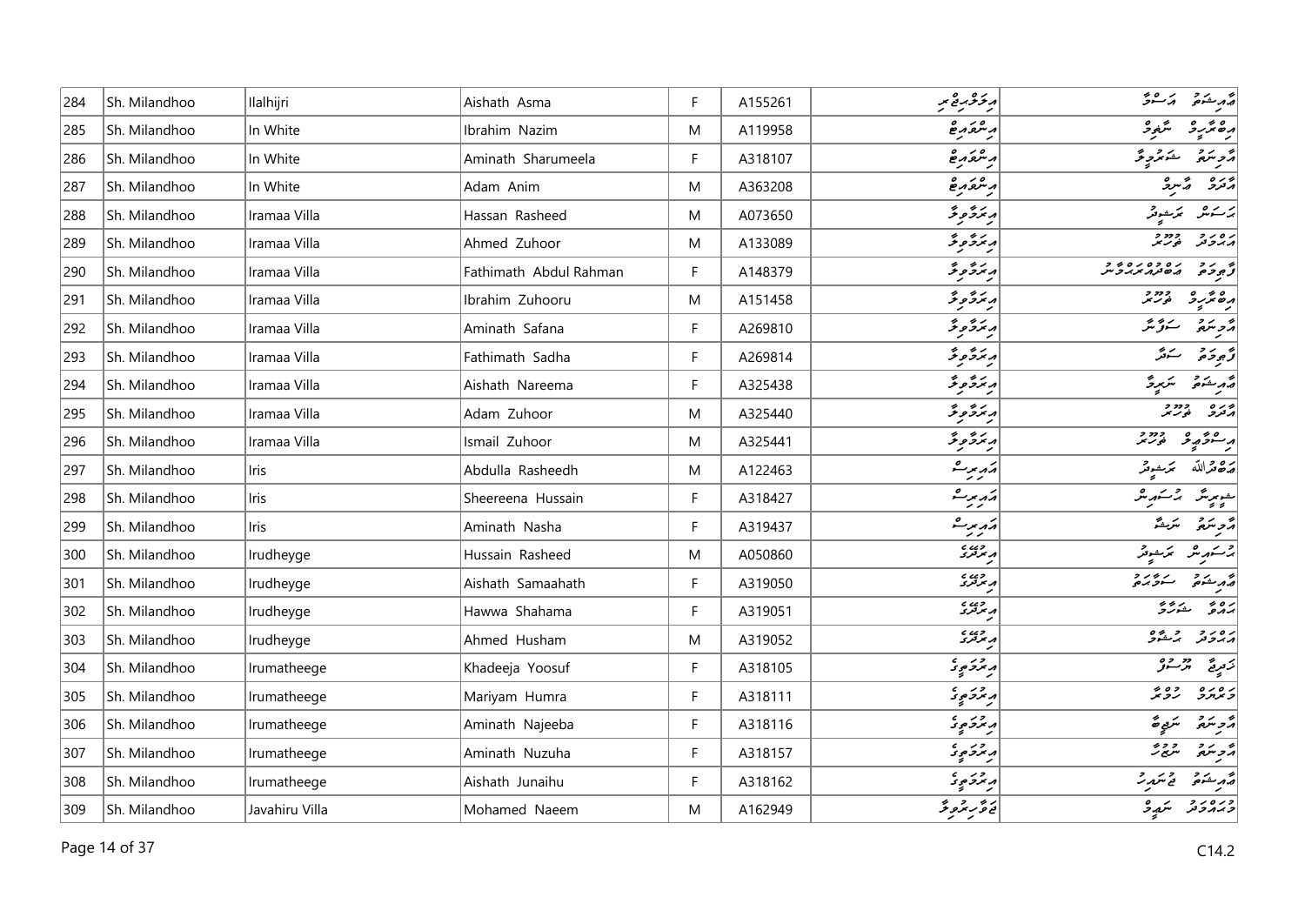| 284 | Sh. Milandhoo | Ilalhijri | Aishath Asma | F | A155261 | އިލަލްހިޖްރީ | އާއިޝަތު އަސްމާ |
|---|---|---|---|---|---|---|---|
| 285 | Sh. Milandhoo | In White | Ibrahim Nazim | M | A119958 | އިންވައިޓް | އިބްރާހިމް ނާޒިމް |
| 286 | Sh. Milandhoo | In White | Aminath Sharumeela | F | A318107 | އިންވައިޓް | އާމިނަތު ޝަރުމީލާ |
| 287 | Sh. Milandhoo | In White | Adam Anim | M | A363208 | އިންވައިޓް | އާދަމް އާނިމް |
| 288 | Sh. Milandhoo | Iramaa Villa | Hassan Rasheed | M | A073650 | އިރަމާވިލާ | ހަސަން ރަޝީދު |
| 289 | Sh. Milandhoo | Iramaa Villa | Ahmed Zuhoor | M | A133089 | އިރަމާވިލާ | އަހުމަދު ޒުހޫރު |
| 290 | Sh. Milandhoo | Iramaa Villa | Fathimath Abdul Rahman | F | A148379 | އިރަމާވިލާ | ފާތިމަތު އަބްދުލްރަޙްމާން |
| 291 | Sh. Milandhoo | Iramaa Villa | Ibrahim Zuhooru | M | A151458 | އިރަމާވިލާ | އިބްރާހިމް ޒުހޫރު |
| 292 | Sh. Milandhoo | Iramaa Villa | Aminath Safana | F | A269810 | އިރަމާވިލާ | އާމިނަތު ސަފާނާ |
| 293 | Sh. Milandhoo | Iramaa Villa | Fathimath Sadha | F | A269814 | އިރަމާވިލާ | ފާތިމަތު ސަދާ |
| 294 | Sh. Milandhoo | Iramaa Villa | Aishath Nareema | F | A325438 | އިރަމާވިލާ | އާއިޝަތު ނަރީމާ |
| 295 | Sh. Milandhoo | Iramaa Villa | Adam Zuhoor | M | A325440 | އިރަމާވިލާ | އާދަމް ޒުހޫރު |
| 296 | Sh. Milandhoo | Iramaa Villa | Ismail Zuhoor | M | A325441 | އިރަމާވިލާ | އިސްމާޢީލް ޒުހޫރު |
| 297 | Sh. Milandhoo | Iris | Abdulla Rasheedh | M | A122463 | އައިރިސް | އަބްދުﷲ ރަޝީދު |
| 298 | Sh. Milandhoo | Iris | Sheereena Hussain | F | A318427 | އައިރިސް | ޝީރީނާ ހުސައިން |
| 299 | Sh. Milandhoo | Iris | Aminath Nasha | F | A319437 | އައިރިސް | އާމިނަތު ނަޝާ |
| 300 | Sh. Milandhoo | Irudheyge | Hussain Rasheed | M | A050860 | އިރުދޭގެ | ހުސައިން ރަޝީދު |
| 301 | Sh. Milandhoo | Irudheyge | Aishath Samaahath | F | A319050 | އިރުދޭގެ | އާއިޝަތު ސަމާހަތު |
| 302 | Sh. Milandhoo | Irudheyge | Hawwa Shahama | F | A319051 | އިރުދޭގެ | ހައްވާ ޝަހާމާ |
| 303 | Sh. Milandhoo | Irudheyge | Ahmed Husham | M | A319052 | އިރުދޭގެ | އަހުމަދު ހުޝާމް |
| 304 | Sh. Milandhoo | Irumatheege | Khadeeja Yoosuf | F | A318105 | އިރުމަތީގެ | ޚަދީޖާ ޔޫސުފް |
| 305 | Sh. Milandhoo | Irumatheege | Mariyam Humra | F | A318111 | އިރުމަތީގެ | މަރިޔަމް ހުމްރާ |
| 306 | Sh. Milandhoo | Irumatheege | Aminath Najeeba | F | A318116 | އިރުމަތީގެ | އާމިނަތު ނަޖީބާ |
| 307 | Sh. Milandhoo | Irumatheege | Aminath Nuzuha | F | A318157 | އިރުމަތީގެ | އާމިނަތު ނުޒުހާ |
| 308 | Sh. Milandhoo | Irumatheege | Aishath Junaihu | F | A318162 | އިރުމަތީގެ | އާއިޝަތު ޖުނައިހު |
| 309 | Sh. Milandhoo | Javahiru Villa | Mohamed Naeem | M | A162949 | ޖަވާހިރުވިލާ | މުހައްމަދު ނައީމް |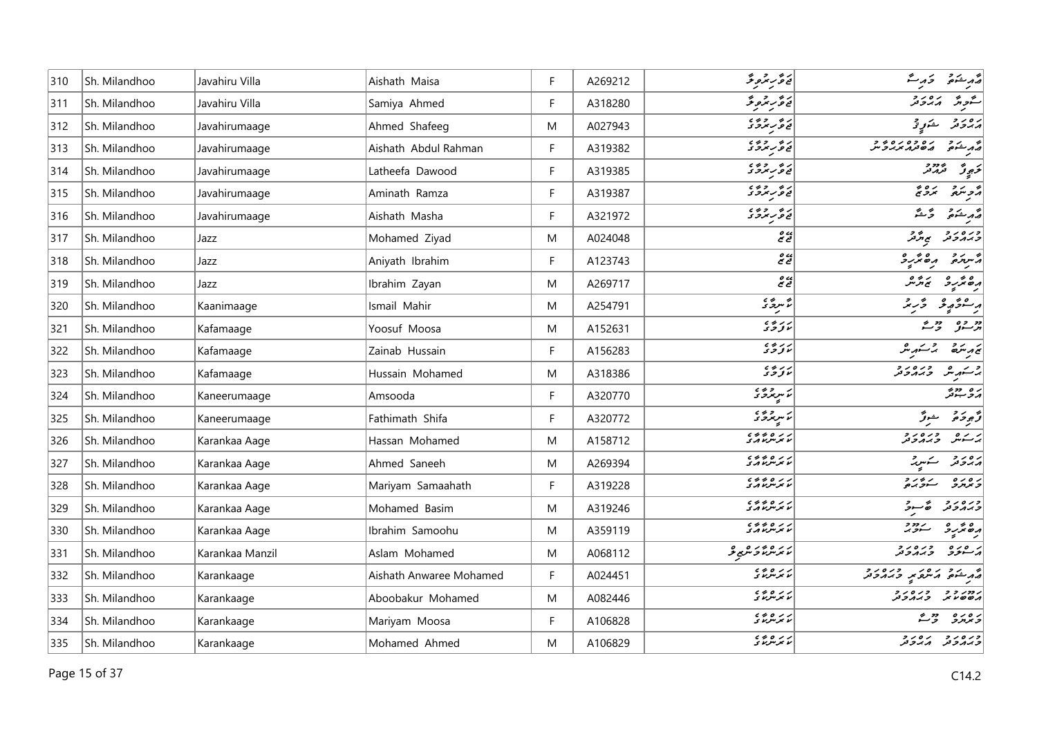| 310 | Sh. Milandhoo | Javahiru Villa | Aishath Maisa | F | A269212 | ٍّ ﺽﺲﺮﺤﻮﺱ | ﺀَﻣﺮﺸَﻫﻮ ﻭَﻣﺮﺳَّ |
|---|---|---|---|---|---|---|---|
| 311 | Sh. Milandhoo | Javahiru Villa | Samiya Ahmed | F | A318280 | ﺽﺲﺮﺤﻮﺱ | ﺳَّﻭﻣﺮَّ ﺃَﺑﺮﻭَﺩ |
| 312 | Sh. Milandhoo | Javahirumaage | Ahmed Shafeeg | M | A027943 | ﺽﺲﺮﺤﺮﻭﻯ | ﺃَﺑﺮﻭَﺩ ﺷَﻮِﺗ |
| 313 | Sh. Milandhoo | Javahirumaage | Aishath Abdul Rahman | F | A319382 | ﺽﺲﺮﺤﺮﻭﻯ | ﺀَﻣﺮﺸَﻫﻮ ﺃَﺻﻘﺮﻣﺮﺑﺮﻭَﺷﺮ |
| 314 | Sh. Milandhoo | Javahirumaage | Latheefa Dawood | F | A319385 | ﺽﺲﺮﺤﺮﻭﻯ | ﺗَﻬﻮِﻭَّ ﺗﺮﻣﺪﺗﺮ |
| 315 | Sh. Milandhoo | Javahirumaage | Aminath Ramza | F | A319387 | ﺽﺲﺮﺤﺮﻭﻯ | ﺃَّﻭِﺳﺮَﻫﻮ ﺑﺮﻭﻍَّ |
| 316 | Sh. Milandhoo | Javahirumaage | Aishath Masha | F | A321972 | ﺽﺲﺮﺤﺮﻭﻯ | ﺀَﻣﺮﺸَﻫﻮ ﻭَّﺷَّ |
| 317 | Sh. Milandhoo | Jazz | Mohamed Ziyad | M | A024048 | ﺽﺽ | ﻭﺑﺮﻣﺪﻭﺗﺮ ﺳِﺄَّﺗﺮ |
| 318 | Sh. Milandhoo | Jazz | Aniyath Ibrahim | F | A123743 | ﺽﺽ | ﺃَّﺳﺮِﺑﺮَﻫﻮ ﺃِﺻﻘَّﺮِﻭ |
| 319 | Sh. Milandhoo | Jazz | Ibrahim Zayan | M | A269717 | ﺽﺽ | ﺃِﺻﻘَّﺮِﻭ ﺳَﺄَّﺷﺮ |
| 320 | Sh. Milandhoo | Kaanimaage | Ismail Mahir | M | A254791 | ﻣَّﺳﺮِﻭَّﻯ | ﺃِﺳﻘﻮَّﺃِﻭ ﻭَّﺑﺮِﺑﺮ |
| 321 | Sh. Milandhoo | Kafamaage | Yoosuf Moosa | M | A152631 | ﻣَﻭَﻭَّﻯ | ﺗﺮﺳﻮﻭ ﻭﺳَّ |
| 322 | Sh. Milandhoo | Kafamaage | Zainab Hussain | F | A156283 | ﻣَﻭَﻭَّﻯ | ﺳَﻣﺮِﺳﺮَﺻ ﺑﺮﺳَﻬﻣﺮﺷﺮ |
| 323 | Sh. Milandhoo | Kafamaage | Hussain Mohamed | M | A318386 | ﻣَﻭَﻭَّﻯ | ﺑﺮﺳَﻬﻣﺮﺷﺮ ﻭﺑﺮﻣﺪﻭﺗﺮ |
| 324 | Sh. Milandhoo | Kaneerumaage | Amsooda | F | A320770 | ﻣَﺳﺮِﺑﺮﻭَّﻯ | ﺃَﻭﺳﺪﺗَّ |
| 325 | Sh. Milandhoo | Kaneerumaage | Fathimath Shifa | F | A320772 | ﻣَﺳﺮِﺑﺮﻭَّﻯ | ﺭَّﻬﻮِﻭَﻫﻮ ﺷﻮِﺭَّ |
| 326 | Sh. Milandhoo | Karankaa Aage | Hassan Mohamed | M | A158712 | ﻣَﺑﺮَﺳﺮﻣَّﺃَّﻯ | ﺑَﺳَﺸﺮ ﻭﺑﺮﻣﺪﻭﺗﺮ |
| 327 | Sh. Milandhoo | Karankaa Aage | Ahmed Saneeh | M | A269394 | ﻣَﺑﺮَﺳﺮﻣَّﺃَّﻯ | ﺃَﺑﺮﻭَﺩ ﺳَﺳﺮِﺑﺮ |
| 328 | Sh. Milandhoo | Karankaa Aage | Mariyam Samaahath | F | A319228 | ﻣَﺑﺮَﺳﺮﻣَّﺃَّﻯ | ﻭَﺑﺮﺑﺮﻭ ﺳَﻭَّﺑﺮَﻫﻮ |
| 329 | Sh. Milandhoo | Karankaa Aage | Mohamed Basim | M | A319246 | ﻣَﺑﺮَﺳﺮﻣَّﺃَّﻯ | ﻭﺑﺮﻣﺪﻭﺗﺮ ﺻَّﺳﻮِﻭ |
| 330 | Sh. Milandhoo | Karankaa Aage | Ibrahim Samoohu | M | A359119 | ﻣَﺑﺮَﺳﺮﻣَّﺃَّﻯ | ﺃِﺻﻘَّﺮِﻭ ﺳَﻭﺪﺑﺮ |
| 331 | Sh. Milandhoo | Karankaa Manzil | Aslam Mohamed | M | A068112 | ﻣَﺑﺮَﺳﺮﻣَّﻭَﺳﺮﺳِﻮ | ﺃَﺳﻘﻮَﻭ ﻭﺑﺮﻣﺪﻭﺗﺮ |
| 332 | Sh. Milandhoo | Karankaage | Aishath Anwaree Mohamed | F | A024451 | ﻣَﺑﺮَﺳﺮﻣَّﻯ | ﺀَﻣﺮﺸَﻫﻮ ﺃَﺳﺮﻭَﺑﺮِ ﻭﺑﺮﻣﺪﻭﺗﺮ |
| 333 | Sh. Milandhoo | Karankaage | Aboobakur Mohamed | M | A082446 | ﻣَﺑﺮَﺳﺮﻣَّﻯ | ﺃَﺻﺪﺻَﻣﺮ ﻭﺑﺮﻣﺪﻭﺗﺮ |
| 334 | Sh. Milandhoo | Karankaage | Mariyam Moosa | F | A106828 | ﻣَﺑﺮَﺳﺮﻣَّﻯ | ﻭَﺑﺮﺑﺮﻭ ﻭﺳَّ |
| 335 | Sh. Milandhoo | Karankaage | Mohamed Ahmed | M | A106829 | ﻣَﺑﺮَﺳﺮﻣَّﻯ | ﻭﺑﺮﻣﺪﻭﺗﺮ ﺃَﺑﺮﻭَﺩ |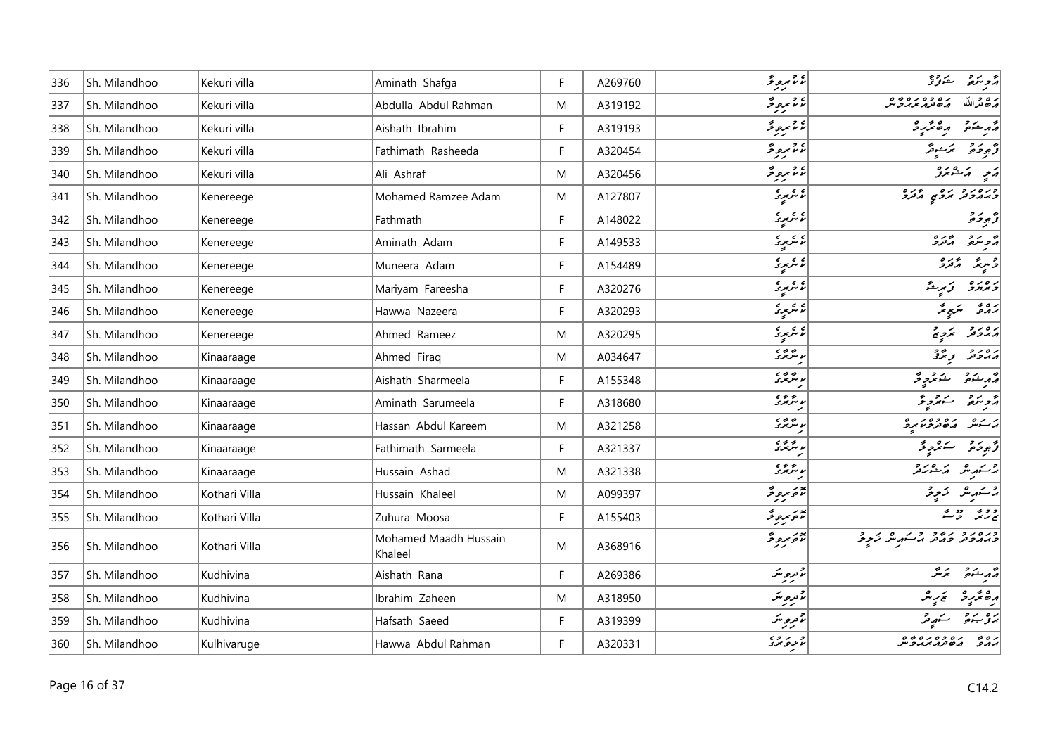| 336 | Sh. Milandhoo | Kekuri villa | Aminath Shafga | F | A269760 | ކެކުރިވިލާ | އާމިނަތު ޝަފްގާ |
|---|---|---|---|---|---|---|---|
| 337 | Sh. Milandhoo | Kekuri villa | Abdulla Abdul Rahman | M | A319192 | ކެކުރިވިލާ | އަބްދުﷲ އަބްދުއްރަޙްމާން |
| 338 | Sh. Milandhoo | Kekuri villa | Aishath Ibrahim | F | A319193 | ކެކުރިވިލާ | އައިޝަތު އިބްރާހީމް |
| 339 | Sh. Milandhoo | Kekuri villa | Fathimath Rasheeda | F | A320454 | ކެކުރިވިލާ | ފާތިމަތު ރަޝީދާ |
| 340 | Sh. Milandhoo | Kekuri villa | Ali Ashraf | M | A320456 | ކެކުރިވިލާ | އަލި އަޝްރަފު |
| 341 | Sh. Milandhoo | Kenereege | Mohamed Ramzee Adam | M | A127807 | ކެނެރީގެ | މުޙައްމަދު ރަމްޒީ އާދަމް |
| 342 | Sh. Milandhoo | Kenereege | Fathmath | F | A148022 | ކެނެރީގެ | ފާތިމަތު |
| 343 | Sh. Milandhoo | Kenereege | Aminath Adam | F | A149533 | ކެނެރީގެ | އާމިނަތު އާދަމް |
| 344 | Sh. Milandhoo | Kenereege | Muneera Adam | F | A154489 | ކެނެރީގެ | މުނީރާ އާދަމް |
| 345 | Sh. Milandhoo | Kenereege | Mariyam Fareesha | F | A320276 | ކެނެރީގެ | މަރިޔަމް ފަރީޝާ |
| 346 | Sh. Milandhoo | Kenereege | Hawwa Nazeera | F | A320293 | ކެނެރީގެ | ހައްވާ ނަޒީރާ |
| 347 | Sh. Milandhoo | Kenereege | Ahmed Rameez | M | A320295 | ކެނެރީގެ | އަޙްމަދު ރަމީޒު |
| 348 | Sh. Milandhoo | Kinaaraage | Ahmed Firaq | M | A034647 | ކިނާރާގެ | އަޙްމަދު ފިރާޤު |
| 349 | Sh. Milandhoo | Kinaaraage | Aishath Sharmeela | F | A155348 | ކިނާރާގެ | އައިޝަތު ޝަރްމީލާ |
| 350 | Sh. Milandhoo | Kinaaraage | Aminath Sarumeela | F | A318680 | ކިނާރާގެ | އާމިނަތު ސަރުމީލާ |
| 351 | Sh. Milandhoo | Kinaaraage | Hassan Abdul Kareem | M | A321258 | ކިނާރާގެ | ހަސަން އަބްދުލްކަރީމް |
| 352 | Sh. Milandhoo | Kinaaraage | Fathimath Sarmeela | F | A321337 | ކިނާރާގެ | ފާތިމަތު ސަރުމީލާ |
| 353 | Sh. Milandhoo | Kinaaraage | Hussain Ashad | M | A321338 | ކިނާރާގެ | ހުސައިން އަޝްޙަދު |
| 354 | Sh. Milandhoo | Kothari Villa | Hussain Khaleel | M | A099397 | ކޮތަރިވިލާ | ހުސައިން ޚަލީލު |
| 355 | Sh. Milandhoo | Kothari Villa | Zuhura Moosa | F | A155403 | ކޮތަރިވިލާ | ޒުހުރާ މޫސާ |
| 356 | Sh. Milandhoo | Kothari Villa | Mohamed Maadh Hussain Khaleel | M | A368916 | ކޮތަރިވިލާ | މުޙައްމަދު މަޢާޛު ހުސައިން ޚަލީލު |
| 357 | Sh. Milandhoo | Kudhivina | Aishath Rana | F | A269386 | ކުދިވިނަ | އައިޝަތު ރަނާ |
| 358 | Sh. Milandhoo | Kudhivina | Ibrahim Zaheen | M | A318950 | ކުދިވިނަ | އިބްރާހީމް ޒަހީން |
| 359 | Sh. Milandhoo | Kudhivina | Hafsath Saeed | F | A319399 | ކުދިވިނަ | ހަފްސަތު ސައީދު |
| 360 | Sh. Milandhoo | Kulhivaruge | Hawwa Abdul Rahman | F | A320331 | ކުޅިވަރުގެ | ހައްވާ އަބްދުއްރަޙްމާން |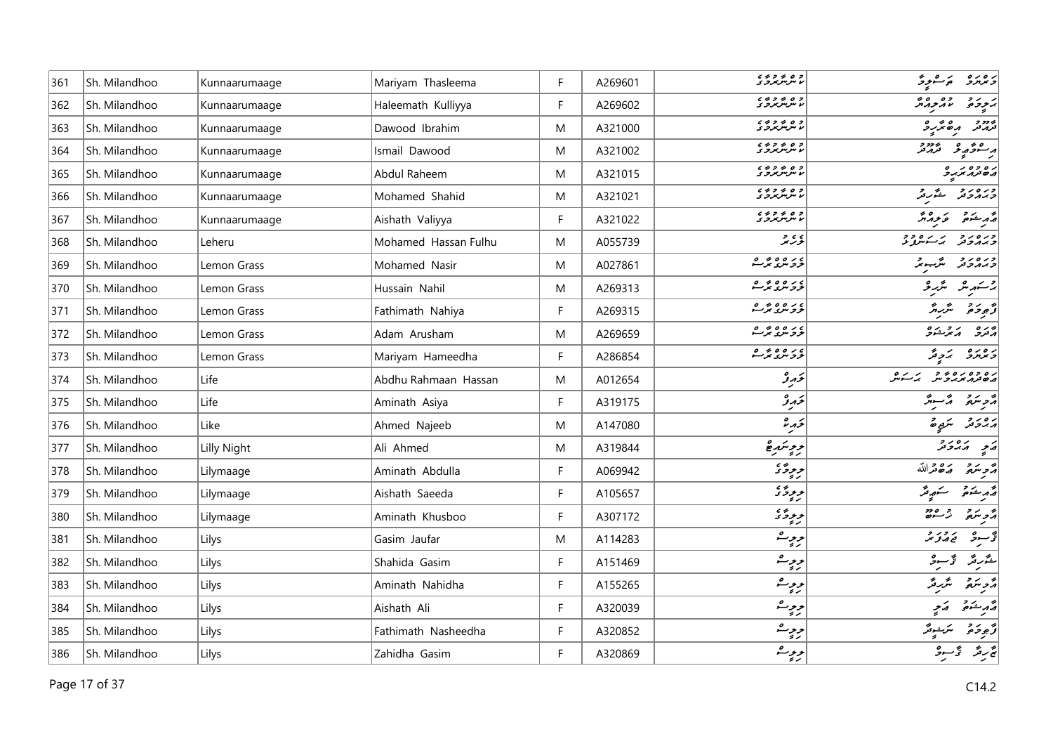| 361 | Sh. Milandhoo | Kunnaarumaage | Mariyam Thasleema | F | A269601 | ކުންނާރުމާގެ | މަރިޔަމް ތަސްލީމާ |
|---|---|---|---|---|---|---|---|
| 362 | Sh. Milandhoo | Kunnaarumaage | Haleemath Kulliyya | F | A269602 | ކުންނާރުމާގެ | ހަލީމަތު ކުއްލިއްޔާ |
| 363 | Sh. Milandhoo | Kunnaarumaage | Dawood Ibrahim | M | A321000 | ކުންނާރުމާގެ | ދާއޫދު އިބްރާހީމް |
| 364 | Sh. Milandhoo | Kunnaarumaage | Ismail Dawood | M | A321002 | ކުންނާރުމާގެ | އިސްމާއީލް ދާއޫދު |
| 365 | Sh. Milandhoo | Kunnaarumaage | Abdul Raheem | M | A321015 | ކުންނާރުމާގެ | އަބްދުއްރަޙީމް |
| 366 | Sh. Milandhoo | Kunnaarumaage | Mohamed Shahid | M | A321021 | ކުންނާރުމާގެ | މުޙައްމަދު ޝާހިދު |
| 367 | Sh. Milandhoo | Kunnaarumaage | Aishath Valiyya | F | A321022 | ކުންނާރުމާގެ | އާއިޝަތު ވަލިއްޔާ |
| 368 | Sh. Milandhoo | Leheru | Mohamed Hassan Fulhu | M | A055739 | ލެހެރު | މުޙައްމަދު ހަސަންފުޅު |
| 369 | Sh. Milandhoo | Lemon Grass | Mohamed Nasir | M | A027861 | ލެމަންގްރާސް | މުޙައްމަދު ނާސިރު |
| 370 | Sh. Milandhoo | Lemon Grass | Hussain Nahil | M | A269313 | ލެމަންގްރާސް | ހުސައިން ނާހިލް |
| 371 | Sh. Milandhoo | Lemon Grass | Fathimath Nahiya | F | A269315 | ލެމަންގްރާސް | ފާތިމަތު ނާހިޔާ |
| 372 | Sh. Milandhoo | Lemon Grass | Adam Arusham | M | A269659 | ލެމަންގްރާސް | އާދަމް އަރުޝަމް |
| 373 | Sh. Milandhoo | Lemon Grass | Mariyam Hameedha | F | A286854 | ލެމަންގްރާސް | މަރިޔަމް ހަމީދާ |
| 374 | Sh. Milandhoo | Life | Abdhu Rahmaan Hassan | M | A012654 | ލައިފް | އަބްދުއްރަޙްމާން ހަސަން |
| 375 | Sh. Milandhoo | Life | Aminath Asiya | F | A319175 | ލައިފް | އާމިނަތު އާސިޔާ |
| 376 | Sh. Milandhoo | Like | Ahmed Najeeb | M | A147080 | ލައިކް | އަޙްމަދު ނަޖީބު |
| 377 | Sh. Milandhoo | Lilly Night | Ali Ahmed | M | A319844 | ލިލީނައިޓް | އަލި އަޙްމަދު |
| 378 | Sh. Milandhoo | Lilymaage | Aminath Abdulla | F | A069942 | ލިލީމާގެ | އާމިނަތު އަބްދުﷲ |
| 379 | Sh. Milandhoo | Lilymaage | Aishath Saeeda | F | A105657 | ލިލީމާގެ | އާއިޝަތު ސަޢީދާ |
| 380 | Sh. Milandhoo | Lilymaage | Aminath Khusboo | F | A307172 | ލިލީމާގެ | އާމިނަތު ޚުސްބޫ |
| 381 | Sh. Milandhoo | Lilys | Gasim Jaufar | M | A114283 | ލިލީސް | ޤާސިމް ޖައުފަރު |
| 382 | Sh. Milandhoo | Lilys | Shahida Gasim | F | A151469 | ލިލީސް | ޝާހިދާ ޤާސިމް |
| 383 | Sh. Milandhoo | Lilys | Aminath Nahidha | F | A155265 | ލިލީސް | އާމިނަތު ނާހިދާ |
| 384 | Sh. Milandhoo | Lilys | Aishath Ali | F | A320039 | ލިލީސް | އާއިޝަތު އަލި |
| 385 | Sh. Milandhoo | Lilys | Fathimath Nasheedha | F | A320852 | ލިލީސް | ފާތިމަތު ނަޝީދާ |
| 386 | Sh. Milandhoo | Lilys | Zahidha Gasim | F | A320869 | ލިލީސް | ޒާހިދާ ޤާސިމް |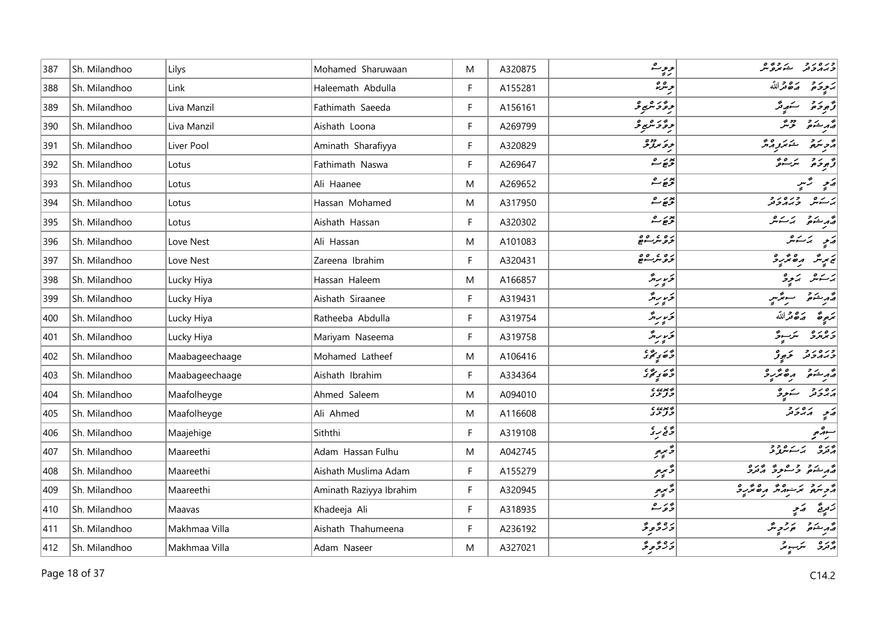| 387 | Sh. Milandhoo | Lilys | Mohamed Sharuwaan | M | A320875 | ވިލިސް | މުހައްމަދު ޝަރުވާން |
|---|---|---|---|---|---|---|---|
| 388 | Sh. Milandhoo | Link | Haleemath Abdulla | F | A155281 | ލިންކް | ހަލީމަތު އަބްދުﷲ |
| 389 | Sh. Milandhoo | Liva Manzil | Fathimath Saeeda | F | A156161 | ލިވަމަންޒިލް | ފާތިމަތު ސައީދާ |
| 390 | Sh. Milandhoo | Liva Manzil | Aishath Loona | F | A269799 | ލިވަމަންޒިލް | އައިޝަތު ލޫނާ |
| 391 | Sh. Milandhoo | Liver Pool | Aminath Sharafiyya | F | A320829 | ލިވަރޕޫލް | އާމިނަތު ޝަރަފިއްޔާ |
| 392 | Sh. Milandhoo | Lotus | Fathimath Naswa | F | A269647 | ލޯޓަސް | ފާތިމަތު ނަސްވާ |
| 393 | Sh. Milandhoo | Lotus | Ali Haanee | M | A269652 | ލޯޓަސް | އަލި ހާނީ |
| 394 | Sh. Milandhoo | Lotus | Hassan Mohamed | M | A317950 | ލޯޓަސް | ހަސަން މުހައްމަދު |
| 395 | Sh. Milandhoo | Lotus | Aishath Hassan | F | A320302 | ލޯޓަސް | އައިޝަތު ހަސަން |
| 396 | Sh. Milandhoo | Love Nest | Ali Hassan | M | A101083 | ލަވްނެސްޓް | އަލި ހަސަން |
| 397 | Sh. Milandhoo | Love Nest | Zareena Ibrahim | F | A320431 | ލަވްނެސްޓް | ޒަރީނާ އިބްރާހިމް |
| 398 | Sh. Milandhoo | Lucky Hiya | Hassan Haleem | M | A166857 | ލަކީހިޔާ | ހަސަން ހަލީމް |
| 399 | Sh. Milandhoo | Lucky Hiya | Aishath Siraanee | F | A319431 | ލަކީހިޔާ | އައިޝަތު ސިރާނީ |
| 400 | Sh. Milandhoo | Lucky Hiya | Ratheeba Abdulla | F | A319754 | ލަކީހިޔާ | ރަތީބާ އަބްދުﷲ |
| 401 | Sh. Milandhoo | Lucky Hiya | Mariyam Naseema | F | A319758 | ލަކީހިޔާ | މަރިޔަމް ނަސީމާ |
| 402 | Sh. Milandhoo | Maabageechaage | Mohamed Latheef | M | A106416 | މާބަގީޗާގެ | މުހައްމަދު ލަތީފް |
| 403 | Sh. Milandhoo | Maabageechaage | Aishath Ibrahim | F | A334364 | މާބަގީޗާގެ | އައިޝަތު އިބްރާހިމް |
| 404 | Sh. Milandhoo | Maafolheyge | Ahmed Saleem | M | A094010 | މާފޮޅޭގެ | އަޙްމަދު ސަލީމް |
| 405 | Sh. Milandhoo | Maafolheyge | Ali Ahmed | M | A116608 | މާފޮޅޭގެ | އަލި އަޙްމަދު |
| 406 | Sh. Milandhoo | Maajehige | Siththi | F | A319108 | މާޖެހިގެ | ސިއްތި |
| 407 | Sh. Milandhoo | Maareethi | Adam Hassan Fulhu | M | A042745 | މާރީތި | އާދަމް ހަސަންފުޅު |
| 408 | Sh. Milandhoo | Maareethi | Aishath Muslima Adam | F | A155279 | މާރީތި | އައިޝަތު މުސްލިމާ އާދަމް |
| 409 | Sh. Milandhoo | Maareethi | Aminath Raziyya Ibrahim | F | A320945 | މާރީތި | އާމިނަތު ރަޟިއްޔާ އިބްރާހިމް |
| 410 | Sh. Milandhoo | Maavas | Khadeeja Ali | F | A318935 | މާވަސް | ޚަދީޖާ އަލި |
| 411 | Sh. Milandhoo | Makhmaa Villa | Aishath Thahumeena | F | A236192 | މަޚްމާވިލާ | އައިޝަތު ތަހުމީނާ |
| 412 | Sh. Milandhoo | Makhmaa Villa | Adam Naseer | M | A327021 | މަޚްމާވިލާ | އާދަމް ނަސީރު |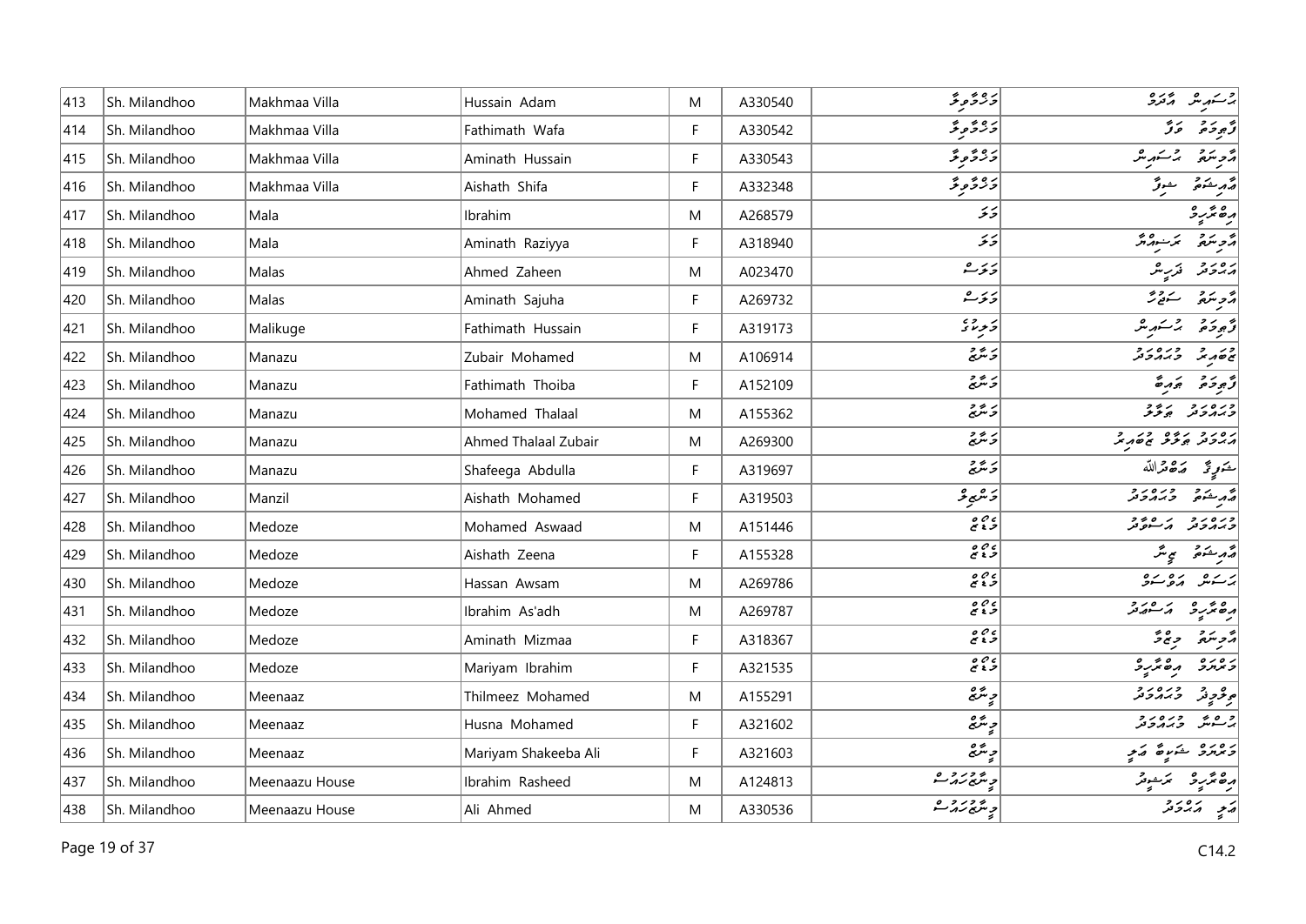| 413 | Sh. Milandhoo | Makhmaa Villa | Hussain Adam | M | A330540 | ގަރުމާވިލާ | ހުސައިން އާދަމް |
|---|---|---|---|---|---|---|---|
| 414 | Sh. Milandhoo | Makhmaa Villa | Fathimath Wafa | F | A330542 | ގަރުމާވިލާ | ފާތިމަތު ވަފާ |
| 415 | Sh. Milandhoo | Makhmaa Villa | Aminath Hussain | F | A330543 | ގަރުމާވިލާ | އާމިނަތު ހުސައިން |
| 416 | Sh. Milandhoo | Makhmaa Villa | Aishath Shifa | F | A332348 | ގަރުމާވިލާ | އައިށަތު ޝިފާ |
| 417 | Sh. Milandhoo | Mala | Ibrahim | M | A268579 | މަލަ | އިބްރާހީމް |
| 418 | Sh. Milandhoo | Mala | Aminath Raziyya | F | A318940 | މަލަ | އާމިނަތު ރަޒިއްޔާ |
| 419 | Sh. Milandhoo | Malas | Ahmed Zaheen | M | A023470 | މަލަސް | އަހުމަދު ޒަހީން |
| 420 | Sh. Milandhoo | Malas | Aminath Sajuha | F | A269732 | މަލަސް | އާމިނަތު ސަޖުހާ |
| 421 | Sh. Milandhoo | Malikuge | Fathimath Hussain | F | A319173 | މަލިކުގެ | ފާތިމަތު ހުސައިން |
| 422 | Sh. Milandhoo | Manazu | Zubair Mohamed | M | A106914 | މަނާޒު | ޒުބައިރު މުހައްމަދު |
| 423 | Sh. Milandhoo | Manazu | Fathimath Thoiba | F | A152109 | މަނާޒު | ފާތިމަތު ޠޮއިބާ |
| 424 | Sh. Milandhoo | Manazu | Mohamed Thalaal | M | A155362 | މަނާޒު | މުހައްމަދު ތަލާލް |
| 425 | Sh. Milandhoo | Manazu | Ahmed Thalaal Zubair | M | A269300 | މަނާޒު | އަހުމަދު ތަލާލް ޒުބައިރު |
| 426 | Sh. Milandhoo | Manazu | Shafeega Abdulla | F | A319697 | މަނާޒު | ޝަފީގާ އަބްދުﷲ |
| 427 | Sh. Milandhoo | Manzil | Aishath Mohamed | F | A319503 | މަންޒިލް | އައިށަތު މުހައްމަދު |
| 428 | Sh. Milandhoo | Medoze | Mohamed Aswaad | M | A151446 | މެޑޯޒް | މުހައްމަދު އަސްވާދު |
| 429 | Sh. Milandhoo | Medoze | Aishath Zeena | F | A155328 | މެޑޯޒް | އައިށަތު ޒީނާ |
| 430 | Sh. Milandhoo | Medoze | Hassan Awsam | M | A269786 | މެޑޯޒް | ހަސަން އައުސަމް |
| 431 | Sh. Milandhoo | Medoze | Ibrahim As'adh | M | A269787 | މެޑޯޒް | އިބްރާހީމް އަސްޢަދު |
| 432 | Sh. Milandhoo | Medoze | Aminath Mizmaa | F | A318367 | މެޑޯޒް | އާމިނަތު މިޒްމާ |
| 433 | Sh. Milandhoo | Medoze | Mariyam Ibrahim | F | A321535 | މެޑޯޒް | މަރިޔަމް އިބްރާހީމް |
| 434 | Sh. Milandhoo | Meenaaz | Thilmeez Mohamed | M | A155291 | މީނާޒް | ތިލްމީޒު މުހައްމަދު |
| 435 | Sh. Milandhoo | Meenaaz | Husna Mohamed | F | A321602 | މީނާޒް | ހުސްނާ މުހައްމަދު |
| 436 | Sh. Milandhoo | Meenaaz | Mariyam Shakeeba Ali | F | A321603 | މީނާޒް | މަރިޔަމް ޝަކީބާ އަލީ |
| 437 | Sh. Milandhoo | Meenaazu House | Ibrahim Rasheed | M | A124813 | މީނާޒުހައުސް | އިބްރާހީމް ރަޝީދު |
| 438 | Sh. Milandhoo | Meenaazu House | Ali Ahmed | M | A330536 | މީނާޒުހައުސް | އަލީ އަހުމަދު |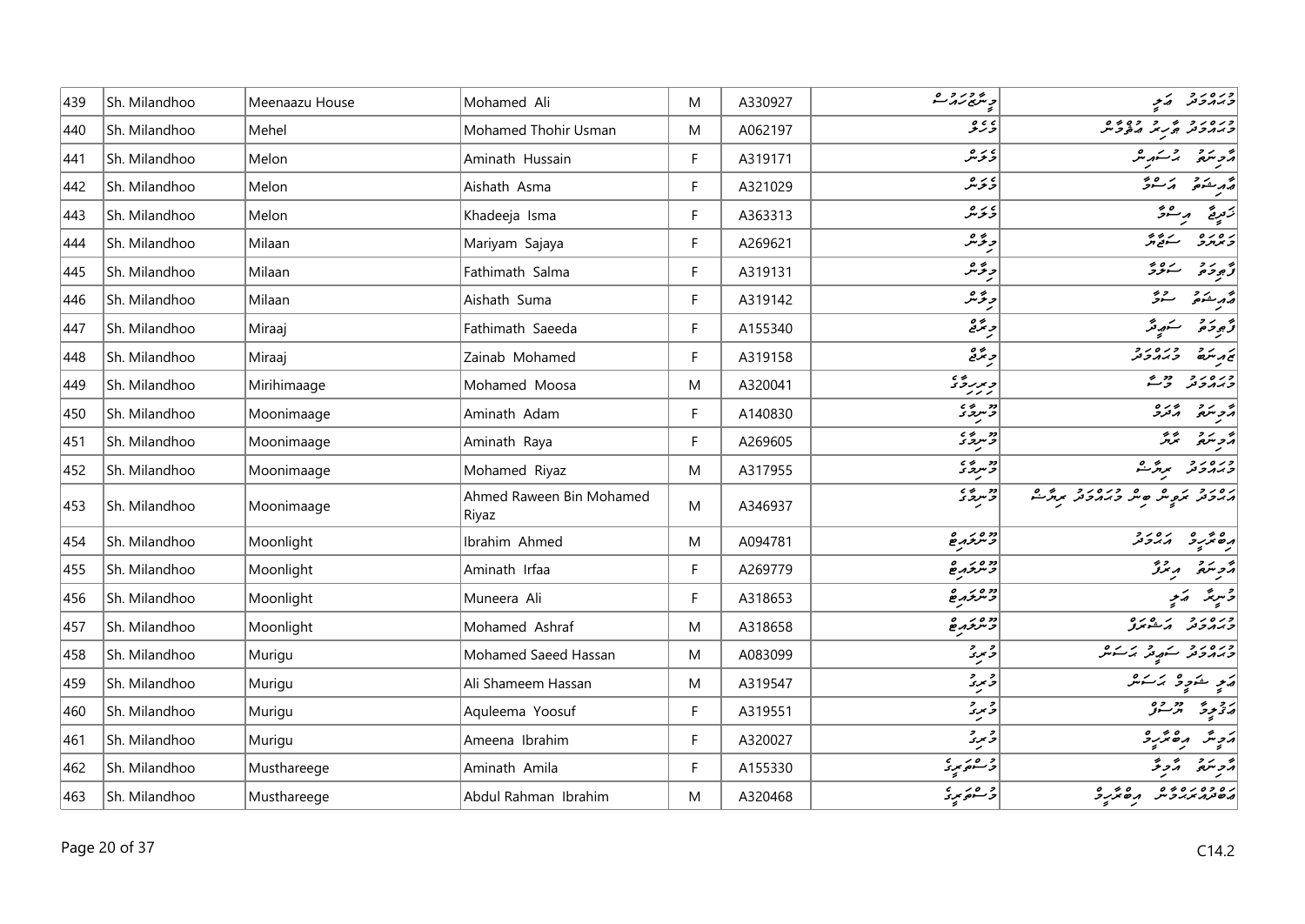| 439 | Sh. Milandhoo | Meenaazu House | Mohamed Ali | M | A330927 | މީނާޒު ހައުސް | މުހައްމަދު އަލީ |
|---|---|---|---|---|---|---|---|
| 440 | Sh. Milandhoo | Mehel | Mohamed Thohir Usman | M | A062197 | މެހެލް | މުހައްމަދު ޠާހިރު އުސްމާން |
| 441 | Sh. Milandhoo | Melon | Aminath Hussain | F | A319171 | މެލަން | އާމިނަތު ހުސައިން |
| 442 | Sh. Milandhoo | Melon | Aishath Asma | F | A321029 | މެލަން | އައިޝަތު އަސްމާ |
| 443 | Sh. Milandhoo | Melon | Khadeeja Isma | F | A363313 | މެލަން | ޚަދީޖާ އިސްމާ |
| 444 | Sh. Milandhoo | Milaan | Mariyam Sajaya | F | A269621 | މިލާން | މަރިޔަމް ސަޖާޔާ |
| 445 | Sh. Milandhoo | Milaan | Fathimath Salma | F | A319131 | މިލާން | ފާތިމަތު ސަލްމާ |
| 446 | Sh. Milandhoo | Milaan | Aishath Suma | F | A319142 | މިލާން | އައިޝަތު ސުމާ |
| 447 | Sh. Milandhoo | Miraaj | Fathimath Saeeda | F | A155340 | މިރާޖް | ފާތިމަތު ސައީދާ |
| 448 | Sh. Milandhoo | Miraaj | Zainab Mohamed | F | A319158 | މިރާޖް | ޒައިނަބް މުހައްމަދު |
| 449 | Sh. Milandhoo | Mirihimaage | Mohamed Moosa | M | A320041 | މިރިހިމާގެ | މުހައްމަދު މޫސާ |
| 450 | Sh. Milandhoo | Moonimaage | Aminath Adam | F | A140830 | މޫނިމާގެ | އާމިނަތު އާދަމް |
| 451 | Sh. Milandhoo | Moonimaage | Aminath Raya | F | A269605 | މޫނިމާގެ | އާމިނަތު ރާޔާ |
| 452 | Sh. Milandhoo | Moonimaage | Mohamed Riyaz | M | A317955 | މޫނިމާގެ | މުހައްމަދު ރިޔާޒް |
| 453 | Sh. Milandhoo | Moonimaage | Ahmed Raween Bin Mohamed Riyaz | M | A346937 | މޫނިމާގެ | އަހްމަދު ރަވީން ބިން މުހައްމަދު ރިޔާޒް |
| 454 | Sh. Milandhoo | Moonlight | Ibrahim Ahmed | M | A094781 | މޫންލައިޓް | އިބްރާހީމް އަހްމަދު |
| 455 | Sh. Milandhoo | Moonlight | Aminath Irfaa | F | A269779 | މޫންލައިޓް | އާމިނަތު އިރްފާ |
| 456 | Sh. Milandhoo | Moonlight | Muneera Ali | F | A318653 | މޫންލައިޓް | މުނީރާ އަލީ |
| 457 | Sh. Milandhoo | Moonlight | Mohamed Ashraf | M | A318658 | މޫންލައިޓް | މުހައްމަދު އަޝްރަފް |
| 458 | Sh. Milandhoo | Murigu | Mohamed Saeed Hassan | M | A083099 | މުރިގު | މުހައްމަދު ސައީދު ހަސަން |
| 459 | Sh. Milandhoo | Murigu | Ali Shameem Hassan | M | A319547 | މުރިގު | އަލީ ޝަމީމް ހަސަން |
| 460 | Sh. Milandhoo | Murigu | Aquleema Yoosuf | F | A319551 | މުރިގު | އަޤުލީމާ ޔޫސުފް |
| 461 | Sh. Milandhoo | Murigu | Ameena Ibrahim | F | A320027 | މުރިގު | އަމީނާ އިބްރާހީމް |
| 462 | Sh. Milandhoo | Musthareege | Aminath Amila | F | A155330 | މުސްތަރީގެ | އާމިނަތު އާމިލާ |
| 463 | Sh. Milandhoo | Musthareege | Abdul Rahman Ibrahim | M | A320468 | މުސްތަރީގެ | އަބްދުއްރަޙްމާން އިބްރާހީމް |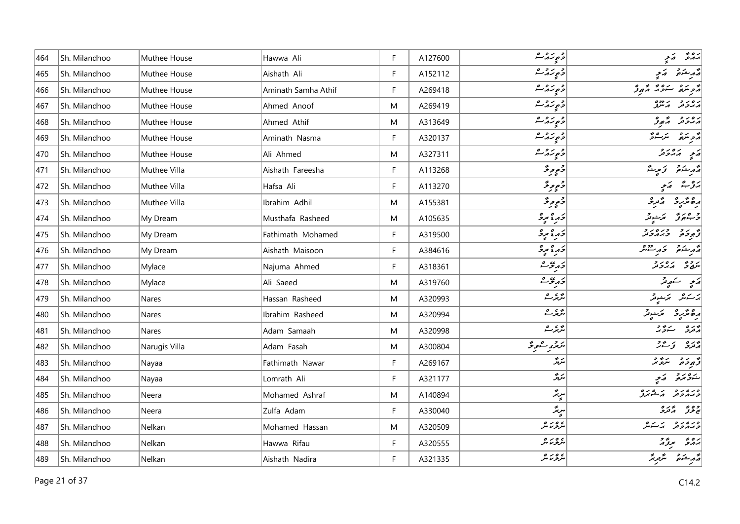| 464 | Sh. Milandhoo | Muthee House | Hawwa Ali | F | A127600 | ޤުތީހައުސް | ހައްވާ ޢަލި |
|---|---|---|---|---|---|---|---|
| 465 | Sh. Milandhoo | Muthee House | Aishath Ali | F | A152112 | ޤުތީހައުސް | ޢައިޝަތު ޢަލި |
| 466 | Sh. Milandhoo | Muthee House | Aminath Samha Athif | F | A269418 | ޤުތީހައުސް | އާމިނަތު ސަމްހާ އާތިފު |
| 467 | Sh. Milandhoo | Muthee House | Ahmed Anoof | M | A269419 | ޤުތީހައުސް | އަހްމަދު އަނޫފު |
| 468 | Sh. Milandhoo | Muthee House | Ahmed Athif | M | A313649 | ޤުތީހައުސް | އަހްމަދު އާތިފު |
| 469 | Sh. Milandhoo | Muthee House | Aminath Nasma | F | A320137 | ޤުތީހައުސް | އާމިނަތު ނަސްމާ |
| 470 | Sh. Milandhoo | Muthee House | Ali Ahmed | M | A327311 | ޤުތީހައުސް | ޢަލި އަހްމަދު |
| 471 | Sh. Milandhoo | Muthee Villa | Aishath Fareesha | F | A113268 | ޤުތީވިލާ | ޢައިޝަތު ފަރީޝާ |
| 472 | Sh. Milandhoo | Muthee Villa | Hafsa Ali | F | A113270 | ޤުތީވިލާ | ހަފްސާ ޢަލި |
| 473 | Sh. Milandhoo | Muthee Villa | Ibrahim Adhil | M | A155381 | ޤުތީވިލާ | އިބްރާހިމް އާދިލް |
| 474 | Sh. Milandhoo | My Dream | Musthafa Rasheed | M | A105635 | މައިޑްރީމް | މުސްތަފާ ރަޝީދު |
| 475 | Sh. Milandhoo | My Dream | Fathimath Mohamed | F | A319500 | މައިޑްރީމް | ފާތިމަތު މުޙައްމަދު |
| 476 | Sh. Milandhoo | My Dream | Aishath Maisoon | F | A384616 | މައިޑްރީމް | ޢައިޝަތު މައިސޫން |
| 477 | Sh. Milandhoo | Mylace | Najuma Ahmed | F | A318361 | މައިލޭސް | ނަޖުމާ އަހްމަދު |
| 478 | Sh. Milandhoo | Mylace | Ali Saeed | M | A319760 | މައިލޭސް | ޢަލި ސަޢީދު |
| 479 | Sh. Milandhoo | Nares | Hassan Rasheed | M | A320993 | ނާރެސް | ހަސަން ރަޝީދު |
| 480 | Sh. Milandhoo | Nares | Ibrahim Rasheed | M | A320994 | ނާރެސް | އިބްރާހިމް ރަޝީދު |
| 481 | Sh. Milandhoo | Nares | Adam Samaah | M | A320998 | ނާރެސް | އާދަމް ސަމާހު |
| 482 | Sh. Milandhoo | Narugis Villa | Adam Fasah | M | A300804 | ނަރުގިސްވިލާ | އާދަމް ފަސާހު |
| 483 | Sh. Milandhoo | Nayaa | Fathimath Nawar | F | A269167 | ނަޔާ | ފާތިމަތު ނަވާރު |
| 484 | Sh. Milandhoo | Nayaa | Lomrath Ali | F | A321177 | ނަޔާ | ލޮމްރަތު ޢަލި |
| 485 | Sh. Milandhoo | Neera | Mohamed Ashraf | M | A140894 | ނީރާ | މުޙައްމަދު އަޝްރަފް |
| 486 | Sh. Milandhoo | Neera | Zulfa Adam | F | A330040 | ނީރާ | ޒުލްފާ އާދަމް |
| 487 | Sh. Milandhoo | Nelkan | Mohamed Hassan | M | A320509 | ނެލްކަން | މުޙައްމަދު ހަސަން |
| 488 | Sh. Milandhoo | Nelkan | Hawwa Rifau | F | A320555 | ނެލްކަން | ހައްވާ ރިފާއު |
| 489 | Sh. Milandhoo | Nelkan | Aishath Nadira | F | A321335 | ނެލްކަން | ޢައިޝަތު ނާދިރާ |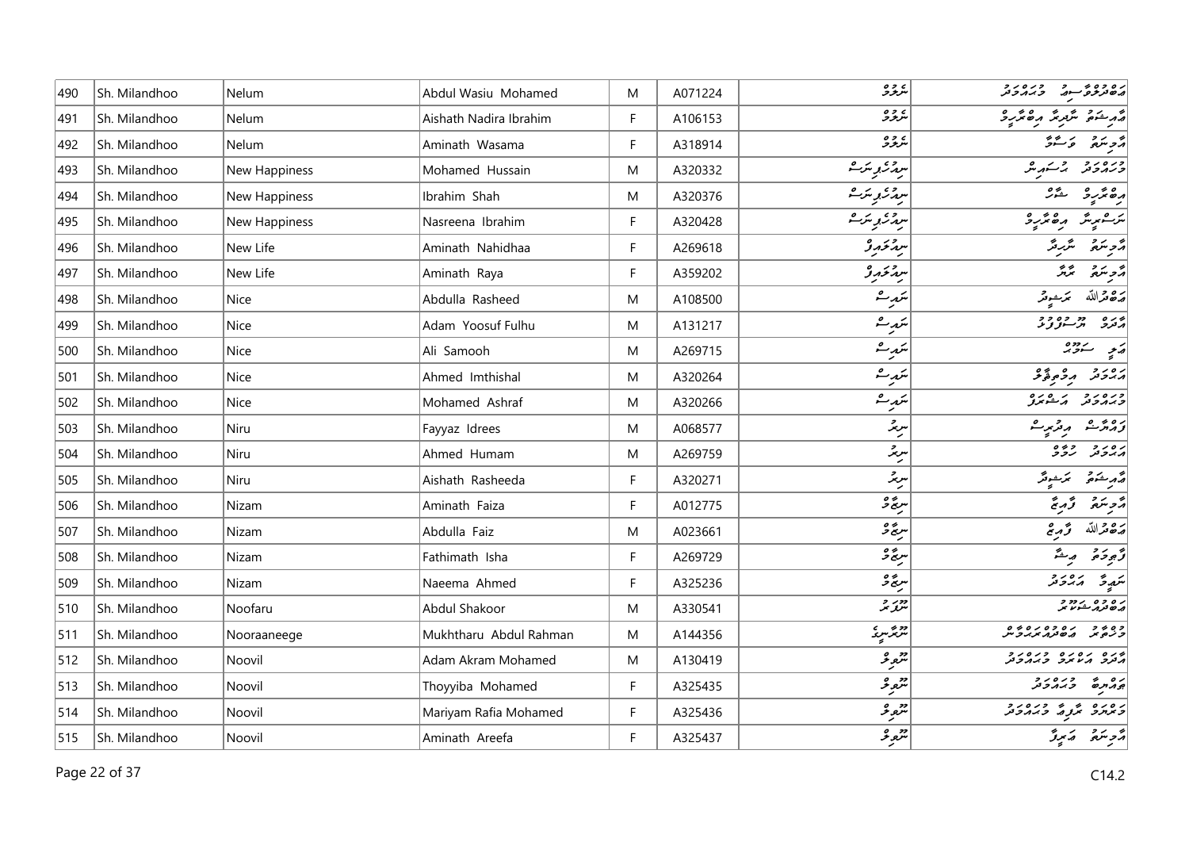| 490 | Sh. Milandhoo | Nelum | Abdul Wasiu Mohamed | M | A071224 | ނެލުމް | އަބްދުލްވާސިއު މުޙައްމަދު |
|---|---|---|---|---|---|---|---|
| 491 | Sh. Milandhoo | Nelum | Aishath Nadira Ibrahim | F | A106153 | ނެލުމް | އައިޝަތު ނާދިރާ އިބްރާހީމް |
| 492 | Sh. Milandhoo | Nelum | Aminath Wasama | F | A318914 | ނެލުމް | އާމިނަތު ވަސާމާ |
| 493 | Sh. Milandhoo | New Happiness | Mohamed Hussain | M | A320332 | ނިއުހެޕިނަސް | މުޙައްމަދު ހުސައިން |
| 494 | Sh. Milandhoo | New Happiness | Ibrahim Shah | M | A320376 | ނިއުހެޕިނަސް | އިބްރާހީމް ޝާހް |
| 495 | Sh. Milandhoo | New Happiness | Nasreena Ibrahim | F | A320428 | ނިއުހެޕިނަސް | ނަސްރީނާ އިބްރާހީމް |
| 496 | Sh. Milandhoo | New Life | Aminath Nahidhaa | F | A269618 | ނިއުލައިފް | އާމިނަތު ނާހިދާ |
| 497 | Sh. Milandhoo | New Life | Aminath Raya | F | A359202 | ނިއުލައިފް | އާމިނަތު ރާޔާ |
| 498 | Sh. Milandhoo | Nice | Abdulla Rasheed | M | A108500 | ނައިސް | އަބްދުﷲ ރަޝީދު |
| 499 | Sh. Milandhoo | Nice | Adam Yoosuf Fulhu | M | A131217 | ނައިސް | އާދަމް ޔޫސުފުފުޅު |
| 500 | Sh. Milandhoo | Nice | Ali Samooh | M | A269715 | ނައިސް | އަލި ސަމޫހު |
| 501 | Sh. Milandhoo | Nice | Ahmed Imthishal | M | A320264 | ނައިސް | އަޙްމަދު އިމްތިޝާލް |
| 502 | Sh. Milandhoo | Nice | Mohamed Ashraf | M | A320266 | ނައިސް | މުޙައްމަދު އަޝްރަފް |
| 503 | Sh. Milandhoo | Niru | Fayyaz Idrees | M | A068577 | ނިރު | ފައްޔާޒް އިދުރީސް |
| 504 | Sh. Milandhoo | Niru | Ahmed Humam | M | A269759 | ނިރު | އަޙްމަދު ހުމާމް |
| 505 | Sh. Milandhoo | Niru | Aishath Rasheeda | F | A320271 | ނިރު | އައިޝަތު ރަޝީދާ |
| 506 | Sh. Milandhoo | Nizam | Aminath Faiza | F | A012775 | ނިޒާމް | އާމިނަތު ފާއިޒާ |
| 507 | Sh. Milandhoo | Nizam | Abdulla Faiz | M | A023661 | ނިޒާމް | އަބްދުﷲ ފާއިޒް |
| 508 | Sh. Milandhoo | Nizam | Fathimath Isha | F | A269729 | ނިޒާމް | ފާތިމަތު އީޝާ |
| 509 | Sh. Milandhoo | Nizam | Naeema Ahmed | F | A325236 | ނިޒާމް | ނައީމާ އަޙްމަދު |
| 510 | Sh. Milandhoo | Noofaru | Abdul Shakoor | M | A330541 | ނޫފަރު | އަބްދުއްޝަކޫރު |
| 511 | Sh. Milandhoo | Nooraaneege | Mukhtharu Abdul Rahman | M | A144356 | ނޫރާނީގެ | މުޚްތާރު އަބްދުއްރަޙްމާން |
| 512 | Sh. Milandhoo | Noovil | Adam Akram Mohamed | M | A130419 | ނޫވިލް | އާދަމް އަކްރަމް މުޙައްމަދު |
| 513 | Sh. Milandhoo | Noovil | Thoyyiba Mohamed | F | A325435 | ނޫވިލް | ޠައްޔިބާ މުޙައްމަދު |
| 514 | Sh. Milandhoo | Noovil | Mariyam Rafia Mohamed | F | A325436 | ނޫވިލް | މަރިޔަމް ރާފިޢާ މުޙައްމަދު |
| 515 | Sh. Milandhoo | Noovil | Aminath Areefa | F | A325437 | ނޫވިލް | އާމިނަތު އަރީފާ |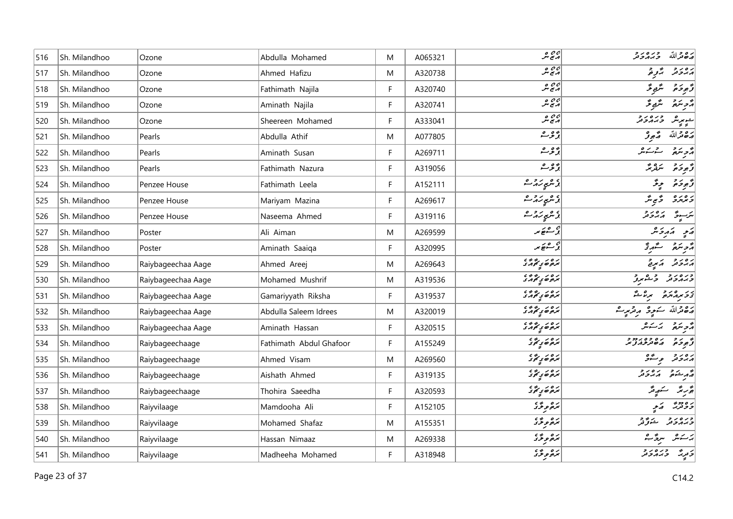| 516 | Sh. Milandhoo | Ozone | Abdulla Mohamed | M | A065321 | އޯޒޯން | އަބްދުﷲ މުޙައްމަދު |
|---|---|---|---|---|---|---|---|
| 517 | Sh. Milandhoo | Ozone | Ahmed Hafizu | M | A320738 | އޯޒޯން | އަޙްމަދު ޙާފިޒު |
| 518 | Sh. Milandhoo | Ozone | Fathimath Najila | F | A320740 | އޯޒޯން | ފާތިމަތު ނާޖިލާ |
| 519 | Sh. Milandhoo | Ozone | Aminath Najila | F | A320741 | އޯޒޯން | އާމިނަތު ނާޖިލާ |
| 520 | Sh. Milandhoo | Ozone | Sheereen Mohamed | F | A333041 | އޯޒޯން | ޝީރީން މުޙައްމަދު |
| 521 | Sh. Milandhoo | Pearls | Abdulla Athif | M | A077805 | ޕާލްސް | އަބްދުﷲ އާތިފް |
| 522 | Sh. Milandhoo | Pearls | Aminath Susan | F | A269711 | ޕާލްސް | އާމިނަތު ސޫސަން |
| 523 | Sh. Milandhoo | Pearls | Fathimath Nazura | F | A319056 | ޕާލްސް | ފާތިމަތު ނަޒްރާ |
| 524 | Sh. Milandhoo | Penzee House | Fathimath Leela | F | A152111 | ޕެންޒީހައުސް | ފާތިމަތު ލީލާ |
| 525 | Sh. Milandhoo | Penzee House | Mariyam Mazina | F | A269617 | ޕެންޒީހައުސް | މަރިޔަމް މާޒިނާ |
| 526 | Sh. Milandhoo | Penzee House | Naseema Ahmed | F | A319116 | ޕެންޒީހައުސް | ނަސީމާ އަޙްމަދު |
| 527 | Sh. Milandhoo | Poster | Ali Aiman | M | A269599 | ޕޯސްޓަރ | އަލީ އައިމަން |
| 528 | Sh. Milandhoo | Poster | Aminath Saaiqa | F | A320995 | ޕޯސްޓަރ | އާމިނަތު ސާއިގާ |
| 529 | Sh. Milandhoo | Raiybageechaa Aage | Ahmed Areej | M | A269643 | ރައްބަގީޗާއާގެ | އަޙްމަދު އަރީޖު |
| 530 | Sh. Milandhoo | Raiybageechaa Aage | Mohamed Mushrif | M | A319536 | ރައްބަގީޗާއާގެ | މުޙައްމަދު މުޝްރިފު |
| 531 | Sh. Milandhoo | Raiybageechaa Aage | Gamariyyath Riksha | F | A319537 | ރައްބަގީޗާއާގެ | ގަމަރިއްޔަތު ރިކްޝާ |
| 532 | Sh. Milandhoo | Raiybageechaa Aage | Abdulla Saleem Idrees | M | A320019 | ރައްބަގީޗާއާގެ | އަބްދުﷲ ސަލީމް އިދުރީސް |
| 533 | Sh. Milandhoo | Raiybageechaa Aage | Aminath Hassan | F | A320515 | ރައްބަގީޗާއާގެ | އާމިނަތު ހަސަން |
| 534 | Sh. Milandhoo | Raiybageechaage | Fathimath Abdul Ghafoor | F | A155249 | ރައްބަގީޗާގެ | ފާތިމަތު އަބްދުލްޣަފޫރު |
| 535 | Sh. Milandhoo | Raiybageechaage | Ahmed Visam | M | A269560 | ރައްބަގީޗާގެ | އަޙްމަދު ވިސާމް |
| 536 | Sh. Milandhoo | Raiybageechaage | Aishath Ahmed | F | A319135 | ރައްބަގީޗާގެ | އާއިޝަތު އަޙްމަދު |
| 537 | Sh. Milandhoo | Raiybageechaage | Thohira Saeedha | F | A320593 | ރައްބަގީޗާގެ | ޠާހިރާ ސަޢީދާ |
| 538 | Sh. Milandhoo | Raiyvilaage | Mamdooha Ali | F | A152105 | ރައްވިލާގެ | މަމްދޫޙާ އަލީ |
| 539 | Sh. Milandhoo | Raiyvilaage | Mohamed Shafaz | M | A155351 | ރައްވިލާގެ | މުޙައްމަދު ޝަފާޒު |
| 540 | Sh. Milandhoo | Raiyvilaage | Hassan Nimaaz | M | A269338 | ރައްވިލާގެ | ހަސަން ނިމާޒު |
| 541 | Sh. Milandhoo | Raiyvilaage | Madheeha Mohamed | F | A318948 | ރައްވިލާގެ | މަދީޙާ މުޙައްމަދު |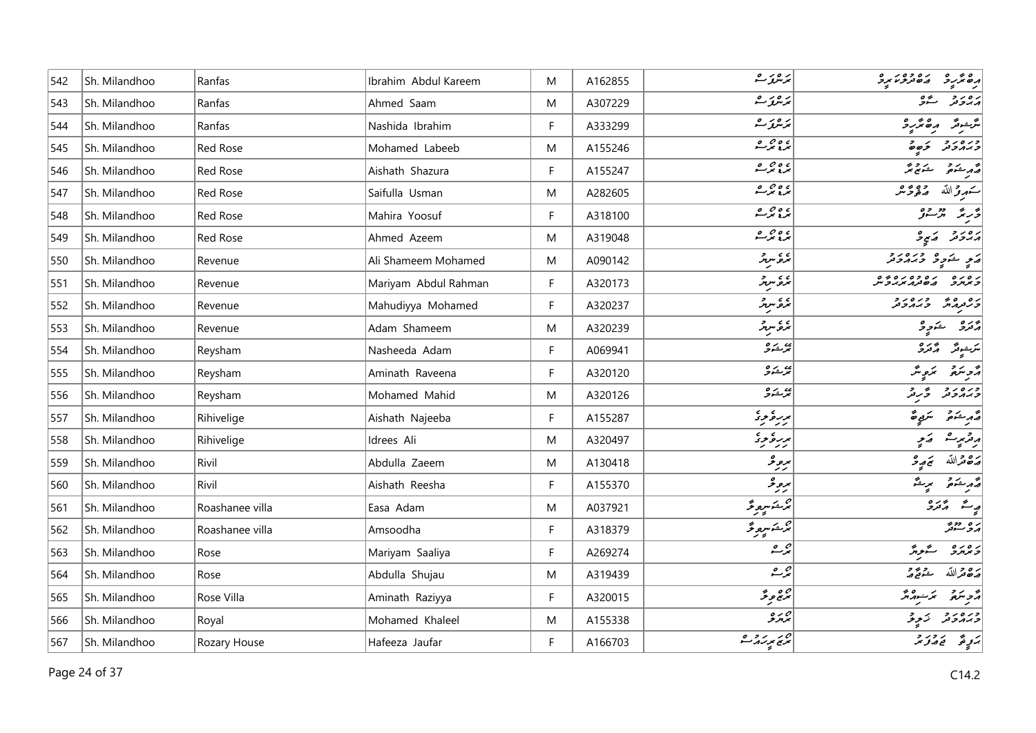| 542 | Sh. Milandhoo | Ranfas | Ibrahim Abdul Kareem | M | A162855 | ރަންފަސް | އިބްރާހީމް އަބްދުލްކަރީމް |
|---|---|---|---|---|---|---|---|
| 543 | Sh. Milandhoo | Ranfas | Ahmed Saam | M | A307229 | ރަންފަސް | އަޙްމަދު ސާމް |
| 544 | Sh. Milandhoo | Ranfas | Nashida Ibrahim | F | A333299 | ރަންފަސް | ނާޝިދާ އިބްރާހީމް |
| 545 | Sh. Milandhoo | Red Rose | Mohamed Labeeb | M | A155246 | ރެޑްރޯސް | މުޙައްމަދު ލަބީބު |
| 546 | Sh. Milandhoo | Red Rose | Aishath Shazura | F | A155247 | ރެޑްރޯސް | އާއިޝަތު ޝަޒޫރާ |
| 547 | Sh. Milandhoo | Red Rose | Saifulla Usman | M | A282605 | ރެޑްރޯސް | ސައިފުﷲ ޢުތުމާން |
| 548 | Sh. Milandhoo | Red Rose | Mahira Yoosuf | F | A318100 | ރެޑްރޯސް | މާހިރާ ޔޫސުފް |
| 549 | Sh. Milandhoo | Red Rose | Ahmed Azeem | M | A319048 | ރެޑްރޯސް | އަޙްމަދު އަޒީމް |
| 550 | Sh. Milandhoo | Revenue | Ali Shameem Mohamed | M | A090142 | ރެވެނިއު | އަލި ޝަމީމް މުޙައްމަދު |
| 551 | Sh. Milandhoo | Revenue | Mariyam Abdul Rahman | F | A320173 | ރެވެނިއު | މަރިޔަމް އަބްދުއްރަޙްމާން |
| 552 | Sh. Milandhoo | Revenue | Mahudiyya Mohamed | F | A320237 | ރެވެނިއު | މަހްދިއްޔާ މުޙައްމަދު |
| 553 | Sh. Milandhoo | Revenue | Adam Shameem | M | A320239 | ރެވެނިއު | އާދަމް ޝަމީމް |
| 554 | Sh. Milandhoo | Reysham | Nasheeda Adam | F | A069941 | ރޭޝަމް | ނަޝީދާ އާދަމް |
| 555 | Sh. Milandhoo | Reysham | Aminath Raveena | F | A320120 | ރޭޝަމް | އާމިނަތު ރަވީނާ |
| 556 | Sh. Milandhoo | Reysham | Mohamed Mahid | M | A320126 | ރޭޝަމް | މުޙައްމަދު މާހިދު |
| 557 | Sh. Milandhoo | Rihivelige | Aishath Najeeba | F | A155287 | ރިހިވެލިގެ | އާއިޝަތު ނަޖީބާ |
| 558 | Sh. Milandhoo | Rihivelige | Idrees Ali | M | A320497 | ރިހިވެލިގެ | އިދްރީސް އަލި |
| 559 | Sh. Milandhoo | Rivil | Abdulla Zaeem | M | A130418 | ރިވިލް | އަބްދުﷲ ޒަޢީމް |
| 560 | Sh. Milandhoo | Rivil | Aishath Reesha | F | A155370 | ރިވިލް | އާއިޝަތު ރީޝާ |
| 561 | Sh. Milandhoo | Roashanee villa | Easa Adam | M | A037921 | ރޯޝަނީވިލާ | ޢީސާ އާދަމް |
| 562 | Sh. Milandhoo | Roashanee villa | Amsoodha | F | A318379 | ރޯޝަނީވިލާ | އަމްސޫދާ |
| 563 | Sh. Milandhoo | Rose | Mariyam Saaliya | F | A269274 | ރޯސް | މަރިޔަމް ސާލިޔާ |
| 564 | Sh. Milandhoo | Rose | Abdulla Shujau | M | A319439 | ރޯސް | އަބްދުﷲ ޝުޖާޢު |
| 565 | Sh. Milandhoo | Rose Villa | Aminath Raziyya | F | A320015 | ރޯޒްވިލާ | އާމިނަތު ރަޟިއްޔާ |
| 566 | Sh. Milandhoo | Royal | Mohamed Khaleel | M | A155338 | ރޯޔަލް | މުޙައްމަދު ޚަލީލު |
| 567 | Sh. Milandhoo | Rozary House | Hafeeza Jaufar | F | A166703 | ރޯޒަރީހައުސް | ހަފީޒާ ޖައުފަރު |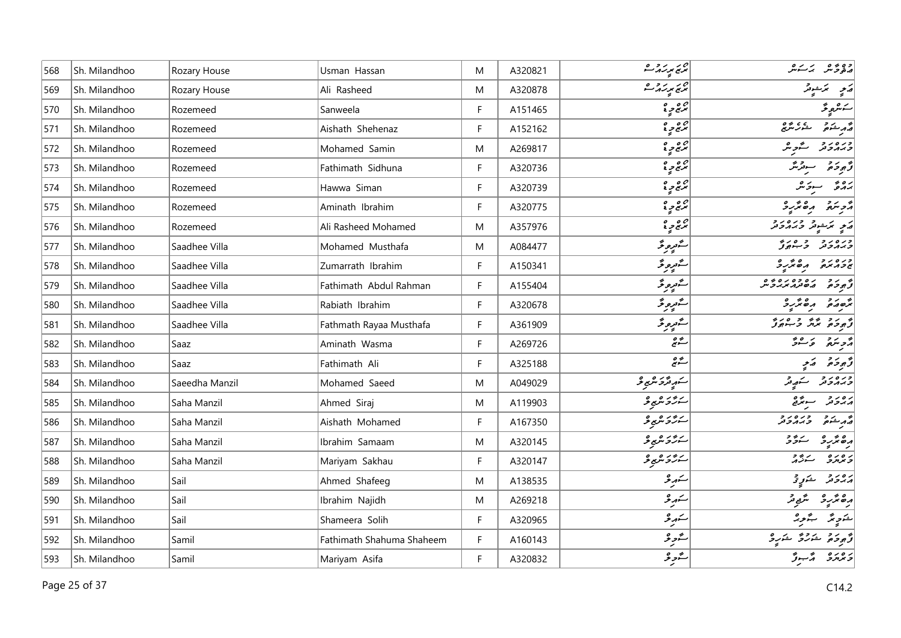| 568 | Sh. Milandhoo | Rozary House | Usman Hassan | M | A320821 | ޕްރޯޒަރީހައުސް | ޢުثްމާން ހަސަން |
|---|---|---|---|---|---|---|---|
| 569 | Sh. Milandhoo | Rozary House | Ali Rasheed | M | A320878 | ޕްރޯޒަރީހައުސް | ޢަލީ ރަޝީދު |
| 570 | Sh. Milandhoo | Rozemeed | Sanweela | F | A151465 | ރޯޒްމީޑް | ސަންވީލާ |
| 571 | Sh. Milandhoo | Rozemeed | Aishath Shehenaz | F | A152162 | ރޯޒްމީޑް | ޢާއިޝަތު ޝެހެނާޒް |
| 572 | Sh. Milandhoo | Rozemeed | Mohamed Samin | M | A269817 | ރޯޒްމީޑް | މުހައްމަދު ސާމިން |
| 573 | Sh. Milandhoo | Rozemeed | Fathimath Sidhuna | F | A320736 | ރޯޒްމީޑް | ފާތިމަތު ސިދުނާ |
| 574 | Sh. Milandhoo | Rozemeed | Hawwa Siman | F | A320739 | ރޯޒްމީޑް | ހައްވާ ސިމަން |
| 575 | Sh. Milandhoo | Rozemeed | Aminath Ibrahim | F | A320775 | ރޯޒްމީޑް | އާމިނަތު އިބްރާހީމް |
| 576 | Sh. Milandhoo | Rozemeed | Ali Rasheed Mohamed | M | A357976 | ރޯޒްމީޑް | ޢަލީ ރަޝީދު މުހައްމަދު |
| 577 | Sh. Milandhoo | Saadhee Villa | Mohamed Musthafa | M | A084477 | ސާދީވިލާ | މުހައްމަދު މުސްތަފާ |
| 578 | Sh. Milandhoo | Saadhee Villa | Zumarrath Ibrahim | F | A150341 | ސާދީވިލާ | ޒުމައްރަތު އިބްރާހީމް |
| 579 | Sh. Milandhoo | Saadhee Villa | Fathimath Abdul Rahman | F | A155404 | ސާދީވިލާ | ފާތިމަތު ޢަބްދުއްރަޙްމާން |
| 580 | Sh. Milandhoo | Saadhee Villa | Rabiath Ibrahim | F | A320678 | ސާދީވިލާ | ރާބިޢަތު އިބްރާހީމް |
| 581 | Sh. Milandhoo | Saadhee Villa | Fathmath Rayaa Musthafa | F | A361909 | ސާދީވިލާ | ފާތިމަތު ރަޔާ މުސްތަފާ |
| 582 | Sh. Milandhoo | Saaz | Aminath Wasma | F | A269726 | ސާޒް | އާމިނަތު ވަސްމާ |
| 583 | Sh. Milandhoo | Saaz | Fathimath Ali | F | A325188 | ސާޒް | ފާތިމަތު ޢަލީ |
| 584 | Sh. Milandhoo | Saeedha Manzil | Mohamed Saeed | M | A049029 | ސަޢީދާމަންޒިލް | މުހައްމަދު ސަޢީދު |
| 585 | Sh. Milandhoo | Saha Manzil | Ahmed Siraj | M | A119903 | ސަހާމަންޒިލް | އަހްމަދު ސިރާޖް |
| 586 | Sh. Milandhoo | Saha Manzil | Aishath Mohamed | F | A167350 | ސަހާމަންޒިލް | ޢާއިޝަތު މުހައްމަދު |
| 587 | Sh. Milandhoo | Saha Manzil | Ibrahim Samaam | M | A320145 | ސަހާމަންޒިލް | އިބްރާހީމް ސަމާމް |
| 588 | Sh. Milandhoo | Saha Manzil | Mariyam Sakhau | F | A320147 | ސަހާމަންޒިލް | މަރިޔަމް ސަޚާއު |
| 589 | Sh. Milandhoo | Sail | Ahmed Shafeeg | M | A138535 | ސައިލް | އަހްމަދު ޝަފީގު |
| 590 | Sh. Milandhoo | Sail | Ibrahim Najidh | M | A269218 | ސައިލް | އިބްރާހީމް ނާޖިދު |
| 591 | Sh. Milandhoo | Sail | Shameera Solih | F | A320965 | ސައިލް | ޝަމީރާ ޞާލިޙް |
| 592 | Sh. Milandhoo | Samil | Fathimath Shahuma Shaheem | F | A160143 | ސާމިލް | ފާތިމަތު ޝަހުމާ ޝަހީމް |
| 593 | Sh. Milandhoo | Samil | Mariyam Asifa | F | A320832 | ސާމިލް | މަރިޔަމް އާސިފާ |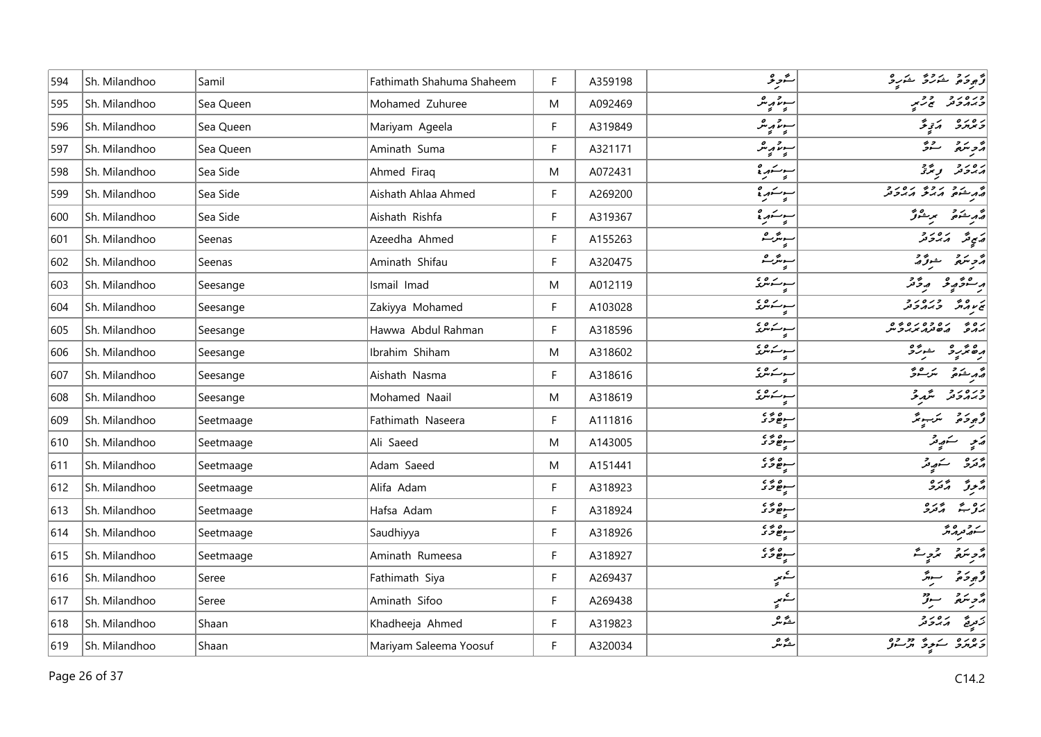| 594 | Sh. Milandhoo | Samil | Fathimath Shahuma Shaheem | F | A359198 | ސާމިލް | ފާތިމަތު ޝަހުމާ ޝަހީމް |
|---|---|---|---|---|---|---|---|
| 595 | Sh. Milandhoo | Sea Queen | Mohamed Zuhuree | M | A092469 | ސީކުއީން | މުހައްމަދު ޒުހުރީ |
| 596 | Sh. Milandhoo | Sea Queen | Mariyam Ageela | F | A319849 | ސީކުއީން | މަރްޔަމް އަޤީލާ |
| 597 | Sh. Milandhoo | Sea Queen | Aminath Suma | F | A321171 | ސީކުއީން | އާމިނަތު ސުމާ |
| 598 | Sh. Milandhoo | Sea Side | Ahmed Firaq | M | A072431 | ސީސައިޑް | އަޙްމަދު ފިރާގު |
| 599 | Sh. Milandhoo | Sea Side | Aishath Ahlaa Ahmed | F | A269200 | ސީސައިޑް | އާއިޝަތު އަހުލާ އަޙްމަދު |
| 600 | Sh. Milandhoo | Sea Side | Aishath Rishfa | F | A319367 | ސީސައިޑް | އާއިޝަތު ރިޝްފާ |
| 601 | Sh. Milandhoo | Seenas | Azeedha Ahmed | F | A155263 | ސީނާސް | އަޒީދާ އަޙްމަދު |
| 602 | Sh. Milandhoo | Seenas | Aminath Shifau | F | A320475 | ސީނާސް | އާމިނަތު ޝިފާއު |
| 603 | Sh. Milandhoo | Seesange | Ismail Imad | M | A012119 | ސީސަންގެ | އިސްމާއިލް އިމާދު |
| 604 | Sh. Milandhoo | Seesange | Zakiyya Mohamed | F | A103028 | ސީސަންގެ | ޒަކިއްޔާ މުހައްމަދު |
| 605 | Sh. Milandhoo | Seesange | Hawwa Abdul Rahman | F | A318596 | ސީސަންގެ | ހައްވާ އަބްދުލްރަޙްމާން |
| 606 | Sh. Milandhoo | Seesange | Ibrahim Shiham | M | A318602 | ސީސަންގެ | އިބްރާހީމް ޝިހާމް |
| 607 | Sh. Milandhoo | Seesange | Aishath Nasma | F | A318616 | ސީސަންގެ | އާއިޝަތު ނަސްމާ |
| 608 | Sh. Milandhoo | Seesange | Mohamed Naail | M | A318619 | ސީސަންގެ | މުހައްމަދު ނާއިލް |
| 609 | Sh. Milandhoo | Seetmaage | Fathimath Naseera | F | A111816 | ސީޓްމާގެ | ފާތިމަތު ނަސީރާ |
| 610 | Sh. Milandhoo | Seetmaage | Ali Saeed | M | A143005 | ސީޓްމާގެ | އަލި ސައީދު |
| 611 | Sh. Milandhoo | Seetmaage | Adam Saeed | M | A151441 | ސީޓްމާގެ | އާދަމް ސައީދު |
| 612 | Sh. Milandhoo | Seetmaage | Alifa Adam | F | A318923 | ސީޓްމާގެ | އާލިފާ އާދަމް |
| 613 | Sh. Milandhoo | Seetmaage | Hafsa Adam | F | A318924 | ސީޓްމާގެ | ހަފްސާ އާދަމް |
| 614 | Sh. Milandhoo | Seetmaage | Saudhiyya | F | A318926 | ސީޓްމާގެ | ސައުދިއްޔާ |
| 615 | Sh. Milandhoo | Seetmaage | Aminath Rumeesa | F | A318927 | ސީޓްމާގެ | އާމިނަތު ރުމީސާ |
| 616 | Sh. Milandhoo | Seree | Fathimath Siya | F | A269437 | ސެރީ | ފާތިމަތު ސިޔާ |
| 617 | Sh. Milandhoo | Seree | Aminath Sifoo | F | A269438 | ސެރީ | އާމިނަތު ސިފޫ |
| 618 | Sh. Milandhoo | Shaan | Khadheeja Ahmed | F | A319823 | ޝާން | ޚަދީޖާ އަޙްމަދު |
| 619 | Sh. Milandhoo | Shaan | Mariyam Saleema Yoosuf | F | A320034 | ޝާން | މަރްޔަމް ސަލީމާ ޔޫސުފް |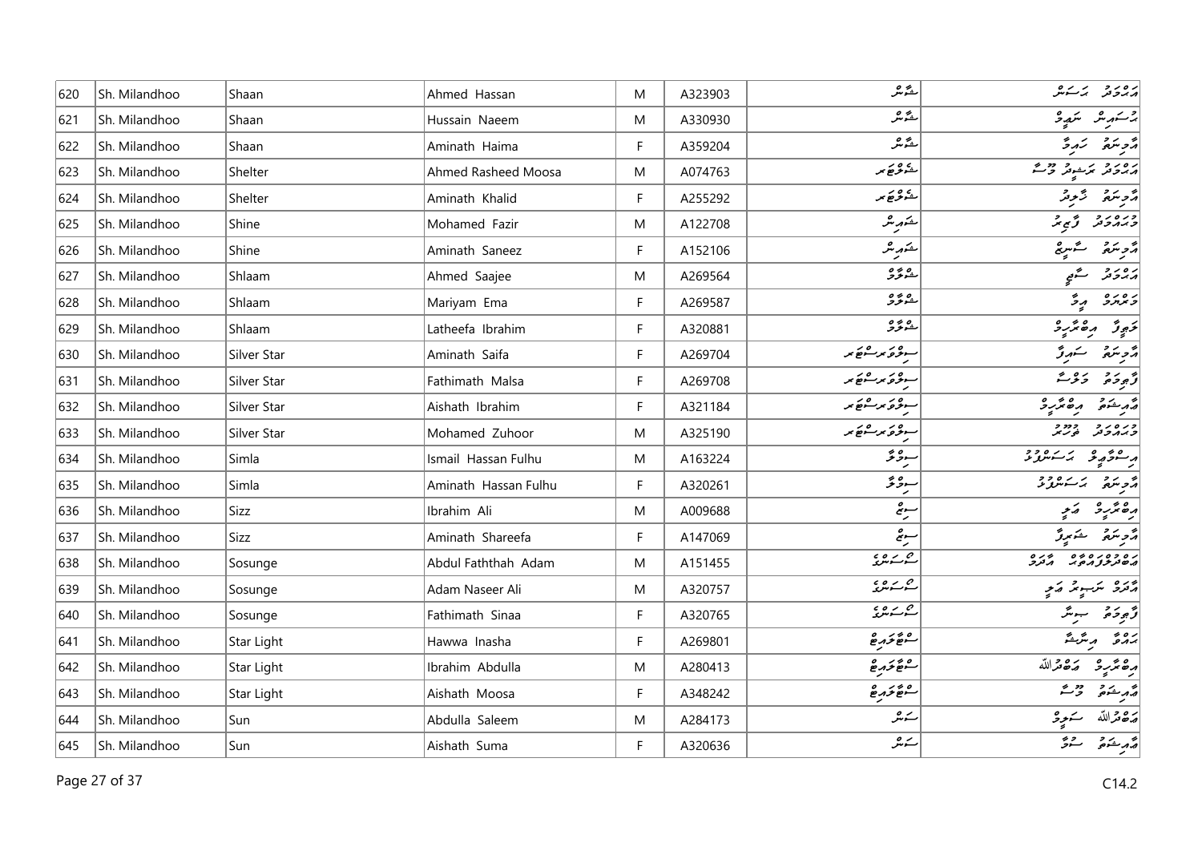| 620 | Sh. Milandhoo | Shaan | Ahmed Hassan | M | A323903 | ޝާން | އަޙްމަދު ޙަސަން |
|---|---|---|---|---|---|---|---|
| 621 | Sh. Milandhoo | Shaan | Hussain Naeem | M | A330930 | ޝާން | ޙުސައިން ނަޢީމް |
| 622 | Sh. Milandhoo | Shaan | Aminath Haima | F | A359204 | ޝާން | އާމިނަތު ހައިމާ |
| 623 | Sh. Milandhoo | Shelter | Ahmed Rasheed Moosa | M | A074763 | ޝެލްޓަރ | އަޙްމަދު ރަޝީދު މޫސާ |
| 624 | Sh. Milandhoo | Shelter | Aminath Khalid | F | A255292 | ޝެލްޓަރ | އާމިނަތު ޚާލިދު |
| 625 | Sh. Milandhoo | Shine | Mohamed Fazir | M | A122708 | ޝައިން | މުޙައްމަދު ފާޒިރު |
| 626 | Sh. Milandhoo | Shine | Aminath Saneez | F | A152106 | ޝައިން | އާމިނަތު ސާނީޒް |
| 627 | Sh. Milandhoo | Shlaam | Ahmed Saajee | M | A269564 | ޝްލާމް | އަޙްމަދު ސާޖީ |
| 628 | Sh. Milandhoo | Shlaam | Mariyam Ema | F | A269587 | ޝްލާމް | މަރިޔަމް އީމާ |
| 629 | Sh. Milandhoo | Shlaam | Latheefa Ibrahim | F | A320881 | ޝްލާމް | ލަޠީފާ އިބްރާހީމް |
| 630 | Sh. Milandhoo | Silver Star | Aminath Saifa | F | A269704 | ސިލްވަރސްޓަރ | އާމިނަތު ސައިފާ |
| 631 | Sh. Milandhoo | Silver Star | Fathimath Malsa | F | A269708 | ސިލްވަރސްޓަރ | ފާތިމަތު މަލްސާ |
| 632 | Sh. Milandhoo | Silver Star | Aishath Ibrahim | F | A321184 | ސިލްވަރސްޓަރ | އާއިޝަތު އިބްރާހީމް |
| 633 | Sh. Milandhoo | Silver Star | Mohamed Zuhoor | M | A325190 | ސިލްވަރސްޓަރ | މުޙައްމަދު ޒުހޫރު |
| 634 | Sh. Milandhoo | Simla | Ismail Hassan Fulhu | M | A163224 | ސިމްލާ | އިސްމާއީލް ޙަސަންފުޅު |
| 635 | Sh. Milandhoo | Simla | Aminath Hassan Fulhu | F | A320261 | ސިމްލާ | އާމިނަތު ޙަސަންފުޅު |
| 636 | Sh. Milandhoo | Sizz | Ibrahim Ali | M | A009688 | ސިޒް | އިބްރާހީމް ޢަލީ |
| 637 | Sh. Milandhoo | Sizz | Aminath Shareefa | F | A147069 | ސިޒް | އާމިނަތު ޝަރީފާ |
| 638 | Sh. Milandhoo | Sosunge | Abdul Faththah Adam | M | A151455 | ސޯސަންގެ | ޢަބްދުލްފައްތާޙް އާދަމް |
| 639 | Sh. Milandhoo | Sosunge | Adam Naseer Ali | M | A320757 | ސޯސަންގެ | އާދަމް ނަސީރު ޢަލީ |
| 640 | Sh. Milandhoo | Sosunge | Fathimath Sinaa | F | A320765 | ސޯސަންގެ | ފާތިމަތު ސިނާ |
| 641 | Sh. Milandhoo | Star Light | Hawwa Inasha | F | A269801 | ސްޓާލައިޓް | ޙައްވާ އިނާޝާ |
| 642 | Sh. Milandhoo | Star Light | Ibrahim Abdulla | M | A280413 | ސްޓާލައިޓް | އިބްރާހީމް ޢަބްދުﷲ |
| 643 | Sh. Milandhoo | Star Light | Aishath Moosa | F | A348242 | ސްޓާލައިޓް | އާއިޝަތު މޫސާ |
| 644 | Sh. Milandhoo | Sun | Abdulla Saleem | M | A284173 | ސަން | ޢަބްދުﷲ ސަލީމް |
| 645 | Sh. Milandhoo | Sun | Aishath Suma | F | A320636 | ސަން | އާއިޝަތު ސުމާ |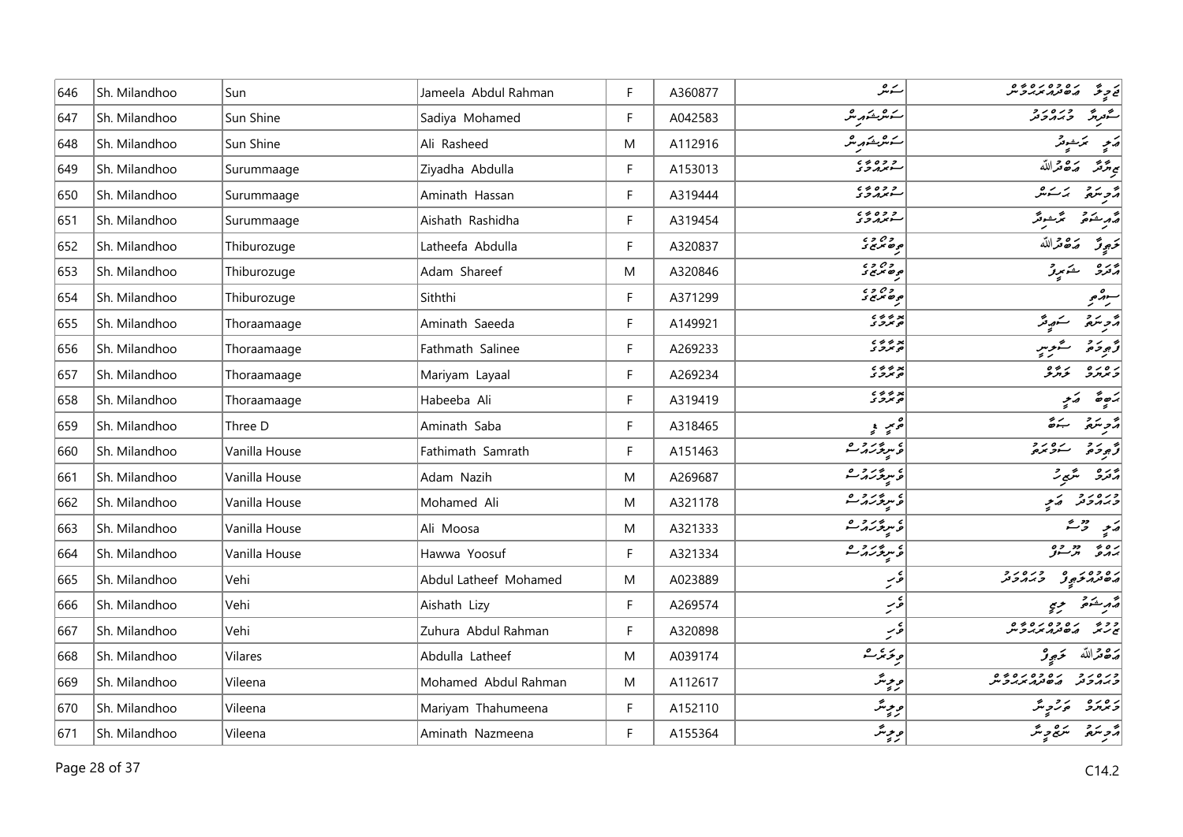| 646 | Sh. Milandhoo | Sun | Jameela Abdul Rahman | F | A360877 | ސަން | ޖަމީލާ އަބްދުއްރަޙްމާން |
|---|---|---|---|---|---|---|---|
| 647 | Sh. Milandhoo | Sun Shine | Sadiya Mohamed | F | A042583 | ސަންޝައިން | ސާދިޔާ މުޙައްމަދު |
| 648 | Sh. Milandhoo | Sun Shine | Ali Rasheed | M | A112916 | ސަންޝައިން | އަލީ ރަޝީދު |
| 649 | Sh. Milandhoo | Surummaage | Ziyadha Abdulla | F | A153013 | ސުރުއްމާގެ | ޒިޔާދާ އަބްދުﷲ |
| 650 | Sh. Milandhoo | Surummaage | Aminath Hassan | F | A319444 | ސުރުއްމާގެ | އާމިނަތު ހަސަން |
| 651 | Sh. Milandhoo | Surummaage | Aishath Rashidha | F | A319454 | ސުރުއްމާގެ | އާއިޝަތު ރާޝިދާ |
| 652 | Sh. Milandhoo | Thiburozuge | Latheefa Abdulla | F | A320837 | ތިބުރޮޒުގެ | ލަޠީފާ އަބްދުﷲ |
| 653 | Sh. Milandhoo | Thiburozuge | Adam Shareef | M | A320846 | ތިބުރޮޒުގެ | އާދަމް ޝަރީފް |
| 654 | Sh. Milandhoo | Thiburozuge | Siththi | F | A371299 | ތިބުރޮޒުގެ | ސިއްތި |
| 655 | Sh. Milandhoo | Thoraamaage | Aminath Saeeda | F | A149921 | ތޯރާމާގެ | އާމިނަތު ސަޢީދާ |
| 656 | Sh. Milandhoo | Thoraamaage | Fathmath Salinee | F | A269233 | ތޯރާމާގެ | ފާތިމަތު ސާލިނީ |
| 657 | Sh. Milandhoo | Thoraamaage | Mariyam Layaal | F | A269234 | ތޯރާމާގެ | މަރިޔަމް ލަޔާލް |
| 658 | Sh. Milandhoo | Thoraamaage | Habeeba Ali | F | A319419 | ތޯރާމާގެ | ހަބީބާ އަލީ |
| 659 | Sh. Milandhoo | Three D | Aminath Saba | F | A318465 | ތްރީ ޑީ | އާމިނަތު ސަބާ |
| 660 | Sh. Milandhoo | Vanilla House | Fathimath Samrath | F | A151463 | ވެނިލާހައުސް | ފާތިމަތު ސަމްރަތު |
| 661 | Sh. Milandhoo | Vanilla House | Adam Nazih | M | A269687 | ވެނިލާހައުސް | އާދަމް ނާޒިހް |
| 662 | Sh. Milandhoo | Vanilla House | Mohamed Ali | M | A321178 | ވެނިލާހައުސް | މުޙައްމަދު އަލީ |
| 663 | Sh. Milandhoo | Vanilla House | Ali Moosa | M | A321333 | ވެނިލާހައުސް | އަލީ މޫސާ |
| 664 | Sh. Milandhoo | Vanilla House | Hawwa Yoosuf | F | A321334 | ވެނިލާހައުސް | ހައްވާ ޔޫސުފް |
| 665 | Sh. Milandhoo | Vehi | Abdul Latheef Mohamed | M | A023889 | ވެހި | އަބްދުއްލަޠީފް މުޙައްމަދު |
| 666 | Sh. Milandhoo | Vehi | Aishath Lizy | F | A269574 | ވެހި | އާއިޝަތު ލިޒީ |
| 667 | Sh. Milandhoo | Vehi | Zuhura Abdul Rahman | F | A320898 | ވެހި | ޒުހުރާ އަބްދުއްރަޙްމާން |
| 668 | Sh. Milandhoo | Vilares | Abdulla Latheef | M | A039174 | ވިލަރެސް | އަބްދުﷲ ލަޠީފް |
| 669 | Sh. Milandhoo | Vileena | Mohamed Abdul Rahman | M | A112617 | ވިލީނާ | މުޙައްމަދު އަބްދުއްރަޙްމާން |
| 670 | Sh. Milandhoo | Vileena | Mariyam Thahumeena | F | A152110 | ވިލީނާ | މަރިޔަމް ތަހުމީނާ |
| 671 | Sh. Milandhoo | Vileena | Aminath Nazmeena | F | A155364 | ވިލީނާ | އާމިނަތު ނަޒްމީނާ |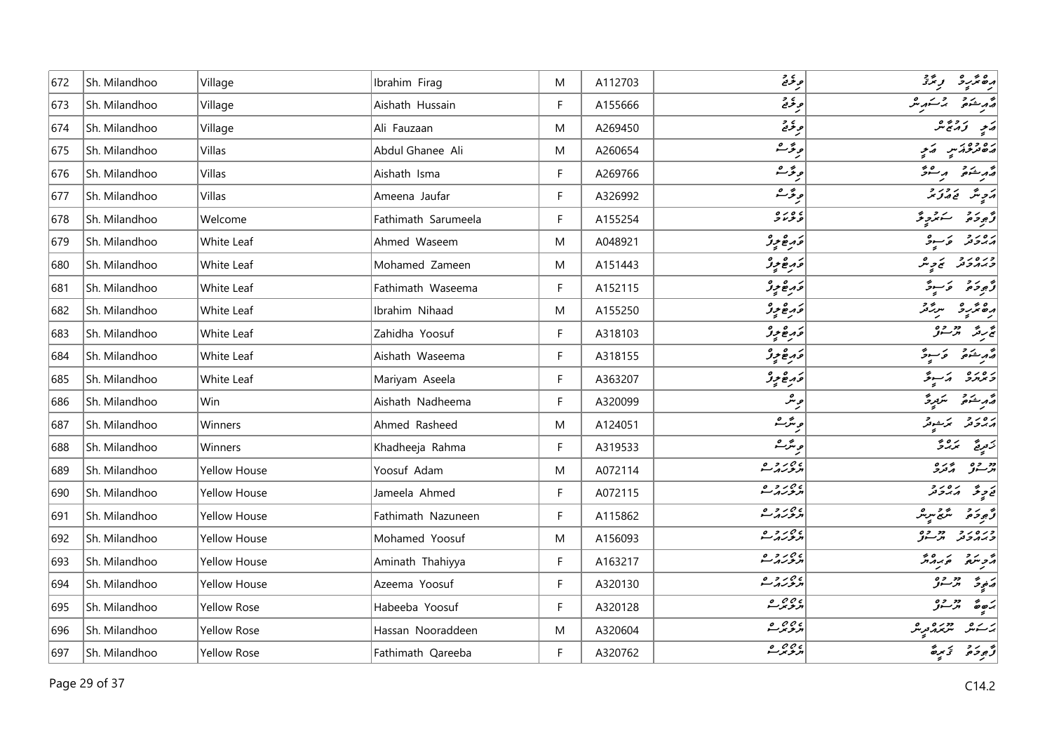| 672 | Sh. Milandhoo | Village | Ibrahim Firag | M | A112703 | ވިލެޖު | އިބްރާހީމް ފިރާގު |
|---|---|---|---|---|---|---|---|
| 673 | Sh. Milandhoo | Village | Aishath Hussain | F | A155666 | ވިލެޖު | އާއިޝަތު ހުސައިން |
| 674 | Sh. Milandhoo | Village | Ali Fauzaan | M | A269450 | ވިލެޖު | އަލި ފައުޒާން |
| 675 | Sh. Milandhoo | Villas | Abdul Ghanee Ali | M | A260654 | ވިލާސް | އަބްދުލްޣަނީ އަލި |
| 676 | Sh. Milandhoo | Villas | Aishath Isma | F | A269766 | ވިލާސް | އާއިޝަތު އިސްމާ |
| 677 | Sh. Milandhoo | Villas | Ameena Jaufar | F | A326992 | ވިލާސް | އަމީނާ ޖައުފަރު |
| 678 | Sh. Milandhoo | Welcome | Fathimath Sarumeela | F | A155254 | ވެލްކަމް | ފާތިމަތު ސަރުމީލާ |
| 679 | Sh. Milandhoo | White Leaf | Ahmed Waseem | M | A048921 | ވައިޓްލީފް | އަޙްމަދު ވަސީމް |
| 680 | Sh. Milandhoo | White Leaf | Mohamed Zameen | M | A151443 | ވައިޓްލީފް | މުޙައްމަދު ޒަމީން |
| 681 | Sh. Milandhoo | White Leaf | Fathimath Waseema | F | A152115 | ވައިޓްލީފް | ފާތިމަތު ވަސީމާ |
| 682 | Sh. Milandhoo | White Leaf | Ibrahim Nihaad | M | A155250 | ވައިޓްލީފް | އިބްރާހީމް ނިހާދު |
| 683 | Sh. Milandhoo | White Leaf | Zahidha Yoosuf | F | A318103 | ވައިޓްލީފް | ޒާހިދާ ޔޫސުފް |
| 684 | Sh. Milandhoo | White Leaf | Aishath Waseema | F | A318155 | ވައިޓްލީފް | އާއިޝަތު ވަސީމާ |
| 685 | Sh. Milandhoo | White Leaf | Mariyam Aseela | F | A363207 | ވައިޓްލީފް | މަރިޔަމް އަސީލާ |
| 686 | Sh. Milandhoo | Win | Aishath Nadheema | F | A320099 | ވިން | އާއިޝަތު ނަދީމާ |
| 687 | Sh. Milandhoo | Winners | Ahmed Rasheed | M | A124051 | ވިނަރސް | އަޙްމަދު ރަޝީދު |
| 688 | Sh. Milandhoo | Winners | Khadheeja Rahma | F | A319533 | ވިނަރސް | ޚަދީޖާ ރަޙްމާ |
| 689 | Sh. Milandhoo | Yellow House | Yoosuf Adam | M | A072114 | ޔެލޯހައުސް | ޔޫސުފް އާދަމް |
| 690 | Sh. Milandhoo | Yellow House | Jameela Ahmed | F | A072115 | ޔެލޯހައުސް | ޖަމީލާ އަޙްމަދު |
| 691 | Sh. Milandhoo | Yellow House | Fathimath Nazuneen | F | A115862 | ޔެލޯހައުސް | ފާތިމަތު ނާޒުނީން |
| 692 | Sh. Milandhoo | Yellow House | Mohamed Yoosuf | M | A156093 | ޔެލޯހައުސް | މުޙައްމަދު ޔޫސުފް |
| 693 | Sh. Milandhoo | Yellow House | Aminath Thahiyya | F | A163217 | ޔެލޯހައުސް | އާމިނަތު ތަހިއްޔާ |
| 694 | Sh. Milandhoo | Yellow House | Azeema Yoosuf | F | A320130 | ޔެލޯހައުސް | އަޒީމާ ޔޫސުފް |
| 695 | Sh. Milandhoo | Yellow Rose | Habeeba Yoosuf | F | A320128 | ޔެލޯރޯސް | ހަބީބާ ޔޫސުފް |
| 696 | Sh. Milandhoo | Yellow Rose | Hassan Nooraddeen | M | A320604 | ޔެލޯރޯސް | ހަސަން ނޫރައްދީން |
| 697 | Sh. Milandhoo | Yellow Rose | Fathimath Qareeba | F | A320762 | ޔެލޯރޯސް | ފާތިމަތު ޤަރީބާ |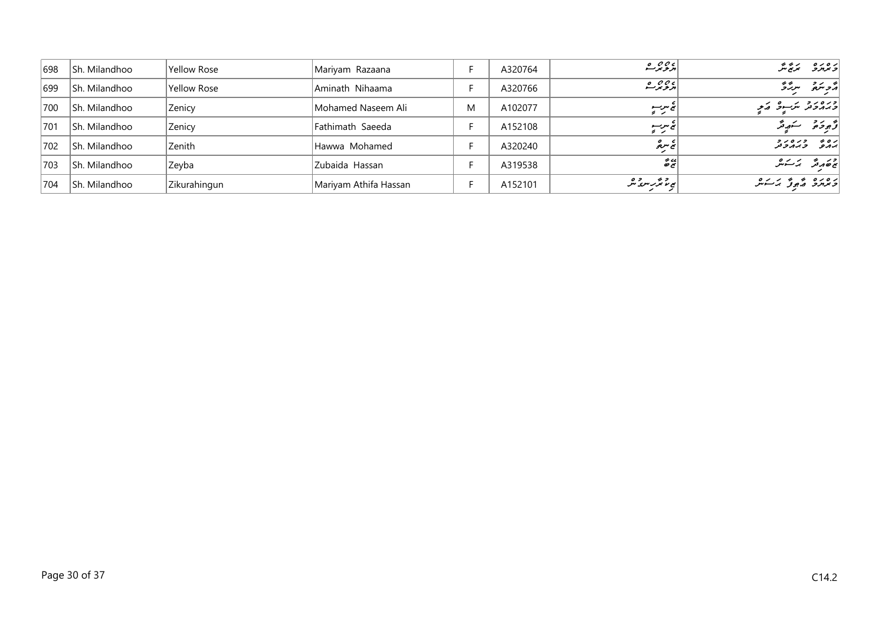| 698 | Sh. Milandhoo | Yellow Rose | Mariyam Razaana | F | A320764 | ޔެލޯރޯސް | މަރިޔަމް ރަޒާނާ |
|---|---|---|---|---|---|---|---|
| 699 | Sh. Milandhoo | Yellow Rose | Aminath Nihaama | F | A320766 | ޔެލޯރޯސް | އާމިނަތު ނިހާމާ |
| 700 | Sh. Milandhoo | Zenicy | Mohamed Naseem Ali | M | A102077 | ޒެނިސީ | މުހައްމަދު ނަސީމް އަލި |
| 701 | Sh. Milandhoo | Zenicy | Fathimath Saeeda | F | A152108 | ޒެނިސީ | ފާތިމަތު ސަޢީދާ |
| 702 | Sh. Milandhoo | Zenith | Hawwa Mohamed | F | A320240 | ޒެނިތު | ހައްވާ މުހައްމަދު |
| 703 | Sh. Milandhoo | Zeyba | Zubaida Hassan | F | A319538 | ޒޭބާ | ޒުބައިދާ ހަސަން |
| 704 | Sh. Milandhoo | Zikurahingun | Mariyam Athifa Hassan | F | A152101 | ޒިކުރާހިނގުން | މަރިޔަމް އާތިފާ ހަސަން |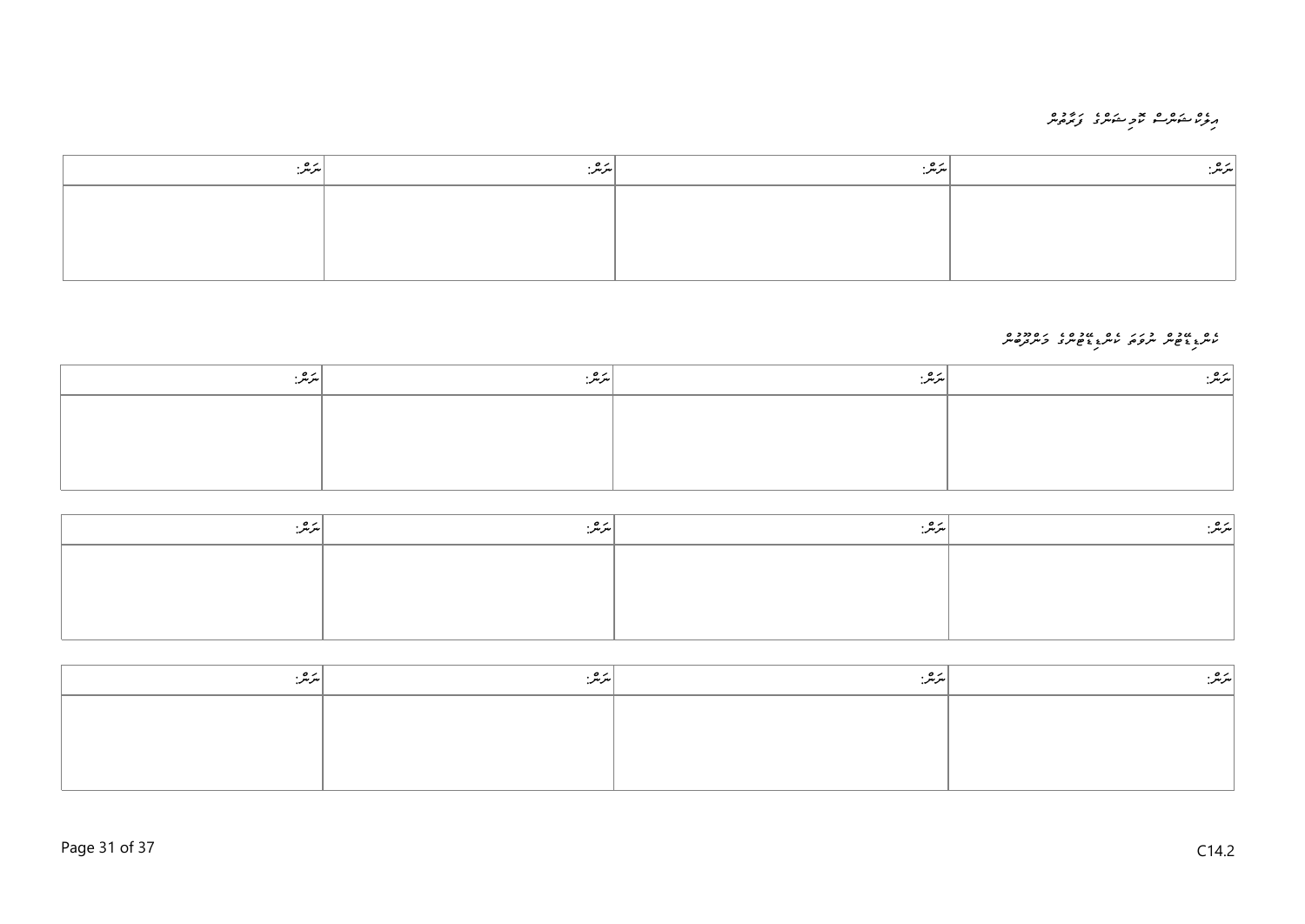# ދިވެހިބަސް ކޮމިޝަނުގެ ފޯމުތައް

| ނަންބަރު: | ނަންބަރު: | ނަންބަރު: | ނަންބަރު: |
|---|---|---|---|
| | | | |

## ކުންފުނީގެ ނަމުގައި ކުންފުނީގެ މަސްދޫގެ

| ނަންބަރު: | ނަންބަރު: | ނަންބަރު: | ނަންބަރު: |
|---|---|---|---|
| | | | |

| ނަންބަރު: | ނަންބަރު: | ނަންބަރު: | ނަންބަރު: |
|---|---|---|---|
| | | | |

| ނަންބަރު: | ނަންބަރު: | ނަންބަރު: | ނަންބަރު: |
|---|---|---|---|
| | | | |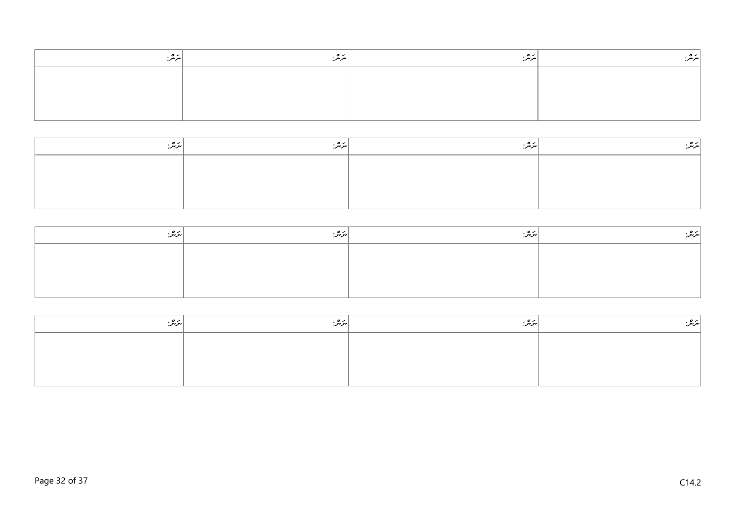| ނަރުދ: | ނަރުދ: | ނަރުދ: | ނަރުދ: |
| --- | --- | --- | --- |
| | | | |

| ނަރުދ: | ނަރުދ: | ނަރުދ: | ނަރުދ: |
| --- | --- | --- | --- |
| | | | |

| ނަރުދ: | ނަރުދ: | ނަރުދ: | ނަރުދ: |
| --- | --- | --- | --- |
| | | | |

| ނަރުދ: | ނަރުދ: | ނަރުދ: | ނަރުދ: |
| --- | --- | --- | --- |
| | | | |

C14.2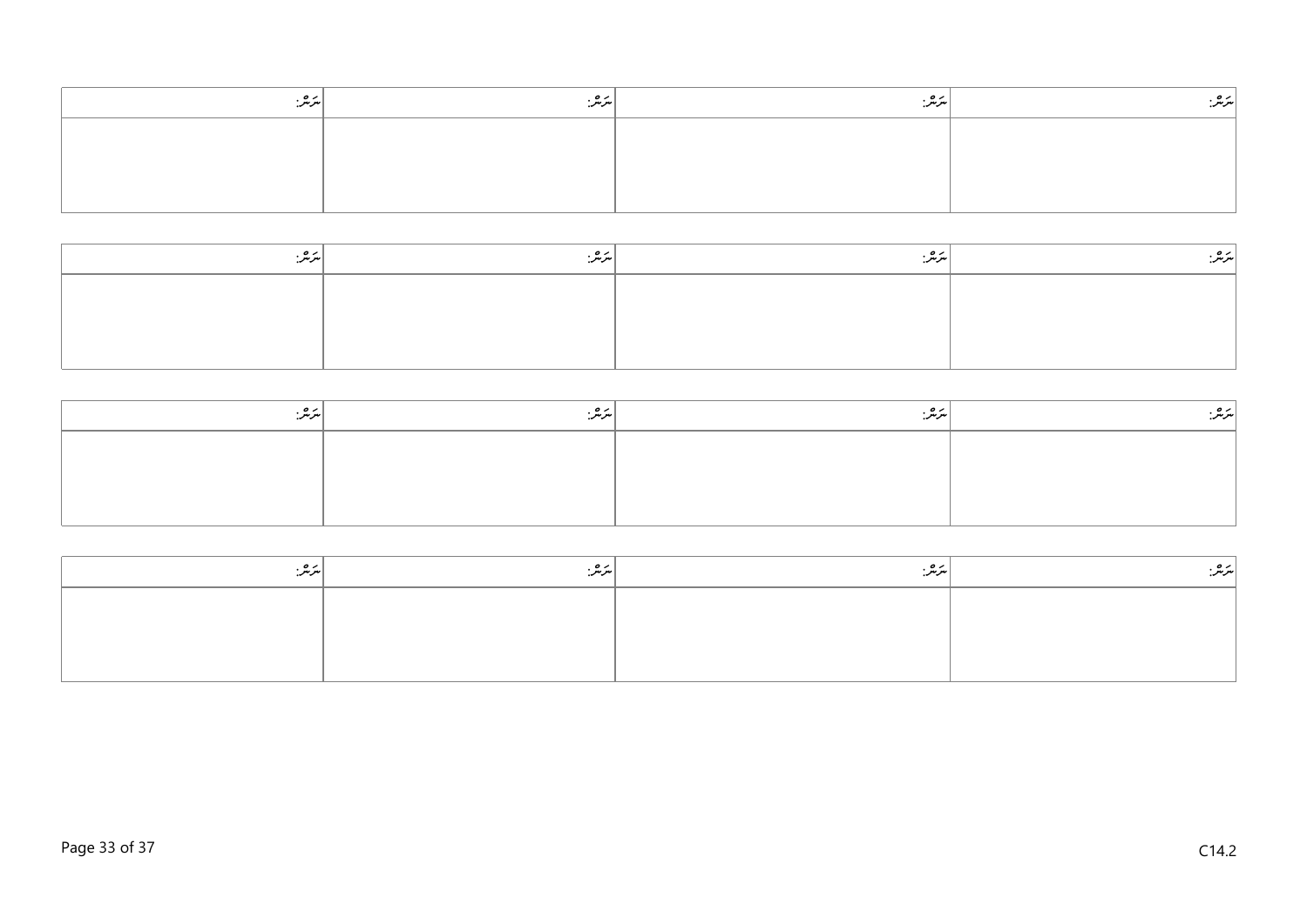| ނަރުދ: | ނަރުދ: | ނަރުދ: | ނަރުދ: |
| --- | --- | --- | --- |
| | | | |

| ނަރުދ: | ނަރުދ: | ނަރުދ: | ނަރުދ: |
| --- | --- | --- | --- |
| | | | |

| ނަރުދ: | ނަރުދ: | ނަރުދ: | ނަރުދ: |
| --- | --- | --- | --- |
| | | | |

| ނަރުދ: | ނަރުދ: | ނަރުދ: | ނަރުދ: |
| --- | --- | --- | --- |
| | | | |

C14.2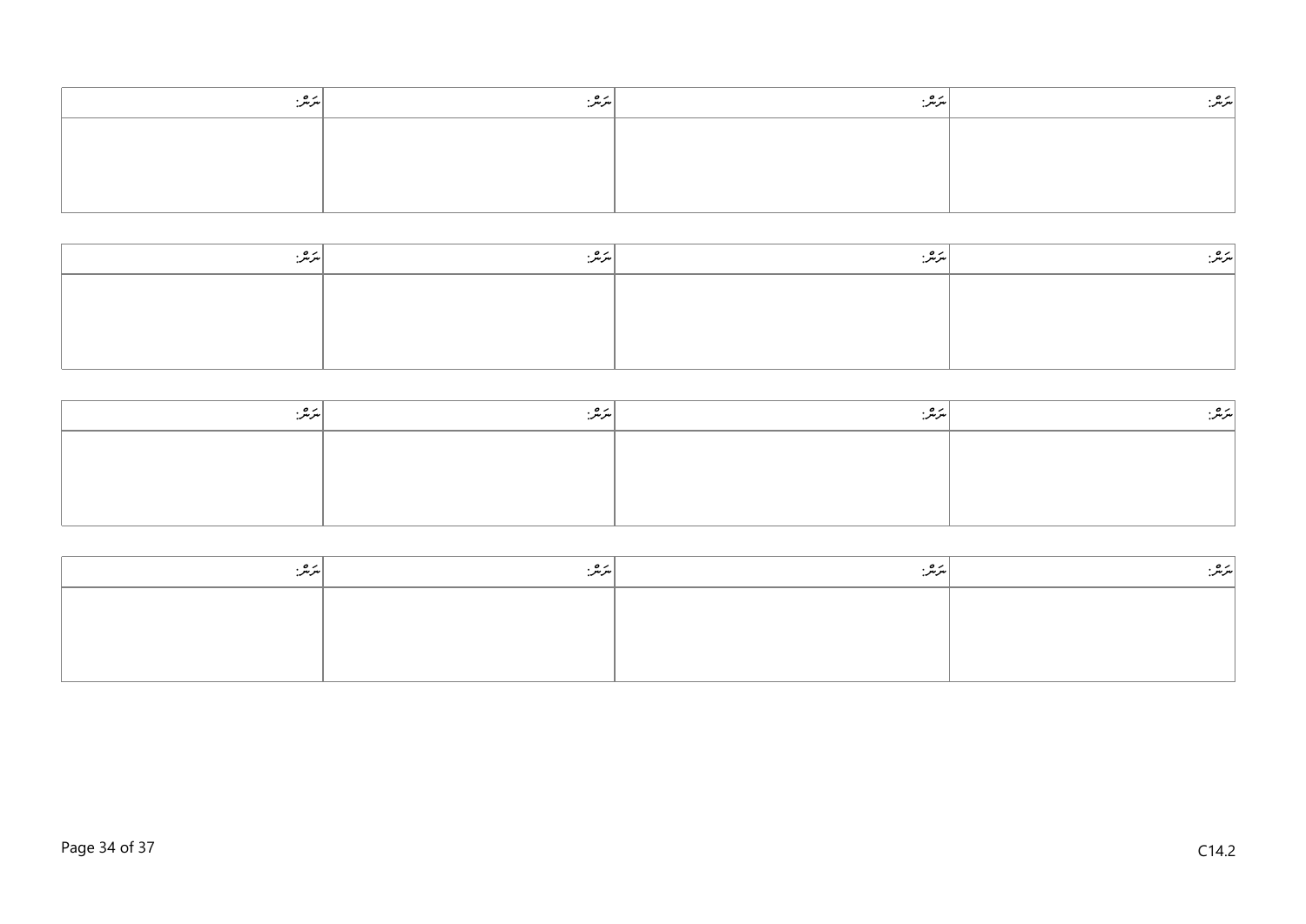| ނަންބަރު: | ނަންބަރު: | ނަންބަރު: | ނަންބަރު: |
|---|---|---|---|
| | | | |

| ނަންބަރު: | ނަންބަރު: | ނަންބަރު: | ނަންބަރު: |
|---|---|---|---|
| | | | |

| ނަންބަރު: | ނަންބަރު: | ނަންބަރު: | ނަންބަރު: |
|---|---|---|---|
| | | | |

| ނަންބަރު: | ނަންބަރު: | ނަންބަރު: | ނަންބަރު: |
|---|---|---|---|
| | | | |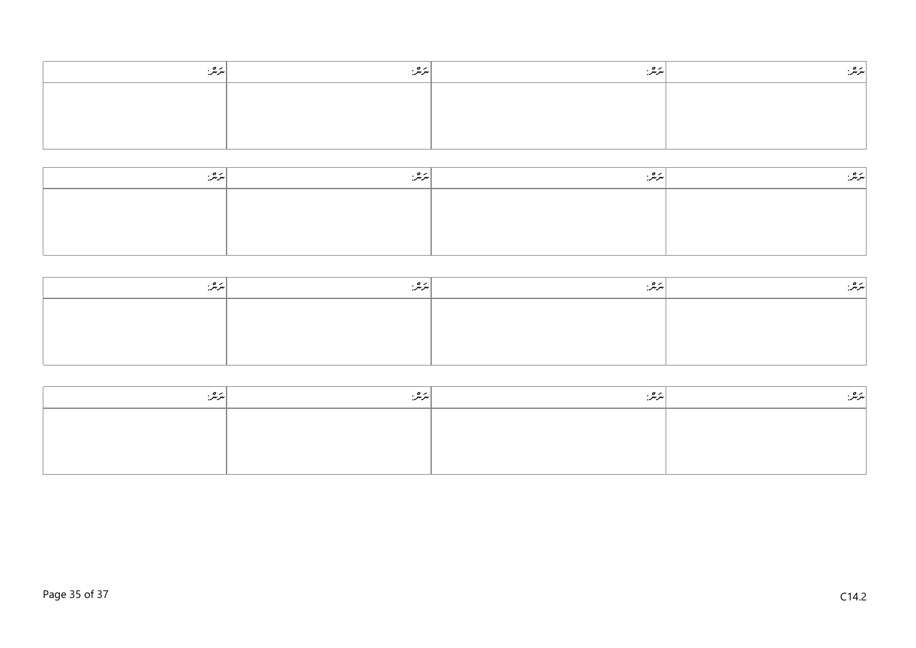| ނަންބަރު: | ނަންބަރު: | ނަންބަރު: | ނަންބަރު: |
|---|---|---|---|
| | | | |

| ނަންބަރު: | ނަންބަރު: | ނަންބަރު: | ނަންބަރު: |
|---|---|---|---|
| | | | |

| ނަންބަރު: | ނަންބަރު: | ނަންބަރު: | ނަންބަރު: |
|---|---|---|---|
| | | | |

| ނަންބަރު: | ނަންބަރު: | ނަންބަރު: | ނަންބަރު: |
|---|---|---|---|
| | | | |

C14.2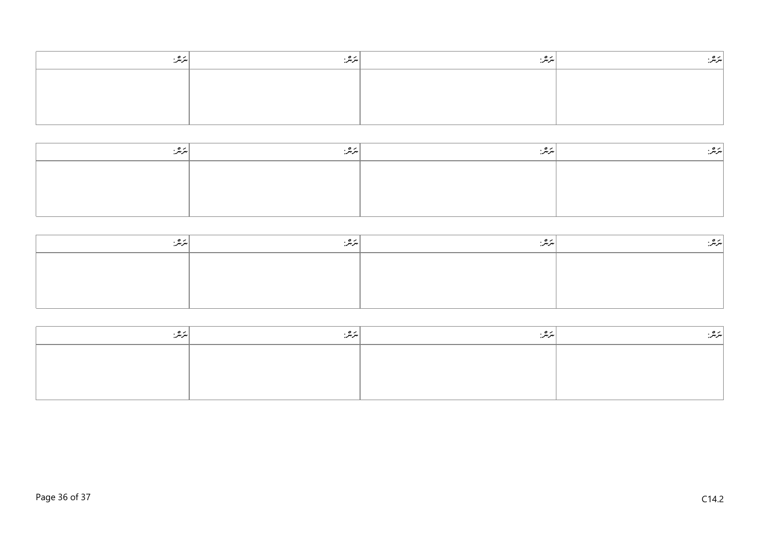| ނަރުދ: | ނަރުދ: | ނަރުދ: | ނަރުދ: |
| --- | --- | --- | --- |
| | | | |

| ނަރުދ: | ނަރުދ: | ނަރުދ: | ނަރުދ: |
| --- | --- | --- | --- |
| | | | |

| ނަރުދ: | ނަރުދ: | ނަރުދ: | ނަރުދ: |
| --- | --- | --- | --- |
| | | | |

| ނަރުދ: | ނަރުދ: | ނަރުދ: | ނަރުދ: |
| --- | --- | --- | --- |
| | | | |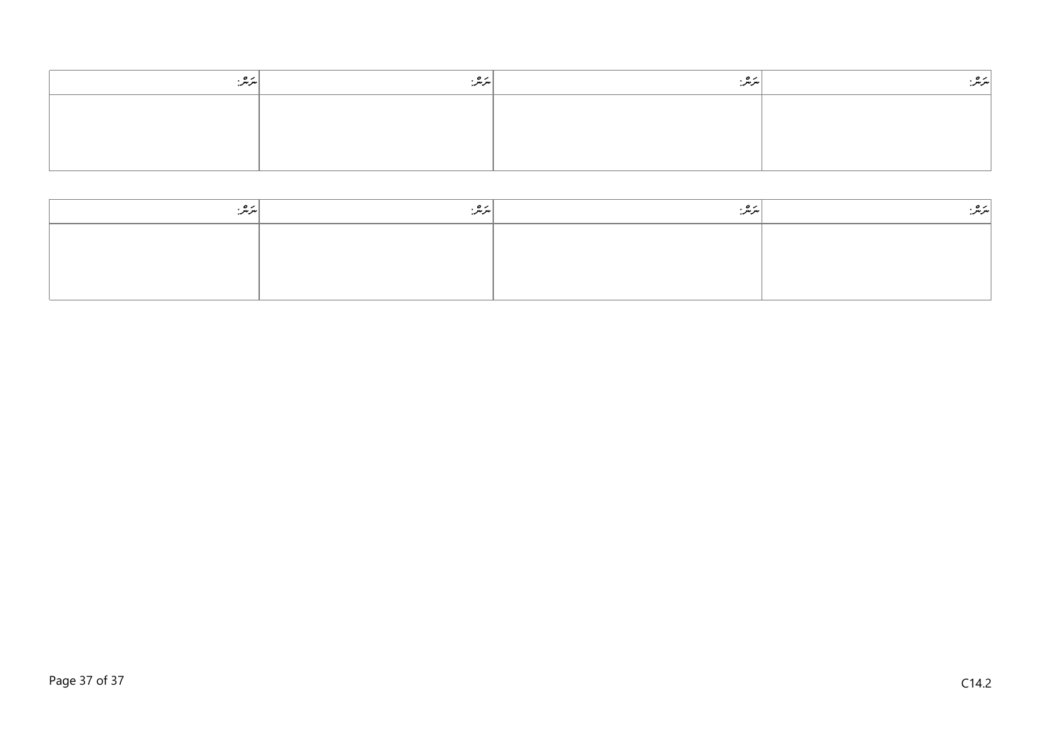| ނަންބަރު: | ނަންބަރު: | ނަންބަރު: | ނަންބަރު: |
| --- | --- | --- | --- |
| | | | |

| ނަންބަރު: | ނަންބަރު: | ނަންބަރު: | ނަންބަރު: |
| --- | --- | --- | --- |
| | | | |